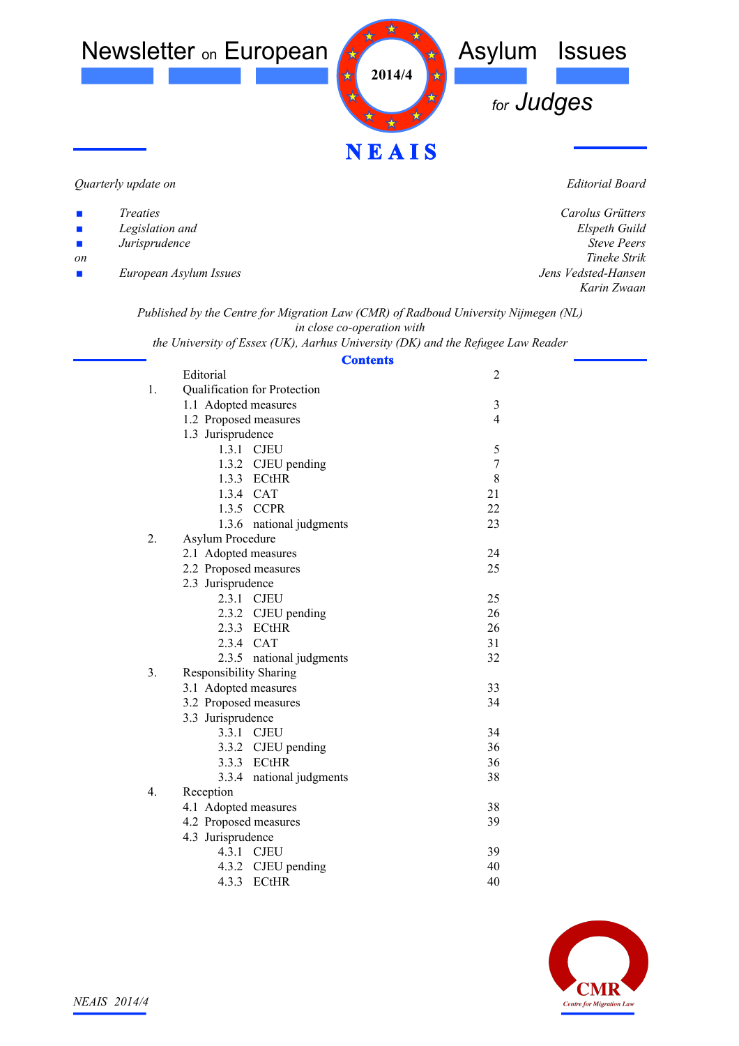# Newsletter on European Asylum Issues for Judges

2014/4

**NEAIS**

*Quarterly update on*

- *Treaties*
- *Legislation and*
- *Jurisprudence*

*on*

- *European Asylum Issues*

*Editorial Board*

*Carolus Grütters*
*Elspeth Guild*
*Steve Peers*
*Tineke Strik*
*Jens Vedsted-Hansen*
*Karin Zwaan*

*Published by the Centre for Migration Law (CMR) of Radboud University Nijmegen (NL)*
*in close co-operation with*
*the University of Essex (UK), Aarhus University (DK) and the Refugee Law Reader*

## Contents

| | | |
|---|---|---|
| | Editorial | 2 |
| 1. | Qualification for Protection | |
| | 1.1 Adopted measures | 3 |
| | 1.2 Proposed measures | 4 |
| | 1.3 Jurisprudence | |
| | 1.3.1 CJEU | 5 |
| | 1.3.2 CJEU pending | 7 |
| | 1.3.3 ECtHR | 8 |
| | 1.3.4 CAT | 21 |
| | 1.3.5 CCPR | 22 |
| | 1.3.6 national judgments | 23 |
| 2. | Asylum Procedure | |
| | 2.1 Adopted measures | 24 |
| | 2.2 Proposed measures | 25 |
| | 2.3 Jurisprudence | |
| | 2.3.1 CJEU | 25 |
| | 2.3.2 CJEU pending | 26 |
| | 2.3.3 ECtHR | 26 |
| | 2.3.4 CAT | 31 |
| | 2.3.5 national judgments | 32 |
| 3. | Responsibility Sharing | |
| | 3.1 Adopted measures | 33 |
| | 3.2 Proposed measures | 34 |
| | 3.3 Jurisprudence | |
| | 3.3.1 CJEU | 34 |
| | 3.3.2 CJEU pending | 36 |
| | 3.3.3 ECtHR | 36 |
| | 3.3.4 national judgments | 38 |
| 4. | Reception | |
| | 4.1 Adopted measures | 38 |
| | 4.2 Proposed measures | 39 |
| | 4.3 Jurisprudence | |
| | 4.3.1 CJEU | 39 |
| | 4.3.2 CJEU pending | 40 |
| | 4.3.3 ECtHR | 40 |

CMR
Centre for Migration Law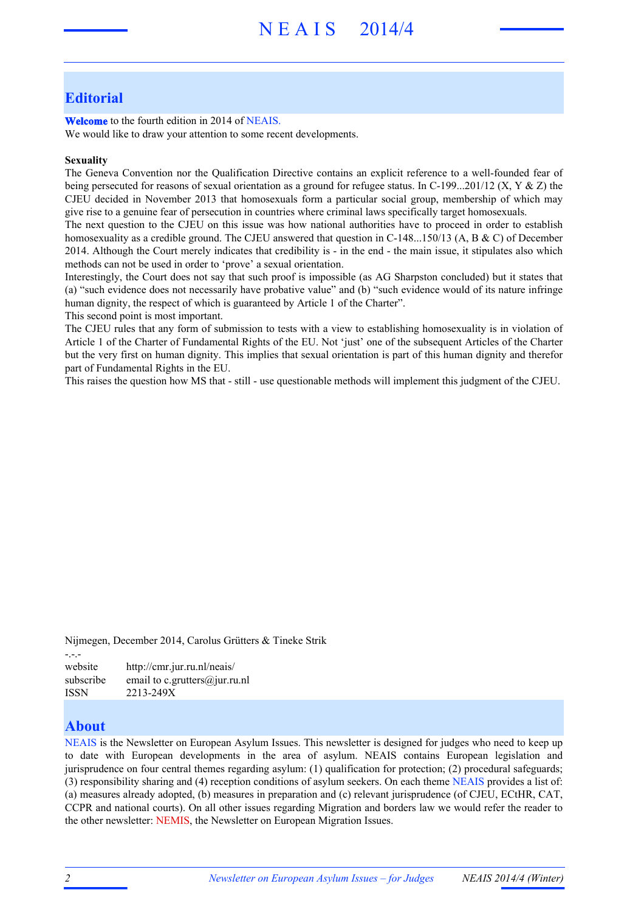## Editorial

**Welcome** to the fourth edition in 2014 of NEAIS.
We would like to draw your attention to some recent developments.

**Sexuality**

The Geneva Convention nor the Qualification Directive contains an explicit reference to a well-founded fear of being persecuted for reasons of sexual orientation as a ground for refugee status. In C-199...201/12 (X, Y & Z) the CJEU decided in November 2013 that homosexuals form a particular social group, membership of which may give rise to a genuine fear of persecution in countries where criminal laws specifically target homosexuals.
The next question to the CJEU on this issue was how national authorities have to proceed in order to establish homosexuality as a credible ground. The CJEU answered that question in C-148...150/13 (A, B & C) of December 2014. Although the Court merely indicates that credibility is - in the end - the main issue, it stipulates also which methods can not be used in order to 'prove' a sexual orientation.
Interestingly, the Court does not say that such proof is impossible (as AG Sharpston concluded) but it states that (a) "such evidence does not necessarily have probative value" and (b) "such evidence would of its nature infringe human dignity, the respect of which is guaranteed by Article 1 of the Charter".
This second point is most important.
The CJEU rules that any form of submission to tests with a view to establishing homosexuality is in violation of Article 1 of the Charter of Fundamental Rights of the EU. Not 'just' one of the subsequent Articles of the Charter but the very first on human dignity. This implies that sexual orientation is part of this human dignity and therefor part of Fundamental Rights in the EU.
This raises the question how MS that - still - use questionable methods will implement this judgment of the CJEU.

Nijmegen, December 2014, Carolus Grütters & Tineke Strik

-.-.-

| | |
|---|---|
| website | http://cmr.jur.ru.nl/neais/ |
| subscribe | email to c.grutters@jur.ru.nl |
| ISSN | 2213-249X |

## About

NEAIS is the Newsletter on European Asylum Issues. This newsletter is designed for judges who need to keep up to date with European developments in the area of asylum. NEAIS contains European legislation and jurisprudence on four central themes regarding asylum: (1) qualification for protection; (2) procedural safeguards; (3) responsibility sharing and (4) reception conditions of asylum seekers. On each theme NEAIS provides a list of: (a) measures already adopted, (b) measures in preparation and (c) relevant jurisprudence (of CJEU, ECtHR, CAT, CCPR and national courts). On all other issues regarding Migration and borders law we would refer the reader to the other newsletter: NEMIS, the Newsletter on European Migration Issues.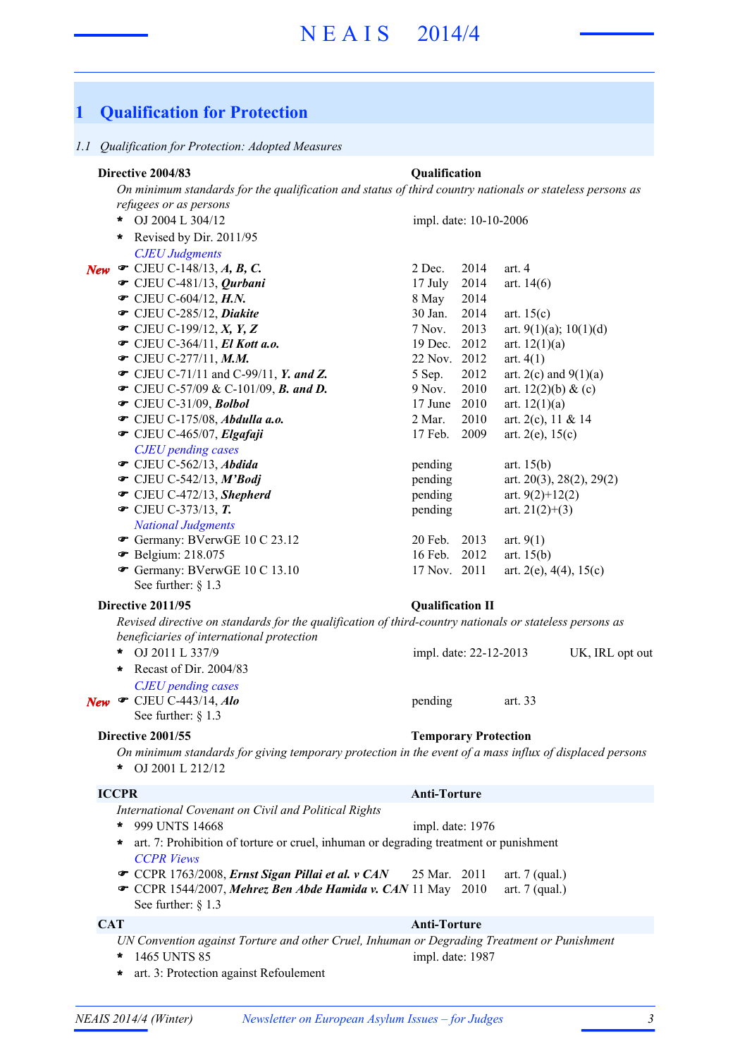# 1 Qualification for Protection

## *1.1 Qualification for Protection: Adopted Measures*

**Directive 2004/83** — **Qualification**

*On minimum standards for the qualification and status of third country nationals or stateless persons as refugees or as persons*

- OJ 2004 L 304/12 — impl. date: 10-10-2006
- Revised by Dir. 2011/95

*CJEU Judgments*

| | | | |
|---|---|---|---|
| *New* ☞ CJEU C-148/13, ***A, B, C.*** | 2 Dec. | 2014 | art. 4 |
| ☞ CJEU C-481/13, ***Qurbani*** | 17 July | 2014 | art. 14(6) |
| ☞ CJEU C-604/12, ***H.N.*** | 8 May | 2014 | |
| ☞ CJEU C-285/12, ***Diakite*** | 30 Jan. | 2014 | art. 15(c) |
| ☞ CJEU C-199/12, ***X, Y, Z*** | 7 Nov. | 2013 | art. 9(1)(a); 10(1)(d) |
| ☞ CJEU C-364/11, ***El Kott a.o.*** | 19 Dec. | 2012 | art. 12(1)(a) |
| ☞ CJEU C-277/11, ***M.M.*** | 22 Nov. | 2012 | art. 4(1) |
| ☞ CJEU C-71/11 and C-99/11, ***Y. and Z.*** | 5 Sep. | 2012 | art. 2(c) and 9(1)(a) |
| ☞ CJEU C-57/09 & C-101/09, ***B. and D.*** | 9 Nov. | 2010 | art. 12(2)(b) & (c) |
| ☞ CJEU C-31/09, ***Bolbol*** | 17 June | 2010 | art. 12(1)(a) |
| ☞ CJEU C-175/08, ***Abdulla a.o.*** | 2 Mar. | 2010 | art. 2(c), 11 & 14 |
| ☞ CJEU C-465/07, ***Elgafaji*** | 17 Feb. | 2009 | art. 2(e), 15(c) |

*CJEU pending cases*

| | | |
|---|---|---|
| ☞ CJEU C-562/13, ***Abdida*** | pending | art. 15(b) |
| ☞ CJEU C-542/13, ***M'Bodj*** | pending | art. 20(3), 28(2), 29(2) |
| ☞ CJEU C-472/13, ***Shepherd*** | pending | art. 9(2)+12(2) |
| ☞ CJEU C-373/13, ***T.*** | pending | art. 21(2)+(3) |

*National Judgments*

| | | | |
|---|---|---|---|
| ☞ Germany: BVerwGE 10 C 23.12 | 20 Feb. | 2013 | art. 9(1) |
| ☞ Belgium: 218.075 | 16 Feb. | 2012 | art. 15(b) |
| ☞ Germany: BVerwGE 10 C 13.10 | 17 Nov. | 2011 | art. 2(e), 4(4), 15(c) |

See further: § 1.3

**Directive 2011/95** — **Qualification II**

*Revised directive on standards for the qualification of third-country nationals or stateless persons as beneficiaries of international protection*

- OJ 2011 L 337/9 — impl. date: 22-12-2013 — UK, IRL opt out
- Recast of Dir. 2004/83

*CJEU pending cases*

| | | |
|---|---|---|
| *New* ☞ CJEU C-443/14, ***Alo*** | pending | art. 33 |

See further: § 1.3

**Directive 2001/55** — **Temporary Protection**

*On minimum standards for giving temporary protection in the event of a mass influx of displaced persons*

- OJ 2001 L 212/12

**ICCPR** — **Anti-Torture**

*International Covenant on Civil and Political Rights*

- 999 UNTS 14668 — impl. date: 1976
- art. 7: Prohibition of torture or cruel, inhuman or degrading treatment or punishment

*CCPR Views*

| | | | |
|---|---|---|---|
| ☞ CCPR 1763/2008, ***Ernst Sigan Pillai et al. v CAN*** | 25 Mar. | 2011 | art. 7 (qual.) |
| ☞ CCPR 1544/2007, ***Mehrez Ben Abde Hamida v. CAN*** | 11 May | 2010 | art. 7 (qual.) |

See further: § 1.3

**CAT** — **Anti-Torture**

*UN Convention against Torture and other Cruel, Inhuman or Degrading Treatment or Punishment*

- 1465 UNTS 85 — impl. date: 1987
- art. 3: Protection against Refoulement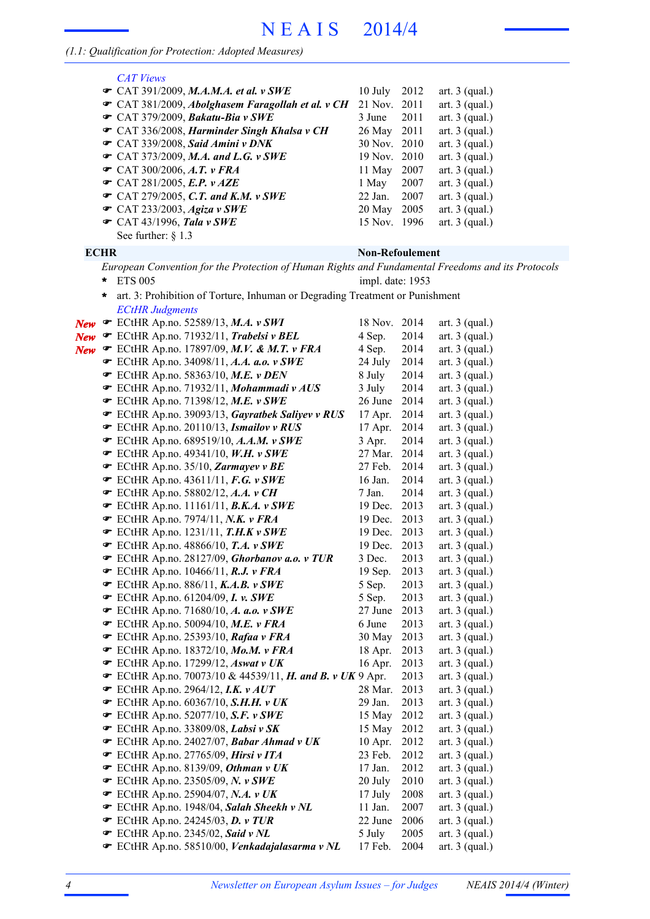*(1.1: Qualification for Protection: Adopted Measures)*

*CAT Views*

| | | | |
|---|---|---|---|
| ☛ CAT 391/2009, ***M.A.M.A. et al. v SWE*** | 10 July | 2012 | art. 3 (qual.) |
| ☛ CAT 381/2009, ***Abolghasem Faragollah et al. v CH*** | 21 Nov. | 2011 | art. 3 (qual.) |
| ☛ CAT 379/2009, ***Bakatu-Bia v SWE*** | 3 June | 2011 | art. 3 (qual.) |
| ☛ CAT 336/2008, ***Harminder Singh Khalsa v CH*** | 26 May | 2011 | art. 3 (qual.) |
| ☛ CAT 339/2008, ***Said Amini v DNK*** | 30 Nov. | 2010 | art. 3 (qual.) |
| ☛ CAT 373/2009, ***M.A. and L.G. v SWE*** | 19 Nov. | 2010 | art. 3 (qual.) |
| ☛ CAT 300/2006, ***A.T. v FRA*** | 11 May | 2007 | art. 3 (qual.) |
| ☛ CAT 281/2005, ***E.P. v AZE*** | 1 May | 2007 | art. 3 (qual.) |
| ☛ CAT 279/2005, ***C.T. and K.M. v SWE*** | 22 Jan. | 2007 | art. 3 (qual.) |
| ☛ CAT 233/2003, ***Agiza v SWE*** | 20 May | 2005 | art. 3 (qual.) |
| ☛ CAT 43/1996, ***Tala v SWE*** | 15 Nov. | 1996 | art. 3 (qual.) |

See further: § 1.3

**ECHR** **Non-Refoulement**

*European Convention for the Protection of Human Rights and Fundamental Freedoms and its Protocols*

- ETS 005 impl. date: 1953
- art. 3: Prohibition of Torture, Inhuman or Degrading Treatment or Punishment

*ECtHR Judgments*

| | | | | |
|---|---|---|---|---|
| *New* | ☛ ECtHR Ap.no. 52589/13, ***M.A. v SWI*** | 18 Nov. | 2014 | art. 3 (qual.) |
| *New* | ☛ ECtHR Ap.no. 71932/11, ***Trabelsi v BEL*** | 4 Sep. | 2014 | art. 3 (qual.) |
| *New* | ☛ ECtHR Ap.no. 17897/09, ***M.V. & M.T. v FRA*** | 4 Sep. | 2014 | art. 3 (qual.) |
| | ☛ ECtHR Ap.no. 34098/11, ***A.A. a.o. v SWE*** | 24 July | 2014 | art. 3 (qual.) |
| | ☛ ECtHR Ap.no. 58363/10, ***M.E. v DEN*** | 8 July | 2014 | art. 3 (qual.) |
| | ☛ ECtHR Ap.no. 71932/11, ***Mohammadi v AUS*** | 3 July | 2014 | art. 3 (qual.) |
| | ☛ ECtHR Ap.no. 71398/12, ***M.E. v SWE*** | 26 June | 2014 | art. 3 (qual.) |
| | ☛ ECtHR Ap.no. 39093/13, ***Gayratbek Saliyev v RUS*** | 17 Apr. | 2014 | art. 3 (qual.) |
| | ☛ ECtHR Ap.no. 20110/13, ***Ismailov v RUS*** | 17 Apr. | 2014 | art. 3 (qual.) |
| | ☛ ECtHR Ap.no. 689519/10, ***A.A.M. v SWE*** | 3 Apr. | 2014 | art. 3 (qual.) |
| | ☛ ECtHR Ap.no. 49341/10, ***W.H. v SWE*** | 27 Mar. | 2014 | art. 3 (qual.) |
| | ☛ ECtHR Ap.no. 35/10, ***Zarmayev v BE*** | 27 Feb. | 2014 | art. 3 (qual.) |
| | ☛ ECtHR Ap.no. 43611/11, ***F.G. v SWE*** | 16 Jan. | 2014 | art. 3 (qual.) |
| | ☛ ECtHR Ap.no. 58802/12, ***A.A. v CH*** | 7 Jan. | 2014 | art. 3 (qual.) |
| | ☛ ECtHR Ap.no. 11161/11, ***B.K.A. v SWE*** | 19 Dec. | 2013 | art. 3 (qual.) |
| | ☛ ECtHR Ap.no. 7974/11, ***N.K. v FRA*** | 19 Dec. | 2013 | art. 3 (qual.) |
| | ☛ ECtHR Ap.no. 1231/11, ***T.H.K v SWE*** | 19 Dec. | 2013 | art. 3 (qual.) |
| | ☛ ECtHR Ap.no. 48866/10, ***T.A. v SWE*** | 19 Dec. | 2013 | art. 3 (qual.) |
| | ☛ ECtHR Ap.no. 28127/09, ***Ghorbanov a.o. v TUR*** | 3 Dec. | 2013 | art. 3 (qual.) |
| | ☛ ECtHR Ap.no. 10466/11, ***R.J. v FRA*** | 19 Sep. | 2013 | art. 3 (qual.) |
| | ☛ ECtHR Ap.no. 886/11, ***K.A.B. v SWE*** | 5 Sep. | 2013 | art. 3 (qual.) |
| | ☛ ECtHR Ap.no. 61204/09, ***I. v. SWE*** | 5 Sep. | 2013 | art. 3 (qual.) |
| | ☛ ECtHR Ap.no. 71680/10, ***A. a.o. v SWE*** | 27 June | 2013 | art. 3 (qual.) |
| | ☛ ECtHR Ap.no. 50094/10, ***M.E. v FRA*** | 6 June | 2013 | art. 3 (qual.) |
| | ☛ ECtHR Ap.no. 25393/10, ***Rafaa v FRA*** | 30 May | 2013 | art. 3 (qual.) |
| | ☛ ECtHR Ap.no. 18372/10, ***Mo.M. v FRA*** | 18 Apr. | 2013 | art. 3 (qual.) |
| | ☛ ECtHR Ap.no. 17299/12, ***Aswat v UK*** | 16 Apr. | 2013 | art. 3 (qual.) |
| | ☛ ECtHR Ap.no. 70073/10 & 44539/11, ***H. and B. v UK*** | 9 Apr. | 2013 | art. 3 (qual.) |
| | ☛ ECtHR Ap.no. 2964/12, ***I.K. v AUT*** | 28 Mar. | 2013 | art. 3 (qual.) |
| | ☛ ECtHR Ap.no. 60367/10, ***S.H.H. v UK*** | 29 Jan. | 2013 | art. 3 (qual.) |
| | ☛ ECtHR Ap.no. 52077/10, ***S.F. v SWE*** | 15 May | 2012 | art. 3 (qual.) |
| | ☛ ECtHR Ap.no. 33809/08, ***Labsi v SK*** | 15 May | 2012 | art. 3 (qual.) |
| | ☛ ECtHR Ap.no. 24027/07, ***Babar Ahmad v UK*** | 10 Apr. | 2012 | art. 3 (qual.) |
| | ☛ ECtHR Ap.no. 27765/09, ***Hirsi v ITA*** | 23 Feb. | 2012 | art. 3 (qual.) |
| | ☛ ECtHR Ap.no. 8139/09, ***Othman v UK*** | 17 Jan. | 2012 | art. 3 (qual.) |
| | ☛ ECtHR Ap.no. 23505/09, ***N. v SWE*** | 20 July | 2010 | art. 3 (qual.) |
| | ☛ ECtHR Ap.no. 25904/07, ***N.A. v UK*** | 17 July | 2008 | art. 3 (qual.) |
| | ☛ ECtHR Ap.no. 1948/04, ***Salah Sheekh v NL*** | 11 Jan. | 2007 | art. 3 (qual.) |
| | ☛ ECtHR Ap.no. 24245/03, ***D. v TUR*** | 22 June | 2006 | art. 3 (qual.) |
| | ☛ ECtHR Ap.no. 2345/02, ***Said v NL*** | 5 July | 2005 | art. 3 (qual.) |
| | ☛ ECtHR Ap.no. 58510/00, ***Venkadajalasarma v NL*** | 17 Feb. | 2004 | art. 3 (qual.) |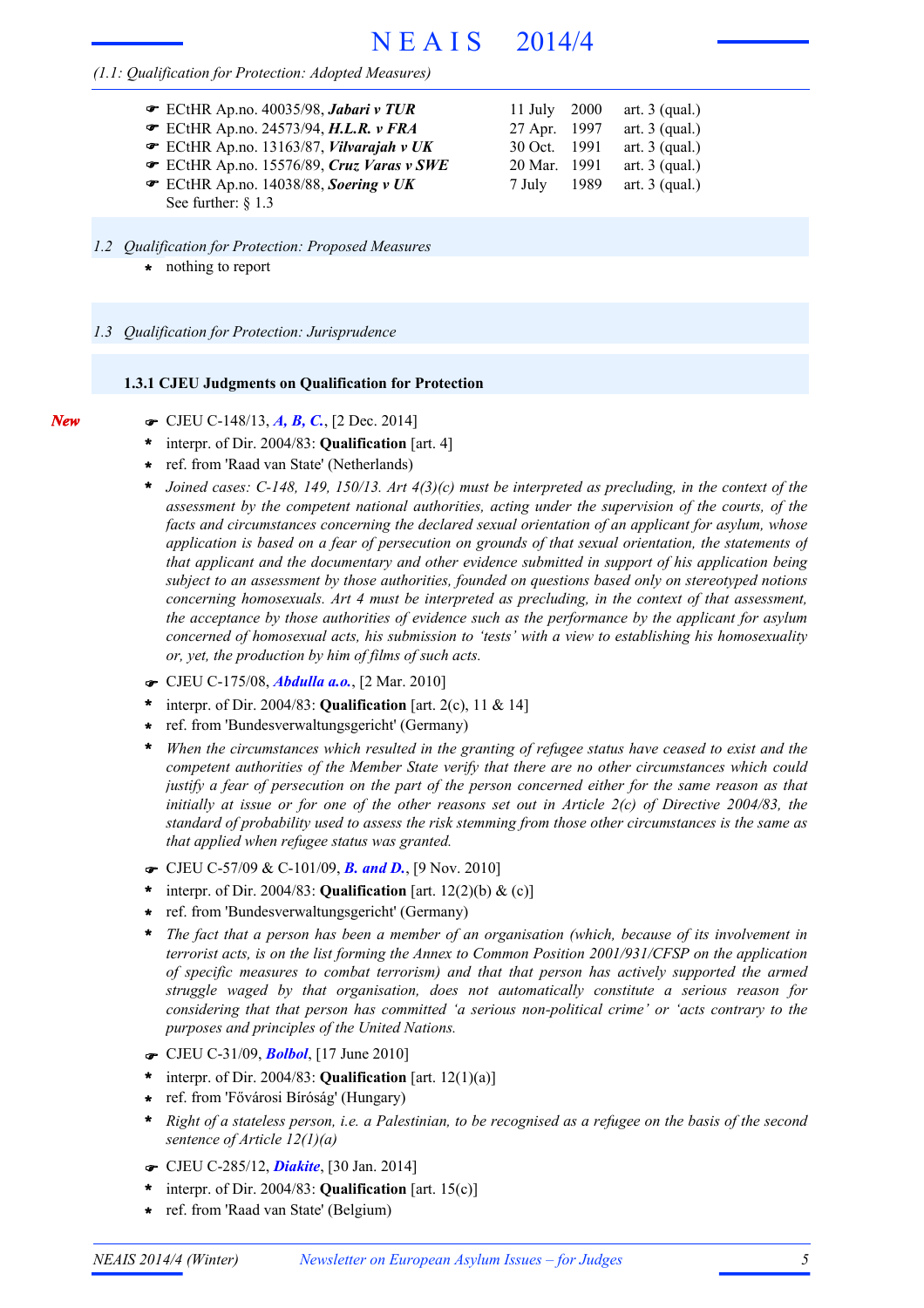(1.1: Qualification for Protection: Adopted Measures)

| | | |
|---|---|---|
| ☛ ECtHR Ap.no. 40035/98, ***Jabari v TUR*** | 11 July 2000 | art. 3 (qual.) |
| ☛ ECtHR Ap.no. 24573/94, ***H.L.R. v FRA*** | 27 Apr. 1997 | art. 3 (qual.) |
| ☛ ECtHR Ap.no. 13163/87, ***Vilvarajah v UK*** | 30 Oct. 1991 | art. 3 (qual.) |
| ☛ ECtHR Ap.no. 15576/89, ***Cruz Varas v SWE*** | 20 Mar. 1991 | art. 3 (qual.) |
| ☛ ECtHR Ap.no. 14038/88, ***Soering v UK*** | 7 July 1989 | art. 3 (qual.) |

See further: § 1.3

*1.2 Qualification for Protection: Proposed Measures*

- nothing to report

*1.3 Qualification for Protection: Jurisprudence*

**1.3.1 CJEU Judgments on Qualification for Protection**

*New*

☛ CJEU C-148/13, ***A, B, C.***, [2 Dec. 2014]
- interpr. of Dir. 2004/83: **Qualification** [art. 4]
- ref. from 'Raad van State' (Netherlands)
- *Joined cases: C-148, 149, 150/13. Art 4(3)(c) must be interpreted as precluding, in the context of the assessment by the competent national authorities, acting under the supervision of the courts, of the facts and circumstances concerning the declared sexual orientation of an applicant for asylum, whose application is based on a fear of persecution on grounds of that sexual orientation, the statements of that applicant and the documentary and other evidence submitted in support of his application being subject to an assessment by those authorities, founded on questions based only on stereotyped notions concerning homosexuals. Art 4 must be interpreted as precluding, in the context of that assessment, the acceptance by those authorities of evidence such as the performance by the applicant for asylum concerned of homosexual acts, his submission to 'tests' with a view to establishing his homosexuality or, yet, the production by him of films of such acts.*

☛ CJEU C-175/08, ***Abdulla a.o.***, [2 Mar. 2010]
- interpr. of Dir. 2004/83: **Qualification** [art. 2(c), 11 & 14]
- ref. from 'Bundesverwaltungsgericht' (Germany)
- *When the circumstances which resulted in the granting of refugee status have ceased to exist and the competent authorities of the Member State verify that there are no other circumstances which could justify a fear of persecution on the part of the person concerned either for the same reason as that initially at issue or for one of the other reasons set out in Article 2(c) of Directive 2004/83, the standard of probability used to assess the risk stemming from those other circumstances is the same as that applied when refugee status was granted.*

☛ CJEU C-57/09 & C-101/09, ***B. and D.***, [9 Nov. 2010]
- interpr. of Dir. 2004/83: **Qualification** [art. 12(2)(b) & (c)]
- ref. from 'Bundesverwaltungsgericht' (Germany)
- *The fact that a person has been a member of an organisation (which, because of its involvement in terrorist acts, is on the list forming the Annex to Common Position 2001/931/CFSP on the application of specific measures to combat terrorism) and that that person has actively supported the armed struggle waged by that organisation, does not automatically constitute a serious reason for considering that that person has committed 'a serious non-political crime' or 'acts contrary to the purposes and principles of the United Nations.*

☛ CJEU C-31/09, ***Bolbol***, [17 June 2010]
- interpr. of Dir. 2004/83: **Qualification** [art. 12(1)(a)]
- ref. from 'Fővárosi Bíróság' (Hungary)
- *Right of a stateless person, i.e. a Palestinian, to be recognised as a refugee on the basis of the second sentence of Article 12(1)(a)*

☛ CJEU C-285/12, ***Diakite***, [30 Jan. 2014]
- interpr. of Dir. 2004/83: **Qualification** [art. 15(c)]
- ref. from 'Raad van State' (Belgium)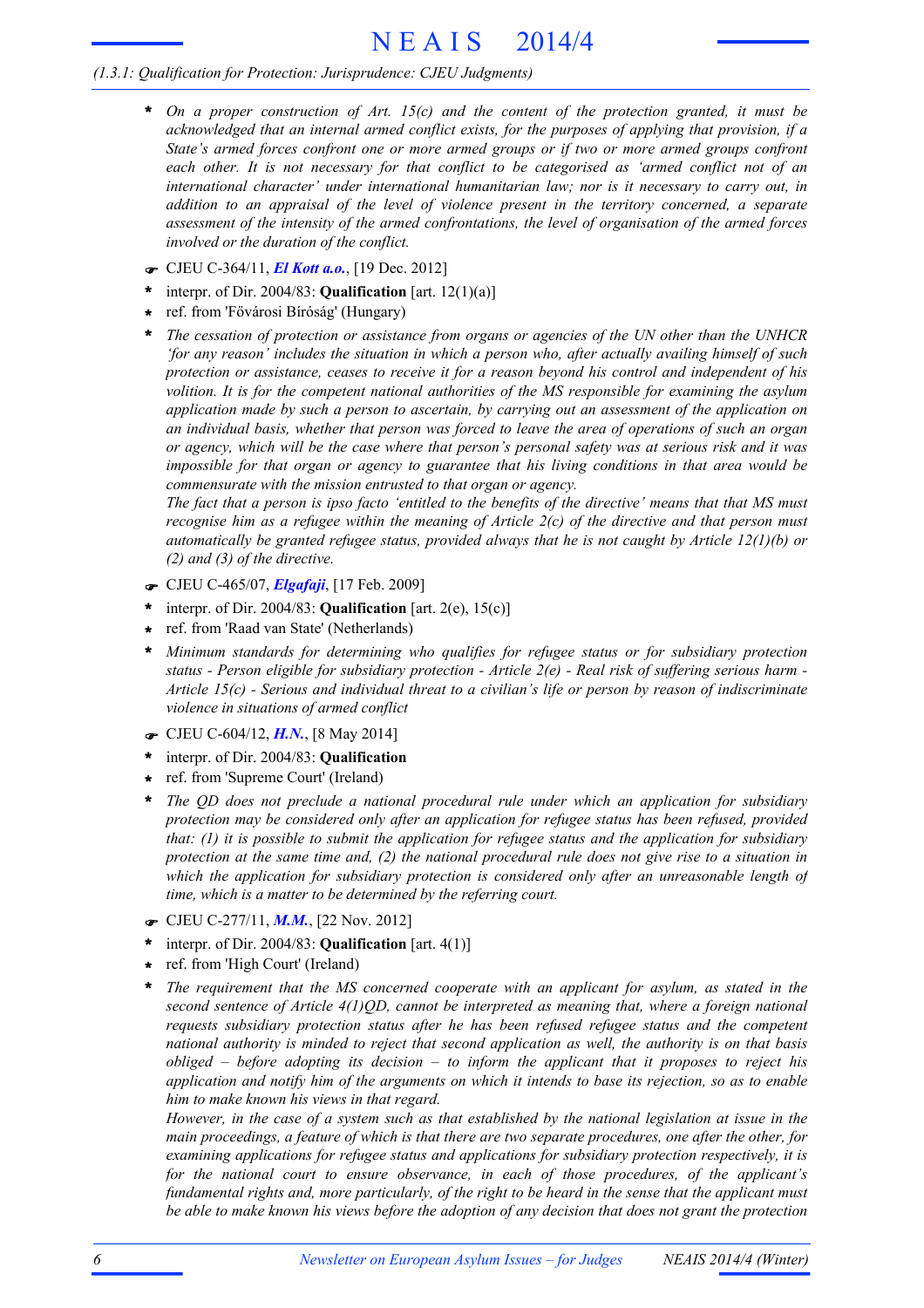- *On a proper construction of Art. 15(c) and the content of the protection granted, it must be acknowledged that an internal armed conflict exists, for the purposes of applying that provision, if a State's armed forces confront one or more armed groups or if two or more armed groups confront each other. It is not necessary for that conflict to be categorised as 'armed conflict not of an international character' under international humanitarian law; nor is it necessary to carry out, in addition to an appraisal of the level of violence present in the territory concerned, a separate assessment of the intensity of the armed confrontations, the level of organisation of the armed forces involved or the duration of the conflict.*

☛ CJEU C-364/11, ***El Kott a.o.***, [19 Dec. 2012]

- interpr. of Dir. 2004/83: **Qualification** [art. 12(1)(a)]
- ref. from 'Fővárosi Bíróság' (Hungary)
- *The cessation of protection or assistance from organs or agencies of the UN other than the UNHCR 'for any reason' includes the situation in which a person who, after actually availing himself of such protection or assistance, ceases to receive it for a reason beyond his control and independent of his volition. It is for the competent national authorities of the MS responsible for examining the asylum application made by such a person to ascertain, by carrying out an assessment of the application on an individual basis, whether that person was forced to leave the area of operations of such an organ or agency, which will be the case where that person's personal safety was at serious risk and it was impossible for that organ or agency to guarantee that his living conditions in that area would be commensurate with the mission entrusted to that organ or agency.*
  *The fact that a person is ipso facto 'entitled to the benefits of the directive' means that that MS must recognise him as a refugee within the meaning of Article 2(c) of the directive and that person must automatically be granted refugee status, provided always that he is not caught by Article 12(1)(b) or (2) and (3) of the directive.*

☛ CJEU C-465/07, ***Elgafaji***, [17 Feb. 2009]

- interpr. of Dir. 2004/83: **Qualification** [art. 2(e), 15(c)]
- ref. from 'Raad van State' (Netherlands)
- *Minimum standards for determining who qualifies for refugee status or for subsidiary protection status - Person eligible for subsidiary protection - Article 2(e) - Real risk of suffering serious harm - Article 15(c) - Serious and individual threat to a civilian's life or person by reason of indiscriminate violence in situations of armed conflict*

☛ CJEU C-604/12, ***H.N.***, [8 May 2014]

- interpr. of Dir. 2004/83: **Qualification**
- ref. from 'Supreme Court' (Ireland)
- *The QD does not preclude a national procedural rule under which an application for subsidiary protection may be considered only after an application for refugee status has been refused, provided that: (1) it is possible to submit the application for refugee status and the application for subsidiary protection at the same time and, (2) the national procedural rule does not give rise to a situation in which the application for subsidiary protection is considered only after an unreasonable length of time, which is a matter to be determined by the referring court.*

☛ CJEU C-277/11, ***M.M.***, [22 Nov. 2012]

- interpr. of Dir. 2004/83: **Qualification** [art. 4(1)]
- ref. from 'High Court' (Ireland)
- *The requirement that the MS concerned cooperate with an applicant for asylum, as stated in the second sentence of Article 4(1)QD, cannot be interpreted as meaning that, where a foreign national requests subsidiary protection status after he has been refused refugee status and the competent national authority is minded to reject that second application as well, the authority is on that basis obliged – before adopting its decision – to inform the applicant that it proposes to reject his application and notify him of the arguments on which it intends to base its rejection, so as to enable him to make known his views in that regard.*
  *However, in the case of a system such as that established by the national legislation at issue in the main proceedings, a feature of which is that there are two separate procedures, one after the other, for examining applications for refugee status and applications for subsidiary protection respectively, it is for the national court to ensure observance, in each of those procedures, of the applicant's fundamental rights and, more particularly, of the right to be heard in the sense that the applicant must be able to make known his views before the adoption of any decision that does not grant the protection*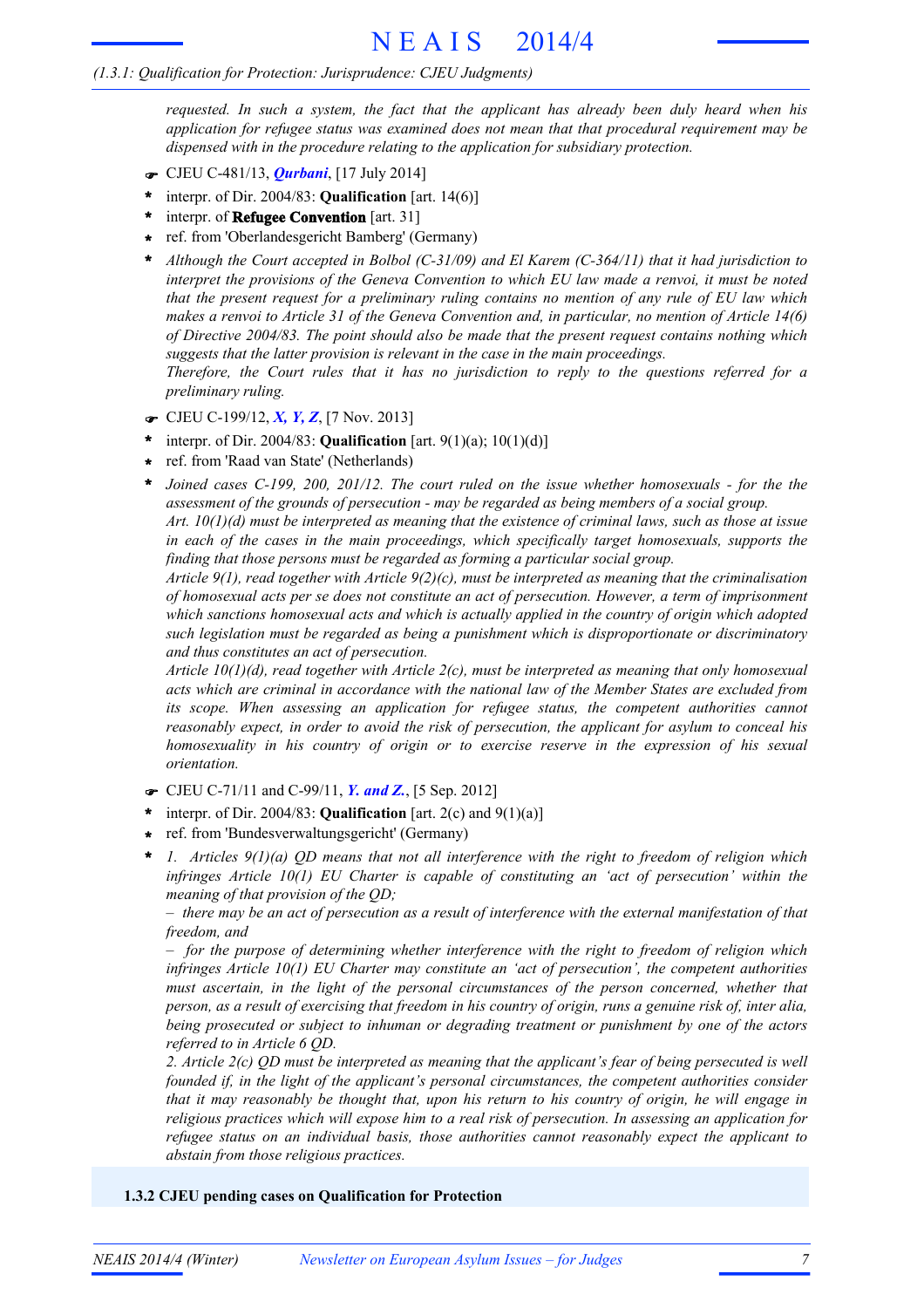*requested. In such a system, the fact that the applicant has already been duly heard when his application for refugee status was examined does not mean that that procedural requirement may be dispensed with in the procedure relating to the application for subsidiary protection.*

- ☛ CJEU C-481/13, ***Qurbani***, [17 July 2014]
- \* interpr. of Dir. 2004/83: **Qualification** [art. 14(6)]
- \* interpr. of **Refugee Convention** [art. 31]
- \* ref. from 'Oberlandesgericht Bamberg' (Germany)
- \* *Although the Court accepted in Bolbol (C-31/09) and El Karem (C-364/11) that it had jurisdiction to interpret the provisions of the Geneva Convention to which EU law made a renvoi, it must be noted that the present request for a preliminary ruling contains no mention of any rule of EU law which makes a renvoi to Article 31 of the Geneva Convention and, in particular, no mention of Article 14(6) of Directive 2004/83. The point should also be made that the present request contains nothing which suggests that the latter provision is relevant in the case in the main proceedings.*
  *Therefore, the Court rules that it has no jurisdiction to reply to the questions referred for a preliminary ruling.*

- ☛ CJEU C-199/12, ***X, Y, Z***, [7 Nov. 2013]
- \* interpr. of Dir. 2004/83: **Qualification** [art. 9(1)(a); 10(1)(d)]
- \* ref. from 'Raad van State' (Netherlands)
- \* *Joined cases C-199, 200, 201/12. The court ruled on the issue whether homosexuals - for the the assessment of the grounds of persecution - may be regarded as being members of a social group.*
  *Art. 10(1)(d) must be interpreted as meaning that the existence of criminal laws, such as those at issue in each of the cases in the main proceedings, which specifically target homosexuals, supports the finding that those persons must be regarded as forming a particular social group.*
  *Article 9(1), read together with Article 9(2)(c), must be interpreted as meaning that the criminalisation of homosexual acts per se does not constitute an act of persecution. However, a term of imprisonment which sanctions homosexual acts and which is actually applied in the country of origin which adopted such legislation must be regarded as being a punishment which is disproportionate or discriminatory and thus constitutes an act of persecution.*
  *Article 10(1)(d), read together with Article 2(c), must be interpreted as meaning that only homosexual acts which are criminal in accordance with the national law of the Member States are excluded from its scope. When assessing an application for refugee status, the competent authorities cannot reasonably expect, in order to avoid the risk of persecution, the applicant for asylum to conceal his homosexuality in his country of origin or to exercise reserve in the expression of his sexual orientation.*

- ☛ CJEU C-71/11 and C-99/11, ***Y. and Z.***, [5 Sep. 2012]
- \* interpr. of Dir. 2004/83: **Qualification** [art. 2(c) and 9(1)(a)]
- \* ref. from 'Bundesverwaltungsgericht' (Germany)
- \* *1. Articles 9(1)(a) QD means that not all interference with the right to freedom of religion which infringes Article 10(1) EU Charter is capable of constituting an 'act of persecution' within the meaning of that provision of the QD;*
  *– there may be an act of persecution as a result of interference with the external manifestation of that freedom, and*
  *– for the purpose of determining whether interference with the right to freedom of religion which infringes Article 10(1) EU Charter may constitute an 'act of persecution', the competent authorities must ascertain, in the light of the personal circumstances of the person concerned, whether that person, as a result of exercising that freedom in his country of origin, runs a genuine risk of, inter alia, being prosecuted or subject to inhuman or degrading treatment or punishment by one of the actors referred to in Article 6 QD.*
  *2. Article 2(c) QD must be interpreted as meaning that the applicant's fear of being persecuted is well founded if, in the light of the applicant's personal circumstances, the competent authorities consider that it may reasonably be thought that, upon his return to his country of origin, he will engage in religious practices which will expose him to a real risk of persecution. In assessing an application for refugee status on an individual basis, those authorities cannot reasonably expect the applicant to abstain from those religious practices.*

### 1.3.2 CJEU pending cases on Qualification for Protection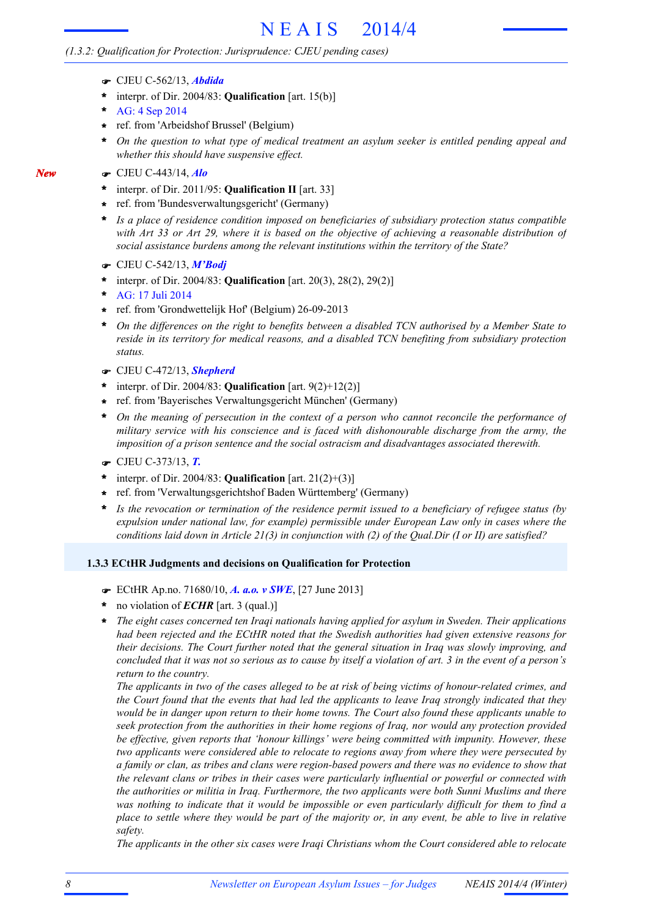- ☛ CJEU C-562/13, ***Abdida***
- \* interpr. of Dir. 2004/83: **Qualification** [art. 15(b)]
- \* AG: 4 Sep 2014
- \* ref. from 'Arbeidshof Brussel' (Belgium)
- \* *On the question to what type of medical treatment an asylum seeker is entitled pending appeal and whether this should have suspensive effect.*

***New***

- ☛ CJEU C-443/14, ***Alo***
- \* interpr. of Dir. 2011/95: **Qualification II** [art. 33]
- \* ref. from 'Bundesverwaltungsgericht' (Germany)
- \* *Is a place of residence condition imposed on beneficiaries of subsidiary protection status compatible with Art 33 or Art 29, where it is based on the objective of achieving a reasonable distribution of social assistance burdens among the relevant institutions within the territory of the State?*

- ☛ CJEU C-542/13, ***M'Bodj***
- \* interpr. of Dir. 2004/83: **Qualification** [art. 20(3), 28(2), 29(2)]
- \* AG: 17 Juli 2014
- \* ref. from 'Grondwettelijk Hof' (Belgium) 26-09-2013
- \* *On the differences on the right to benefits between a disabled TCN authorised by a Member State to reside in its territory for medical reasons, and a disabled TCN benefiting from subsidiary protection status.*

- ☛ CJEU C-472/13, ***Shepherd***
- \* interpr. of Dir. 2004/83: **Qualification** [art. 9(2)+12(2)]
- \* ref. from 'Bayerisches Verwaltungsgericht München' (Germany)
- \* *On the meaning of persecution in the context of a person who cannot reconcile the performance of military service with his conscience and is faced with dishonourable discharge from the army, the imposition of a prison sentence and the social ostracism and disadvantages associated therewith.*

- ☛ CJEU C-373/13, ***T.***
- \* interpr. of Dir. 2004/83: **Qualification** [art. 21(2)+(3)]
- \* ref. from 'Verwaltungsgerichtshof Baden Württemberg' (Germany)
- \* *Is the revocation or termination of the residence permit issued to a beneficiary of refugee status (by expulsion under national law, for example) permissible under European Law only in cases where the conditions laid down in Article 21(3) in conjunction with (2) of the Qual.Dir (I or II) are satisfied?*

### 1.3.3 ECtHR Judgments and decisions on Qualification for Protection

- ☛ ECtHR Ap.no. 71680/10, ***A. a.o. v SWE***, [27 June 2013]
- \* no violation of ***ECHR*** [art. 3 (qual.)]
- \* *The eight cases concerned ten Iraqi nationals having applied for asylum in Sweden. Their applications had been rejected and the ECtHR noted that the Swedish authorities had given extensive reasons for their decisions. The Court further noted that the general situation in Iraq was slowly improving, and concluded that it was not so serious as to cause by itself a violation of art. 3 in the event of a person's return to the country.*
  *The applicants in two of the cases alleged to be at risk of being victims of honour-related crimes, and the Court found that the events that had led the applicants to leave Iraq strongly indicated that they would be in danger upon return to their home towns. The Court also found these applicants unable to seek protection from the authorities in their home regions of Iraq, nor would any protection provided be effective, given reports that 'honour killings' were being committed with impunity. However, these two applicants were considered able to relocate to regions away from where they were persecuted by a family or clan, as tribes and clans were region-based powers and there was no evidence to show that the relevant clans or tribes in their cases were particularly influential or powerful or connected with the authorities or militia in Iraq. Furthermore, the two applicants were both Sunni Muslims and there was nothing to indicate that it would be impossible or even particularly difficult for them to find a place to settle where they would be part of the majority or, in any event, be able to live in relative safety.*
  *The applicants in the other six cases were Iraqi Christians whom the Court considered able to relocate*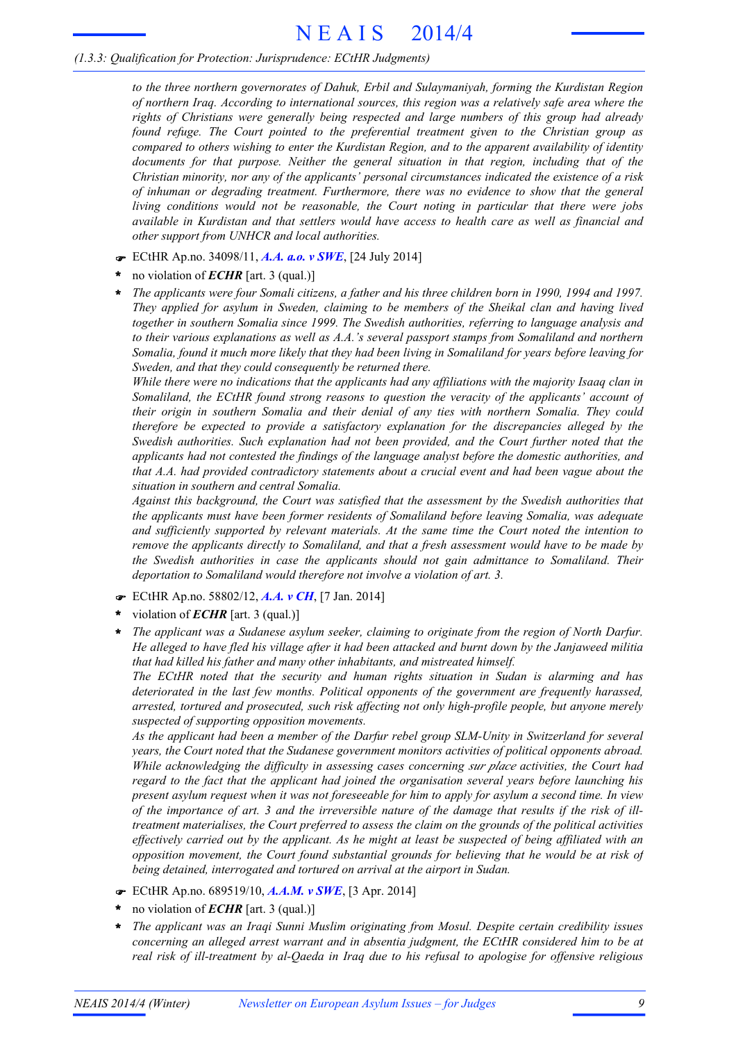*to the three northern governorates of Dahuk, Erbil and Sulaymaniyah, forming the Kurdistan Region of northern Iraq. According to international sources, this region was a relatively safe area where the rights of Christians were generally being respected and large numbers of this group had already found refuge. The Court pointed to the preferential treatment given to the Christian group as compared to others wishing to enter the Kurdistan Region, and to the apparent availability of identity documents for that purpose. Neither the general situation in that region, including that of the Christian minority, nor any of the applicants' personal circumstances indicated the existence of a risk of inhuman or degrading treatment. Furthermore, there was no evidence to show that the general living conditions would not be reasonable, the Court noting in particular that there were jobs available in Kurdistan and that settlers would have access to health care as well as financial and other support from UNHCR and local authorities.*

☛ ECtHR Ap.no. 34098/11, ***A.A. a.o. v SWE***, [24 July 2014]

\* no violation of ***ECHR*** [art. 3 (qual.)]

\* *The applicants were four Somali citizens, a father and his three children born in 1990, 1994 and 1997. They applied for asylum in Sweden, claiming to be members of the Sheikal clan and having lived together in southern Somalia since 1999. The Swedish authorities, referring to language analysis and to their various explanations as well as A.A.'s several passport stamps from Somaliland and northern Somalia, found it much more likely that they had been living in Somaliland for years before leaving for Sweden, and that they could consequently be returned there.*
*While there were no indications that the applicants had any affiliations with the majority Isaaq clan in Somaliland, the ECtHR found strong reasons to question the veracity of the applicants' account of their origin in southern Somalia and their denial of any ties with northern Somalia. They could therefore be expected to provide a satisfactory explanation for the discrepancies alleged by the Swedish authorities. Such explanation had not been provided, and the Court further noted that the applicants had not contested the findings of the language analyst before the domestic authorities, and that A.A. had provided contradictory statements about a crucial event and had been vague about the situation in southern and central Somalia.*
*Against this background, the Court was satisfied that the assessment by the Swedish authorities that the applicants must have been former residents of Somaliland before leaving Somalia, was adequate and sufficiently supported by relevant materials. At the same time the Court noted the intention to remove the applicants directly to Somaliland, and that a fresh assessment would have to be made by the Swedish authorities in case the applicants should not gain admittance to Somaliland. Their deportation to Somaliland would therefore not involve a violation of art. 3.*

☛ ECtHR Ap.no. 58802/12, ***A.A. v CH***, [7 Jan. 2014]

\* violation of ***ECHR*** [art. 3 (qual.)]

\* *The applicant was a Sudanese asylum seeker, claiming to originate from the region of North Darfur. He alleged to have fled his village after it had been attacked and burnt down by the Janjaweed militia that had killed his father and many other inhabitants, and mistreated himself.*
*The ECtHR noted that the security and human rights situation in Sudan is alarming and has deteriorated in the last few months. Political opponents of the government are frequently harassed, arrested, tortured and prosecuted, such risk affecting not only high-profile people, but anyone merely suspected of supporting opposition movements.*
*As the applicant had been a member of the Darfur rebel group SLM-Unity in Switzerland for several years, the Court noted that the Sudanese government monitors activities of political opponents abroad. While acknowledging the difficulty in assessing cases concerning sur place activities, the Court had regard to the fact that the applicant had joined the organisation several years before launching his present asylum request when it was not foreseeable for him to apply for asylum a second time. In view of the importance of art. 3 and the irreversible nature of the damage that results if the risk of ill-treatment materialises, the Court preferred to assess the claim on the grounds of the political activities effectively carried out by the applicant. As he might at least be suspected of being affiliated with an opposition movement, the Court found substantial grounds for believing that he would be at risk of being detained, interrogated and tortured on arrival at the airport in Sudan.*

☛ ECtHR Ap.no. 689519/10, ***A.A.M. v SWE***, [3 Apr. 2014]

\* no violation of ***ECHR*** [art. 3 (qual.)]

\* *The applicant was an Iraqi Sunni Muslim originating from Mosul. Despite certain credibility issues concerning an alleged arrest warrant and in absentia judgment, the ECtHR considered him to be at real risk of ill-treatment by al-Qaeda in Iraq due to his refusal to apologise for offensive religious*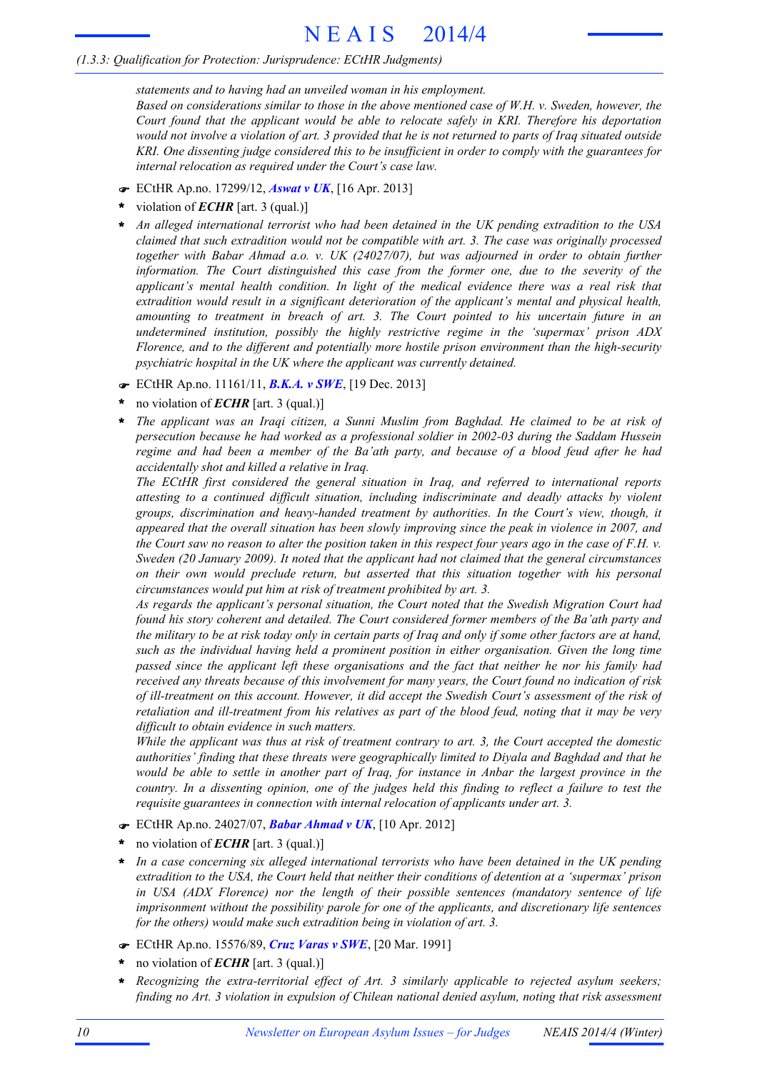*statements and to having had an unveiled woman in his employment.*
*Based on considerations similar to those in the above mentioned case of W.H. v. Sweden, however, the Court found that the applicant would be able to relocate safely in KRI. Therefore his deportation would not involve a violation of art. 3 provided that he is not returned to parts of Iraq situated outside KRI. One dissenting judge considered this to be insufficient in order to comply with the guarantees for internal relocation as required under the Court's case law.*

☛ ECtHR Ap.no. 17299/12, ***Aswat v UK***, [16 Apr. 2013]

- violation of ***ECHR*** [art. 3 (qual.)]
- *An alleged international terrorist who had been detained in the UK pending extradition to the USA claimed that such extradition would not be compatible with art. 3. The case was originally processed together with Babar Ahmad a.o. v. UK (24027/07), but was adjourned in order to obtain further information. The Court distinguished this case from the former one, due to the severity of the applicant's mental health condition. In light of the medical evidence there was a real risk that extradition would result in a significant deterioration of the applicant's mental and physical health, amounting to treatment in breach of art. 3. The Court pointed to his uncertain future in an undetermined institution, possibly the highly restrictive regime in the 'supermax' prison ADX Florence, and to the different and potentially more hostile prison environment than the high-security psychiatric hospital in the UK where the applicant was currently detained.*

☛ ECtHR Ap.no. 11161/11, ***B.K.A. v SWE***, [19 Dec. 2013]

- no violation of ***ECHR*** [art. 3 (qual.)]
- *The applicant was an Iraqi citizen, a Sunni Muslim from Baghdad. He claimed to be at risk of persecution because he had worked as a professional soldier in 2002-03 during the Saddam Hussein regime and had been a member of the Ba'ath party, and because of a blood feud after he had accidentally shot and killed a relative in Iraq.*
  *The ECtHR first considered the general situation in Iraq, and referred to international reports attesting to a continued difficult situation, including indiscriminate and deadly attacks by violent groups, discrimination and heavy-handed treatment by authorities. In the Court's view, though, it appeared that the overall situation has been slowly improving since the peak in violence in 2007, and the Court saw no reason to alter the position taken in this respect four years ago in the case of F.H. v. Sweden (20 January 2009). It noted that the applicant had not claimed that the general circumstances on their own would preclude return, but asserted that this situation together with his personal circumstances would put him at risk of treatment prohibited by art. 3.*
  *As regards the applicant's personal situation, the Court noted that the Swedish Migration Court had found his story coherent and detailed. The Court considered former members of the Ba'ath party and the military to be at risk today only in certain parts of Iraq and only if some other factors are at hand, such as the individual having held a prominent position in either organisation. Given the long time passed since the applicant left these organisations and the fact that neither he nor his family had received any threats because of this involvement for many years, the Court found no indication of risk of ill-treatment on this account. However, it did accept the Swedish Court's assessment of the risk of retaliation and ill-treatment from his relatives as part of the blood feud, noting that it may be very difficult to obtain evidence in such matters.*
  *While the applicant was thus at risk of treatment contrary to art. 3, the Court accepted the domestic authorities' finding that these threats were geographically limited to Diyala and Baghdad and that he would be able to settle in another part of Iraq, for instance in Anbar the largest province in the country. In a dissenting opinion, one of the judges held this finding to reflect a failure to test the requisite guarantees in connection with internal relocation of applicants under art. 3.*

☛ ECtHR Ap.no. 24027/07, ***Babar Ahmad v UK***, [10 Apr. 2012]

- no violation of ***ECHR*** [art. 3 (qual.)]
- *In a case concerning six alleged international terrorists who have been detained in the UK pending extradition to the USA, the Court held that neither their conditions of detention at a 'supermax' prison in USA (ADX Florence) nor the length of their possible sentences (mandatory sentence of life imprisonment without the possibility parole for one of the applicants, and discretionary life sentences for the others) would make such extradition being in violation of art. 3.*

☛ ECtHR Ap.no. 15576/89, ***Cruz Varas v SWE***, [20 Mar. 1991]

- no violation of ***ECHR*** [art. 3 (qual.)]
- *Recognizing the extra-territorial effect of Art. 3 similarly applicable to rejected asylum seekers; finding no Art. 3 violation in expulsion of Chilean national denied asylum, noting that risk assessment*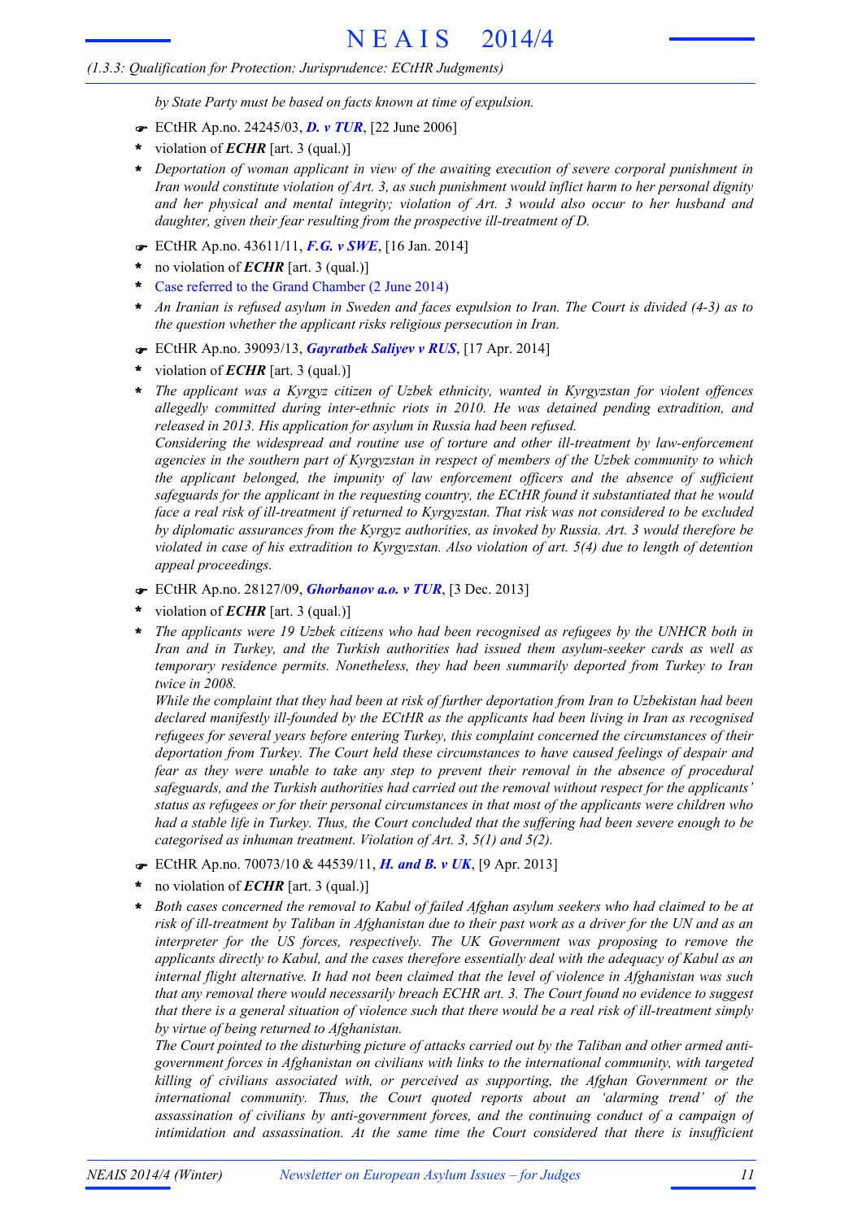*by State Party must be based on facts known at time of expulsion.*

- ☛ ECtHR Ap.no. 24245/03, ***D. v TUR***, [22 June 2006]
- \* violation of ***ECHR*** [art. 3 (qual.)]
- \* *Deportation of woman applicant in view of the awaiting execution of severe corporal punishment in Iran would constitute violation of Art. 3, as such punishment would inflict harm to her personal dignity and her physical and mental integrity; violation of Art. 3 would also occur to her husband and daughter, given their fear resulting from the prospective ill-treatment of D.*

- ☛ ECtHR Ap.no. 43611/11, ***F.G. v SWE***, [16 Jan. 2014]
- \* no violation of ***ECHR*** [art. 3 (qual.)]
- \* Case referred to the Grand Chamber (2 June 2014)
- \* *An Iranian is refused asylum in Sweden and faces expulsion to Iran. The Court is divided (4-3) as to the question whether the applicant risks religious persecution in Iran.*

- ☛ ECtHR Ap.no. 39093/13, ***Gayratbek Saliyev v RUS***, [17 Apr. 2014]
- \* violation of ***ECHR*** [art. 3 (qual.)]
- \* *The applicant was a Kyrgyz citizen of Uzbek ethnicity, wanted in Kyrgyzstan for violent offences allegedly committed during inter-ethnic riots in 2010. He was detained pending extradition, and released in 2013. His application for asylum in Russia had been refused.*
  *Considering the widespread and routine use of torture and other ill-treatment by law-enforcement agencies in the southern part of Kyrgyzstan in respect of members of the Uzbek community to which the applicant belonged, the impunity of law enforcement officers and the absence of sufficient safeguards for the applicant in the requesting country, the ECtHR found it substantiated that he would face a real risk of ill-treatment if returned to Kyrgyzstan. That risk was not considered to be excluded by diplomatic assurances from the Kyrgyz authorities, as invoked by Russia. Art. 3 would therefore be violated in case of his extradition to Kyrgyzstan. Also violation of art. 5(4) due to length of detention appeal proceedings.*

- ☛ ECtHR Ap.no. 28127/09, ***Ghorbanov a.o. v TUR***, [3 Dec. 2013]
- \* violation of ***ECHR*** [art. 3 (qual.)]
- \* *The applicants were 19 Uzbek citizens who had been recognised as refugees by the UNHCR both in Iran and in Turkey, and the Turkish authorities had issued them asylum-seeker cards as well as temporary residence permits. Nonetheless, they had been summarily deported from Turkey to Iran twice in 2008.*
  *While the complaint that they had been at risk of further deportation from Iran to Uzbekistan had been declared manifestly ill-founded by the ECtHR as the applicants had been living in Iran as recognised refugees for several years before entering Turkey, this complaint concerned the circumstances of their deportation from Turkey. The Court held these circumstances to have caused feelings of despair and fear as they were unable to take any step to prevent their removal in the absence of procedural safeguards, and the Turkish authorities had carried out the removal without respect for the applicants' status as refugees or for their personal circumstances in that most of the applicants were children who had a stable life in Turkey. Thus, the Court concluded that the suffering had been severe enough to be categorised as inhuman treatment. Violation of Art. 3, 5(1) and 5(2).*

- ☛ ECtHR Ap.no. 70073/10 & 44539/11, ***H. and B. v UK***, [9 Apr. 2013]
- \* no violation of ***ECHR*** [art. 3 (qual.)]
- \* *Both cases concerned the removal to Kabul of failed Afghan asylum seekers who had claimed to be at risk of ill-treatment by Taliban in Afghanistan due to their past work as a driver for the UN and as an interpreter for the US forces, respectively. The UK Government was proposing to remove the applicants directly to Kabul, and the cases therefore essentially deal with the adequacy of Kabul as an internal flight alternative. It had not been claimed that the level of violence in Afghanistan was such that any removal there would necessarily breach ECHR art. 3. The Court found no evidence to suggest that there is a general situation of violence such that there would be a real risk of ill-treatment simply by virtue of being returned to Afghanistan.*
  *The Court pointed to the disturbing picture of attacks carried out by the Taliban and other armed anti-government forces in Afghanistan on civilians with links to the international community, with targeted killing of civilians associated with, or perceived as supporting, the Afghan Government or the international community. Thus, the Court quoted reports about an 'alarming trend' of the assassination of civilians by anti-government forces, and the continuing conduct of a campaign of intimidation and assassination. At the same time the Court considered that there is insufficient*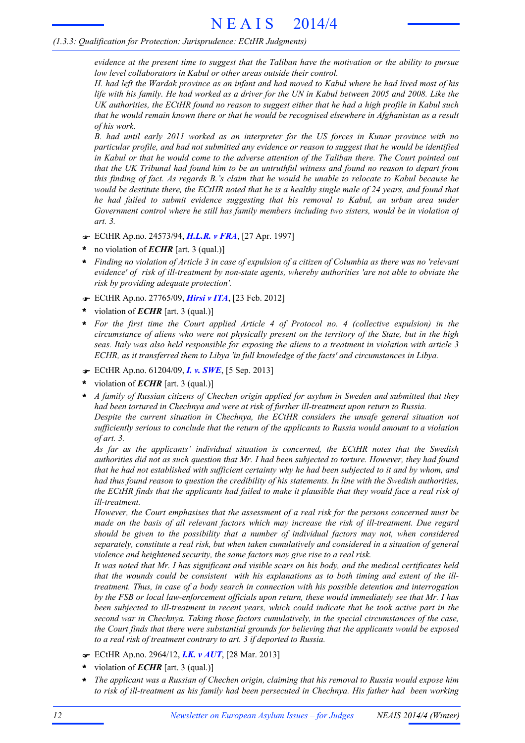*evidence at the present time to suggest that the Taliban have the motivation or the ability to pursue low level collaborators in Kabul or other areas outside their control.*
*H. had left the Wardak province as an infant and had moved to Kabul where he had lived most of his life with his family. He had worked as a driver for the UN in Kabul between 2005 and 2008. Like the UK authorities, the ECtHR found no reason to suggest either that he had a high profile in Kabul such that he would remain known there or that he would be recognised elsewhere in Afghanistan as a result of his work.*
*B. had until early 2011 worked as an interpreter for the US forces in Kunar province with no particular profile, and had not submitted any evidence or reason to suggest that he would be identified in Kabul or that he would come to the adverse attention of the Taliban there. The Court pointed out that the UK Tribunal had found him to be an untruthful witness and found no reason to depart from this finding of fact. As regards B.'s claim that he would be unable to relocate to Kabul because he would be destitute there, the ECtHR noted that he is a healthy single male of 24 years, and found that he had failed to submit evidence suggesting that his removal to Kabul, an urban area under Government control where he still has family members including two sisters, would be in violation of art. 3.*

☛ ECtHR Ap.no. 24573/94, ***H.L.R. v FRA***, [27 Apr. 1997]

- \* no violation of ***ECHR*** [art. 3 (qual.)]
- \* *Finding no violation of Article 3 in case of expulsion of a citizen of Columbia as there was no 'relevant evidence' of risk of ill-treatment by non-state agents, whereby authorities 'are not able to obviate the risk by providing adequate protection'.*

☛ ECtHR Ap.no. 27765/09, ***Hirsi v ITA***, [23 Feb. 2012]

- \* violation of ***ECHR*** [art. 3 (qual.)]
- \* *For the first time the Court applied Article 4 of Protocol no. 4 (collective expulsion) in the circumstance of aliens who were not physically present on the territory of the State, but in the high seas. Italy was also held responsible for exposing the aliens to a treatment in violation with article 3 ECHR, as it transferred them to Libya 'in full knowledge of the facts' and circumstances in Libya.*

☛ ECtHR Ap.no. 61204/09, ***I. v. SWE***, [5 Sep. 2013]

- \* violation of ***ECHR*** [art. 3 (qual.)]
- \* *A family of Russian citizens of Chechen origin applied for asylum in Sweden and submitted that they had been tortured in Chechnya and were at risk of further ill-treatment upon return to Russia.*
*Despite the current situation in Chechnya, the ECtHR considers the unsafe general situation not sufficiently serious to conclude that the return of the applicants to Russia would amount to a violation of art. 3.*
*As far as the applicants' individual situation is concerned, the ECtHR notes that the Swedish authorities did not as such question that Mr. I had been subjected to torture. However, they had found that he had not established with sufficient certainty why he had been subjected to it and by whom, and had thus found reason to question the credibility of his statements. In line with the Swedish authorities, the ECtHR finds that the applicants had failed to make it plausible that they would face a real risk of ill-treatment.*
*However, the Court emphasises that the assessment of a real risk for the persons concerned must be made on the basis of all relevant factors which may increase the risk of ill-treatment. Due regard should be given to the possibility that a number of individual factors may not, when considered separately, constitute a real risk, but when taken cumulatively and considered in a situation of general violence and heightened security, the same factors may give rise to a real risk.*
*It was noted that Mr. I has significant and visible scars on his body, and the medical certificates held that the wounds could be consistent with his explanations as to both timing and extent of the ill-treatment. Thus, in case of a body search in connection with his possible detention and interrogation by the FSB or local law-enforcement officials upon return, these would immediately see that Mr. I has been subjected to ill-treatment in recent years, which could indicate that he took active part in the second war in Chechnya. Taking those factors cumulatively, in the special circumstances of the case, the Court finds that there were substantial grounds for believing that the applicants would be exposed to a real risk of treatment contrary to art. 3 if deported to Russia.*

☛ ECtHR Ap.no. 2964/12, ***I.K. v AUT***, [28 Mar. 2013]

- \* violation of ***ECHR*** [art. 3 (qual.)]
- \* *The applicant was a Russian of Chechen origin, claiming that his removal to Russia would expose him to risk of ill-treatment as his family had been persecuted in Chechnya. His father had been working*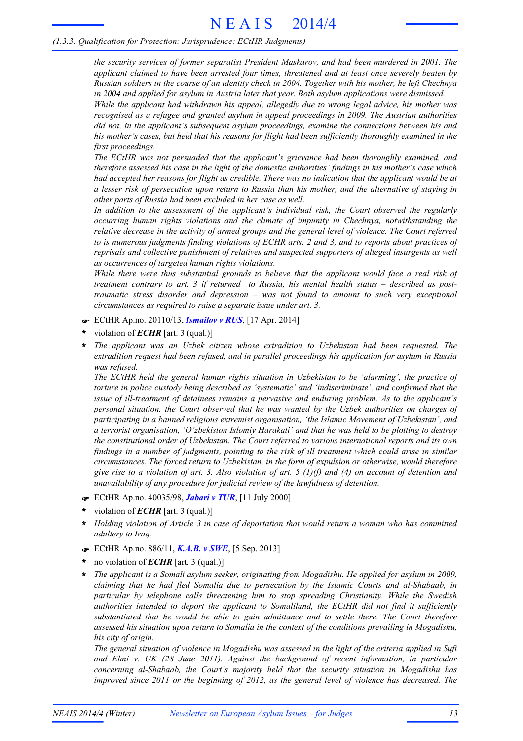*the security services of former separatist President Maskarov, and had been murdered in 2001. The applicant claimed to have been arrested four times, threatened and at least once severely beaten by Russian soldiers in the course of an identity check in 2004. Together with his mother, he left Chechnya in 2004 and applied for asylum in Austria later that year. Both asylum applications were dismissed.*

*While the applicant had withdrawn his appeal, allegedly due to wrong legal advice, his mother was recognised as a refugee and granted asylum in appeal proceedings in 2009. The Austrian authorities did not, in the applicant's subsequent asylum proceedings, examine the connections between his and his mother's cases, but held that his reasons for flight had been sufficiently thoroughly examined in the first proceedings.*

*The ECtHR was not persuaded that the applicant's grievance had been thoroughly examined, and therefore assessed his case in the light of the domestic authorities' findings in his mother's case which had accepted her reasons for flight as credible. There was no indication that the applicant would be at a lesser risk of persecution upon return to Russia than his mother, and the alternative of staying in other parts of Russia had been excluded in her case as well.*

*In addition to the assessment of the applicant's individual risk, the Court observed the regularly occurring human rights violations and the climate of impunity in Chechnya, notwithstanding the relative decrease in the activity of armed groups and the general level of violence. The Court referred to is numerous judgments finding violations of ECHR arts. 2 and 3, and to reports about practices of reprisals and collective punishment of relatives and suspected supporters of alleged insurgents as well as occurrences of targeted human rights violations.*

*While there were thus substantial grounds to believe that the applicant would face a real risk of treatment contrary to art. 3 if returned to Russia, his mental health status – described as post-traumatic stress disorder and depression – was not found to amount to such very exceptional circumstances as required to raise a separate issue under art. 3.*

☛ ECtHR Ap.no. 20110/13, ***Ismailov v RUS***, [17 Apr. 2014]

- violation of ***ECHR*** [art. 3 (qual.)]
- *The applicant was an Uzbek citizen whose extradition to Uzbekistan had been requested. The extradition request had been refused, and in parallel proceedings his application for asylum in Russia was refused.*

  *The ECtHR held the general human rights situation in Uzbekistan to be 'alarming', the practice of torture in police custody being described as 'systematic' and 'indiscriminate', and confirmed that the issue of ill-treatment of detainees remains a pervasive and enduring problem. As to the applicant's personal situation, the Court observed that he was wanted by the Uzbek authorities on charges of participating in a banned religious extremist organisation, 'the Islamic Movement of Uzbekistan', and a terrorist organisation, 'O'zbekiston Islomiy Harakati' and that he was held to be plotting to destroy the constitutional order of Uzbekistan. The Court referred to various international reports and its own findings in a number of judgments, pointing to the risk of ill treatment which could arise in similar circumstances. The forced return to Uzbekistan, in the form of expulsion or otherwise, would therefore give rise to a violation of art. 3. Also violation of art. 5 (1)(f) and (4) on account of detention and unavailability of any procedure for judicial review of the lawfulness of detention.*

☛ ECtHR Ap.no. 40035/98, ***Jabari v TUR***, [11 July 2000]

- violation of ***ECHR*** [art. 3 (qual.)]
- *Holding violation of Article 3 in case of deportation that would return a woman who has committed adultery to Iraq.*

☛ ECtHR Ap.no. 886/11, ***K.A.B. v SWE***, [5 Sep. 2013]

- no violation of ***ECHR*** [art. 3 (qual.)]
- *The applicant is a Somali asylum seeker, originating from Mogadishu. He applied for asylum in 2009, claiming that he had fled Somalia due to persecution by the Islamic Courts and al-Shabaab, in particular by telephone calls threatening him to stop spreading Christianity. While the Swedish authorities intended to deport the applicant to Somaliland, the ECtHR did not find it sufficiently substantiated that he would be able to gain admittance and to settle there. The Court therefore assessed his situation upon return to Somalia in the context of the conditions prevailing in Mogadishu, his city of origin.*

  *The general situation of violence in Mogadishu was assessed in the light of the criteria applied in Sufi and Elmi v. UK (28 June 2011). Against the background of recent information, in particular concerning al-Shabaab, the Court's majority held that the security situation in Mogadishu has improved since 2011 or the beginning of 2012, as the general level of violence has decreased. The*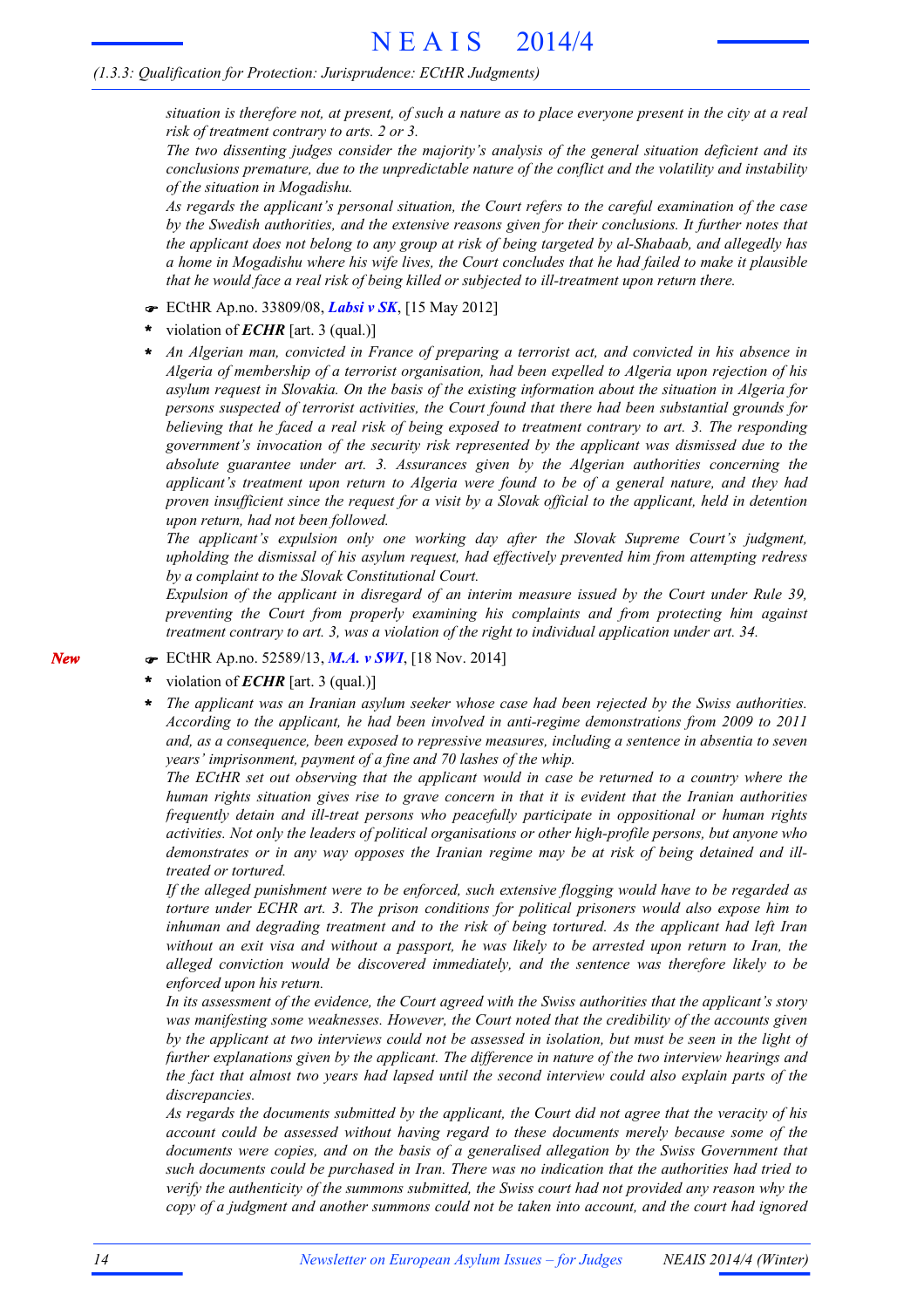*situation is therefore not, at present, of such a nature as to place everyone present in the city at a real risk of treatment contrary to arts. 2 or 3.*

*The two dissenting judges consider the majority's analysis of the general situation deficient and its conclusions premature, due to the unpredictable nature of the conflict and the volatility and instability of the situation in Mogadishu.*

*As regards the applicant's personal situation, the Court refers to the careful examination of the case by the Swedish authorities, and the extensive reasons given for their conclusions. It further notes that the applicant does not belong to any group at risk of being targeted by al-Shabaab, and allegedly has a home in Mogadishu where his wife lives, the Court concludes that he had failed to make it plausible that he would face a real risk of being killed or subjected to ill-treatment upon return there.*

☛ ECtHR Ap.no. 33809/08, ***Labsi v SK***, [15 May 2012]

- violation of ***ECHR*** [art. 3 (qual.)]
- *An Algerian man, convicted in France of preparing a terrorist act, and convicted in his absence in Algeria of membership of a terrorist organisation, had been expelled to Algeria upon rejection of his asylum request in Slovakia. On the basis of the existing information about the situation in Algeria for persons suspected of terrorist activities, the Court found that there had been substantial grounds for believing that he faced a real risk of being exposed to treatment contrary to art. 3. The responding government's invocation of the security risk represented by the applicant was dismissed due to the absolute guarantee under art. 3. Assurances given by the Algerian authorities concerning the applicant's treatment upon return to Algeria were found to be of a general nature, and they had proven insufficient since the request for a visit by a Slovak official to the applicant, held in detention upon return, had not been followed.*

  *The applicant's expulsion only one working day after the Slovak Supreme Court's judgment, upholding the dismissal of his asylum request, had effectively prevented him from attempting redress by a complaint to the Slovak Constitutional Court.*

  *Expulsion of the applicant in disregard of an interim measure issued by the Court under Rule 39, preventing the Court from properly examining his complaints and from protecting him against treatment contrary to art. 3, was a violation of the right to individual application under art. 34.*

***New***

☛ ECtHR Ap.no. 52589/13, ***M.A. v SWI***, [18 Nov. 2014]

- violation of ***ECHR*** [art. 3 (qual.)]
- *The applicant was an Iranian asylum seeker whose case had been rejected by the Swiss authorities. According to the applicant, he had been involved in anti-regime demonstrations from 2009 to 2011 and, as a consequence, been exposed to repressive measures, including a sentence in absentia to seven years' imprisonment, payment of a fine and 70 lashes of the whip.*

  *The ECtHR set out observing that the applicant would in case be returned to a country where the human rights situation gives rise to grave concern in that it is evident that the Iranian authorities frequently detain and ill-treat persons who peacefully participate in oppositional or human rights activities. Not only the leaders of political organisations or other high-profile persons, but anyone who demonstrates or in any way opposes the Iranian regime may be at risk of being detained and ill-treated or tortured.*

  *If the alleged punishment were to be enforced, such extensive flogging would have to be regarded as torture under ECHR art. 3. The prison conditions for political prisoners would also expose him to inhuman and degrading treatment and to the risk of being tortured. As the applicant had left Iran without an exit visa and without a passport, he was likely to be arrested upon return to Iran, the alleged conviction would be discovered immediately, and the sentence was therefore likely to be enforced upon his return.*

  *In its assessment of the evidence, the Court agreed with the Swiss authorities that the applicant's story was manifesting some weaknesses. However, the Court noted that the credibility of the accounts given by the applicant at two interviews could not be assessed in isolation, but must be seen in the light of further explanations given by the applicant. The difference in nature of the two interview hearings and the fact that almost two years had lapsed until the second interview could also explain parts of the discrepancies.*

  *As regards the documents submitted by the applicant, the Court did not agree that the veracity of his account could be assessed without having regard to these documents merely because some of the documents were copies, and on the basis of a generalised allegation by the Swiss Government that such documents could be purchased in Iran. There was no indication that the authorities had tried to verify the authenticity of the summons submitted, the Swiss court had not provided any reason why the copy of a judgment and another summons could not be taken into account, and the court had ignored*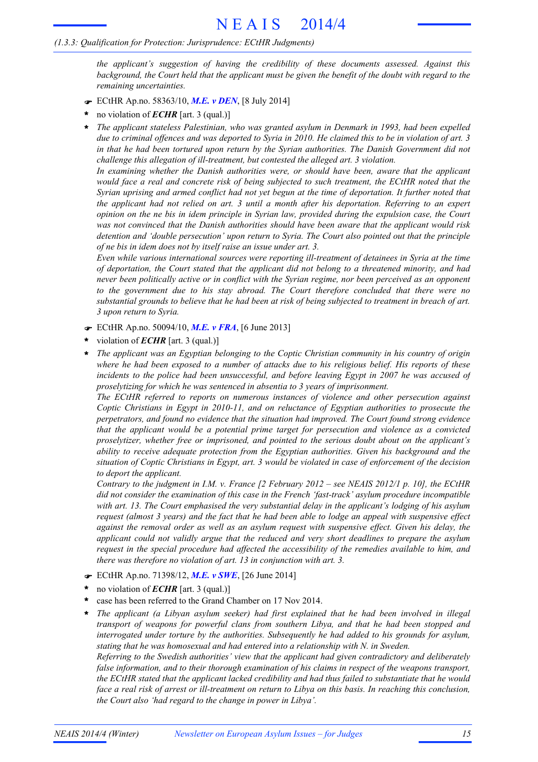*the applicant's suggestion of having the credibility of these documents assessed. Against this background, the Court held that the applicant must be given the benefit of the doubt with regard to the remaining uncertainties.*

☛ ECtHR Ap.no. 58363/10, ***M.E. v DEN***, [8 July 2014]

* no violation of ***ECHR*** [art. 3 (qual.)]
* *The applicant stateless Palestinian, who was granted asylum in Denmark in 1993, had been expelled due to criminal offences and was deported to Syria in 2010. He claimed this to be in violation of art. 3 in that he had been tortured upon return by the Syrian authorities. The Danish Government did not challenge this allegation of ill-treatment, but contested the alleged art. 3 violation.*
  *In examining whether the Danish authorities were, or should have been, aware that the applicant would face a real and concrete risk of being subjected to such treatment, the ECtHR noted that the Syrian uprising and armed conflict had not yet begun at the time of deportation. It further noted that the applicant had not relied on art. 3 until a month after his deportation. Referring to an expert opinion on the ne bis in idem principle in Syrian law, provided during the expulsion case, the Court was not convinced that the Danish authorities should have been aware that the applicant would risk detention and 'double persecution' upon return to Syria. The Court also pointed out that the principle of ne bis in idem does not by itself raise an issue under art. 3.*
  *Even while various international sources were reporting ill-treatment of detainees in Syria at the time of deportation, the Court stated that the applicant did not belong to a threatened minority, and had never been politically active or in conflict with the Syrian regime, nor been perceived as an opponent to the government due to his stay abroad. The Court therefore concluded that there were no substantial grounds to believe that he had been at risk of being subjected to treatment in breach of art. 3 upon return to Syria.*

☛ ECtHR Ap.no. 50094/10, ***M.E. v FRA***, [6 June 2013]

* violation of ***ECHR*** [art. 3 (qual.)]
* *The applicant was an Egyptian belonging to the Coptic Christian community in his country of origin where he had been exposed to a number of attacks due to his religious belief. His reports of these incidents to the police had been unsuccessful, and before leaving Egypt in 2007 he was accused of proselytizing for which he was sentenced in absentia to 3 years of imprisonment.*
  *The ECtHR referred to reports on numerous instances of violence and other persecution against Coptic Christians in Egypt in 2010-11, and on reluctance of Egyptian authorities to prosecute the perpetrators, and found no evidence that the situation had improved. The Court found strong evidence that the applicant would be a potential prime target for persecution and violence as a convicted proselytizer, whether free or imprisoned, and pointed to the serious doubt about on the applicant's ability to receive adequate protection from the Egyptian authorities. Given his background and the situation of Coptic Christians in Egypt, art. 3 would be violated in case of enforcement of the decision to deport the applicant.*
  *Contrary to the judgment in I.M. v. France [2 February 2012 – see NEAIS 2012/1 p. 10], the ECtHR did not consider the examination of this case in the French 'fast-track' asylum procedure incompatible with art. 13. The Court emphasised the very substantial delay in the applicant's lodging of his asylum request (almost 3 years) and the fact that he had been able to lodge an appeal with suspensive effect against the removal order as well as an asylum request with suspensive effect. Given his delay, the applicant could not validly argue that the reduced and very short deadlines to prepare the asylum request in the special procedure had affected the accessibility of the remedies available to him, and there was therefore no violation of art. 13 in conjunction with art. 3.*

☛ ECtHR Ap.no. 71398/12, ***M.E. v SWE***, [26 June 2014]

* no violation of ***ECHR*** [art. 3 (qual.)]
* case has been referred to the Grand Chamber on 17 Nov 2014.
* *The applicant (a Libyan asylum seeker) had first explained that he had been involved in illegal transport of weapons for powerful clans from southern Libya, and that he had been stopped and interrogated under torture by the authorities. Subsequently he had added to his grounds for asylum, stating that he was homosexual and had entered into a relationship with N. in Sweden.*
  *Referring to the Swedish authorities' view that the applicant had given contradictory and deliberately false information, and to their thorough examination of his claims in respect of the weapons transport, the ECtHR stated that the applicant lacked credibility and had thus failed to substantiate that he would face a real risk of arrest or ill-treatment on return to Libya on this basis. In reaching this conclusion, the Court also 'had regard to the change in power in Libya'.*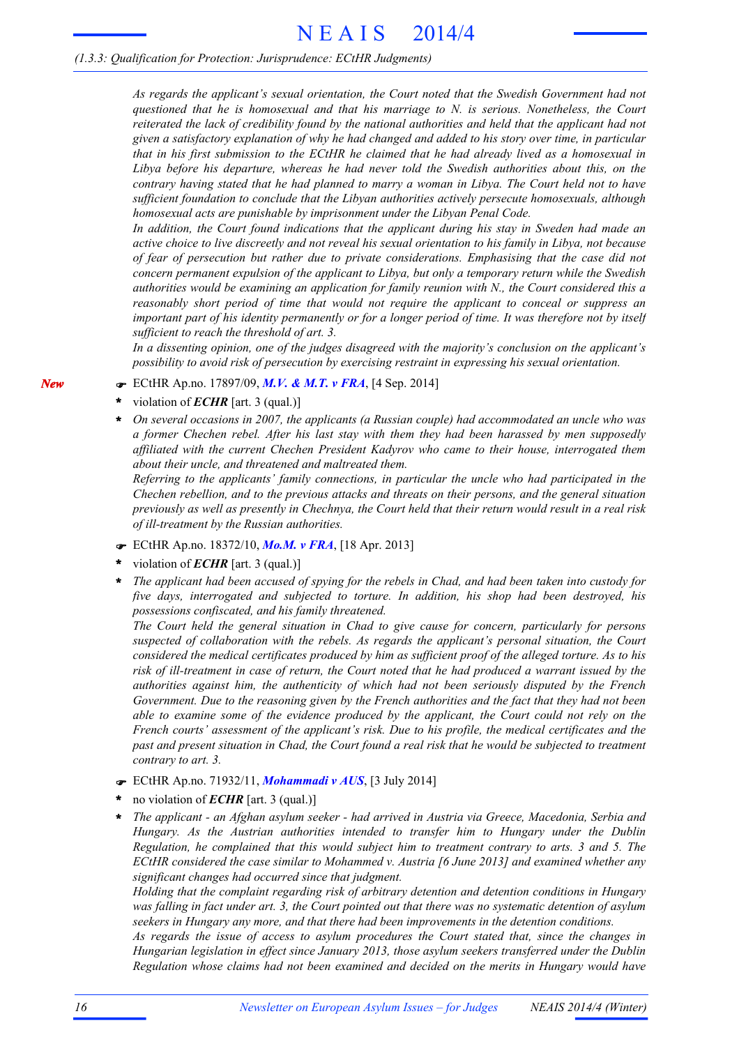*As regards the applicant's sexual orientation, the Court noted that the Swedish Government had not questioned that he is homosexual and that his marriage to N. is serious. Nonetheless, the Court reiterated the lack of credibility found by the national authorities and held that the applicant had not given a satisfactory explanation of why he had changed and added to his story over time, in particular that in his first submission to the ECtHR he claimed that he had already lived as a homosexual in Libya before his departure, whereas he had never told the Swedish authorities about this, on the contrary having stated that he had planned to marry a woman in Libya. The Court held not to have sufficient foundation to conclude that the Libyan authorities actively persecute homosexuals, although homosexual acts are punishable by imprisonment under the Libyan Penal Code.*

*In addition, the Court found indications that the applicant during his stay in Sweden had made an active choice to live discreetly and not reveal his sexual orientation to his family in Libya, not because of fear of persecution but rather due to private considerations. Emphasising that the case did not concern permanent expulsion of the applicant to Libya, but only a temporary return while the Swedish authorities would be examining an application for family reunion with N., the Court considered this a reasonably short period of time that would not require the applicant to conceal or suppress an important part of his identity permanently or for a longer period of time. It was therefore not by itself sufficient to reach the threshold of art. 3.*

*In a dissenting opinion, one of the judges disagreed with the majority's conclusion on the applicant's possibility to avoid risk of persecution by exercising restraint in expressing his sexual orientation.*

*New*

☛ ECtHR Ap.no. 17897/09, ***M.V. & M.T. v FRA***, [4 Sep. 2014]

\* violation of ***ECHR*** [art. 3 (qual.)]

\* *On several occasions in 2007, the applicants (a Russian couple) had accommodated an uncle who was a former Chechen rebel. After his last stay with them they had been harassed by men supposedly affiliated with the current Chechen President Kadyrov who came to their house, interrogated them about their uncle, and threatened and maltreated them.*

*Referring to the applicants' family connections, in particular the uncle who had participated in the Chechen rebellion, and to the previous attacks and threats on their persons, and the general situation previously as well as presently in Chechnya, the Court held that their return would result in a real risk of ill-treatment by the Russian authorities.*

☛ ECtHR Ap.no. 18372/10, ***Mo.M. v FRA***, [18 Apr. 2013]

\* violation of ***ECHR*** [art. 3 (qual.)]

\* *The applicant had been accused of spying for the rebels in Chad, and had been taken into custody for five days, interrogated and subjected to torture. In addition, his shop had been destroyed, his possessions confiscated, and his family threatened.*

*The Court held the general situation in Chad to give cause for concern, particularly for persons suspected of collaboration with the rebels. As regards the applicant's personal situation, the Court considered the medical certificates produced by him as sufficient proof of the alleged torture. As to his risk of ill-treatment in case of return, the Court noted that he had produced a warrant issued by the authorities against him, the authenticity of which had not been seriously disputed by the French Government. Due to the reasoning given by the French authorities and the fact that they had not been able to examine some of the evidence produced by the applicant, the Court could not rely on the French courts' assessment of the applicant's risk. Due to his profile, the medical certificates and the past and present situation in Chad, the Court found a real risk that he would be subjected to treatment contrary to art. 3.*

☛ ECtHR Ap.no. 71932/11, ***Mohammadi v AUS***, [3 July 2014]

\* no violation of ***ECHR*** [art. 3 (qual.)]

\* *The applicant - an Afghan asylum seeker - had arrived in Austria via Greece, Macedonia, Serbia and Hungary. As the Austrian authorities intended to transfer him to Hungary under the Dublin Regulation, he complained that this would subject him to treatment contrary to arts. 3 and 5. The ECtHR considered the case similar to Mohammed v. Austria [6 June 2013] and examined whether any significant changes had occurred since that judgment.*

*Holding that the complaint regarding risk of arbitrary detention and detention conditions in Hungary was falling in fact under art. 3, the Court pointed out that there was no systematic detention of asylum seekers in Hungary any more, and that there had been improvements in the detention conditions.*

*As regards the issue of access to asylum procedures the Court stated that, since the changes in Hungarian legislation in effect since January 2013, those asylum seekers transferred under the Dublin Regulation whose claims had not been examined and decided on the merits in Hungary would have*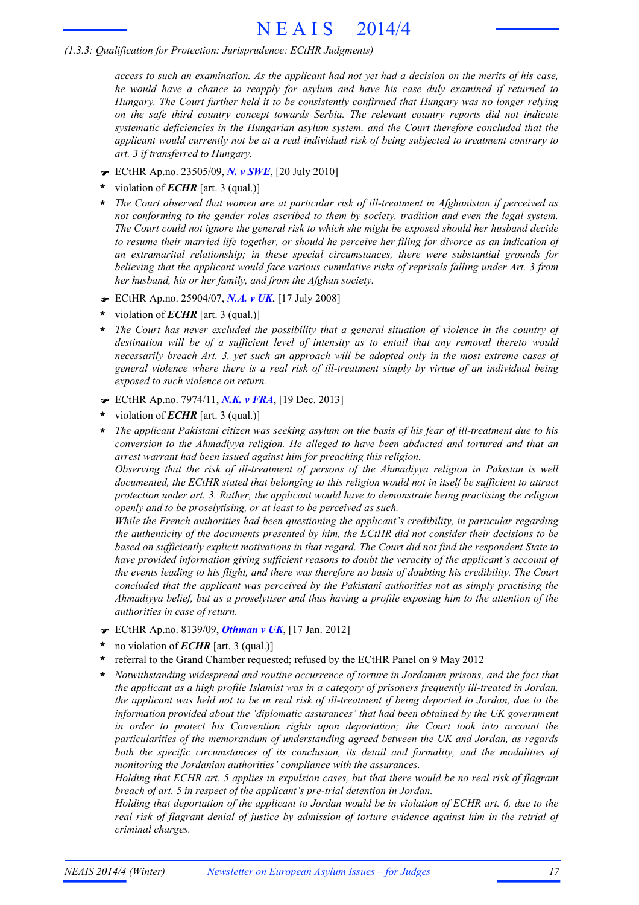*access to such an examination. As the applicant had not yet had a decision on the merits of his case, he would have a chance to reapply for asylum and have his case duly examined if returned to Hungary. The Court further held it to be consistently confirmed that Hungary was no longer relying on the safe third country concept towards Serbia. The relevant country reports did not indicate systematic deficiencies in the Hungarian asylum system, and the Court therefore concluded that the applicant would currently not be at a real individual risk of being subjected to treatment contrary to art. 3 if transferred to Hungary.*

☛ ECtHR Ap.no. 23505/09, ***N. v SWE***, [20 July 2010]

* violation of ***ECHR*** [art. 3 (qual.)]
* *The Court observed that women are at particular risk of ill-treatment in Afghanistan if perceived as not conforming to the gender roles ascribed to them by society, tradition and even the legal system. The Court could not ignore the general risk to which she might be exposed should her husband decide to resume their married life together, or should he perceive her filing for divorce as an indication of an extramarital relationship; in these special circumstances, there were substantial grounds for believing that the applicant would face various cumulative risks of reprisals falling under Art. 3 from her husband, his or her family, and from the Afghan society.*

☛ ECtHR Ap.no. 25904/07, ***N.A. v UK***, [17 July 2008]

* violation of ***ECHR*** [art. 3 (qual.)]
* *The Court has never excluded the possibility that a general situation of violence in the country of destination will be of a sufficient level of intensity as to entail that any removal thereto would necessarily breach Art. 3, yet such an approach will be adopted only in the most extreme cases of general violence where there is a real risk of ill-treatment simply by virtue of an individual being exposed to such violence on return.*

☛ ECtHR Ap.no. 7974/11, ***N.K. v FRA***, [19 Dec. 2013]

* violation of ***ECHR*** [art. 3 (qual.)]
* *The applicant Pakistani citizen was seeking asylum on the basis of his fear of ill-treatment due to his conversion to the Ahmadiyya religion. He alleged to have been abducted and tortured and that an arrest warrant had been issued against him for preaching this religion.*
  *Observing that the risk of ill-treatment of persons of the Ahmadiyya religion in Pakistan is well documented, the ECtHR stated that belonging to this religion would not in itself be sufficient to attract protection under art. 3. Rather, the applicant would have to demonstrate being practising the religion openly and to be proselytising, or at least to be perceived as such.*
  *While the French authorities had been questioning the applicant's credibility, in particular regarding the authenticity of the documents presented by him, the ECtHR did not consider their decisions to be based on sufficiently explicit motivations in that regard. The Court did not find the respondent State to have provided information giving sufficient reasons to doubt the veracity of the applicant's account of the events leading to his flight, and there was therefore no basis of doubting his credibility. The Court concluded that the applicant was perceived by the Pakistani authorities not as simply practising the Ahmadiyya belief, but as a proselytiser and thus having a profile exposing him to the attention of the authorities in case of return.*

☛ ECtHR Ap.no. 8139/09, ***Othman v UK***, [17 Jan. 2012]

* no violation of ***ECHR*** [art. 3 (qual.)]
* referral to the Grand Chamber requested; refused by the ECtHR Panel on 9 May 2012
* *Notwithstanding widespread and routine occurrence of torture in Jordanian prisons, and the fact that the applicant as a high profile Islamist was in a category of prisoners frequently ill-treated in Jordan, the applicant was held not to be in real risk of ill-treatment if being deported to Jordan, due to the information provided about the 'diplomatic assurances' that had been obtained by the UK government in order to protect his Convention rights upon deportation; the Court took into account the particularities of the memorandum of understanding agreed between the UK and Jordan, as regards both the specific circumstances of its conclusion, its detail and formality, and the modalities of monitoring the Jordanian authorities' compliance with the assurances.*
  *Holding that ECHR art. 5 applies in expulsion cases, but that there would be no real risk of flagrant breach of art. 5 in respect of the applicant's pre-trial detention in Jordan.*
  *Holding that deportation of the applicant to Jordan would be in violation of ECHR art. 6, due to the real risk of flagrant denial of justice by admission of torture evidence against him in the retrial of criminal charges.*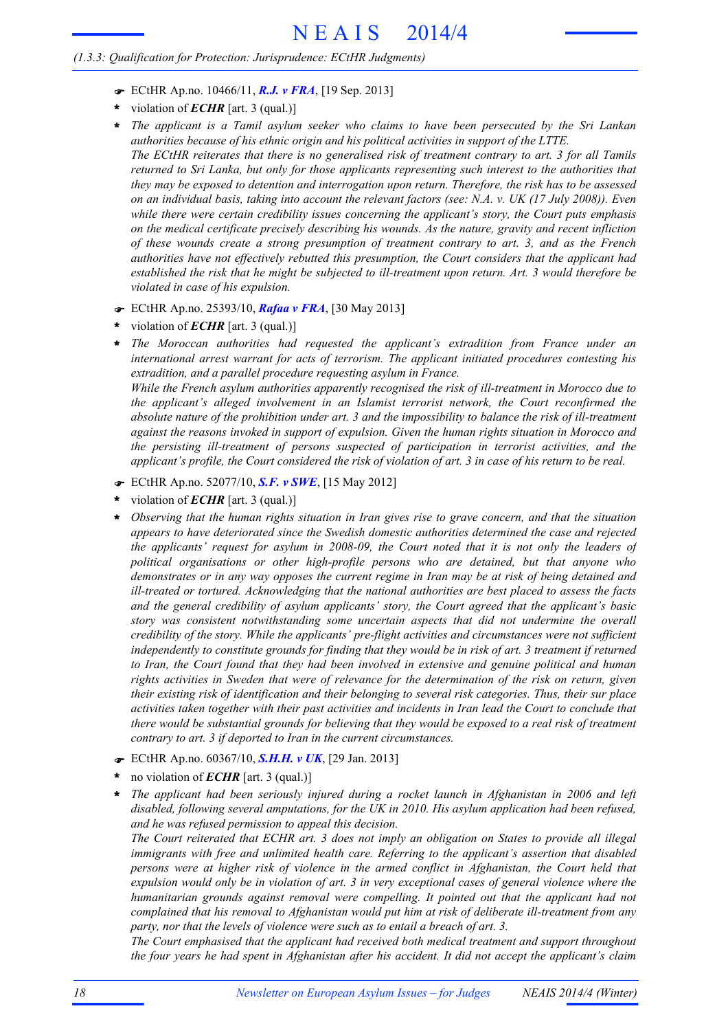*(1.3.3: Qualification for Protection: Jurisprudence: ECtHR Judgments)*

- ☛ ECtHR Ap.no. 10466/11, ***R.J. v FRA***, [19 Sep. 2013]
- * violation of ***ECHR*** [art. 3 (qual.)]
- * *The applicant is a Tamil asylum seeker who claims to have been persecuted by the Sri Lankan authorities because of his ethnic origin and his political activities in support of the LTTE.*
  *The ECtHR reiterates that there is no generalised risk of treatment contrary to art. 3 for all Tamils returned to Sri Lanka, but only for those applicants representing such interest to the authorities that they may be exposed to detention and interrogation upon return. Therefore, the risk has to be assessed on an individual basis, taking into account the relevant factors (see: N.A. v. UK (17 July 2008)). Even while there were certain credibility issues concerning the applicant's story, the Court puts emphasis on the medical certificate precisely describing his wounds. As the nature, gravity and recent infliction of these wounds create a strong presumption of treatment contrary to art. 3, and as the French authorities have not effectively rebutted this presumption, the Court considers that the applicant had established the risk that he might be subjected to ill-treatment upon return. Art. 3 would therefore be violated in case of his expulsion.*

- ☛ ECtHR Ap.no. 25393/10, ***Rafaa v FRA***, [30 May 2013]
- * violation of ***ECHR*** [art. 3 (qual.)]
- * *The Moroccan authorities had requested the applicant's extradition from France under an international arrest warrant for acts of terrorism. The applicant initiated procedures contesting his extradition, and a parallel procedure requesting asylum in France.*
  *While the French asylum authorities apparently recognised the risk of ill-treatment in Morocco due to the applicant's alleged involvement in an Islamist terrorist network, the Court reconfirmed the absolute nature of the prohibition under art. 3 and the impossibility to balance the risk of ill-treatment against the reasons invoked in support of expulsion. Given the human rights situation in Morocco and the persisting ill-treatment of persons suspected of participation in terrorist activities, and the applicant's profile, the Court considered the risk of violation of art. 3 in case of his return to be real.*

- ☛ ECtHR Ap.no. 52077/10, ***S.F. v SWE***, [15 May 2012]
- * violation of ***ECHR*** [art. 3 (qual.)]
- * *Observing that the human rights situation in Iran gives rise to grave concern, and that the situation appears to have deteriorated since the Swedish domestic authorities determined the case and rejected the applicants' request for asylum in 2008-09, the Court noted that it is not only the leaders of political organisations or other high-profile persons who are detained, but that anyone who demonstrates or in any way opposes the current regime in Iran may be at risk of being detained and ill-treated or tortured. Acknowledging that the national authorities are best placed to assess the facts and the general credibility of asylum applicants' story, the Court agreed that the applicant's basic story was consistent notwithstanding some uncertain aspects that did not undermine the overall credibility of the story. While the applicants' pre-flight activities and circumstances were not sufficient independently to constitute grounds for finding that they would be in risk of art. 3 treatment if returned to Iran, the Court found that they had been involved in extensive and genuine political and human rights activities in Sweden that were of relevance for the determination of the risk on return, given their existing risk of identification and their belonging to several risk categories. Thus, their sur place activities taken together with their past activities and incidents in Iran lead the Court to conclude that there would be substantial grounds for believing that they would be exposed to a real risk of treatment contrary to art. 3 if deported to Iran in the current circumstances.*

- ☛ ECtHR Ap.no. 60367/10, ***S.H.H. v UK***, [29 Jan. 2013]
- * no violation of ***ECHR*** [art. 3 (qual.)]
- * *The applicant had been seriously injured during a rocket launch in Afghanistan in 2006 and left disabled, following several amputations, for the UK in 2010. His asylum application had been refused, and he was refused permission to appeal this decision.*
  *The Court reiterated that ECHR art. 3 does not imply an obligation on States to provide all illegal immigrants with free and unlimited health care. Referring to the applicant's assertion that disabled persons were at higher risk of violence in the armed conflict in Afghanistan, the Court held that expulsion would only be in violation of art. 3 in very exceptional cases of general violence where the humanitarian grounds against removal were compelling. It pointed out that the applicant had not complained that his removal to Afghanistan would put him at risk of deliberate ill-treatment from any party, nor that the levels of violence were such as to entail a breach of art. 3.*
  *The Court emphasised that the applicant had received both medical treatment and support throughout the four years he had spent in Afghanistan after his accident. It did not accept the applicant's claim*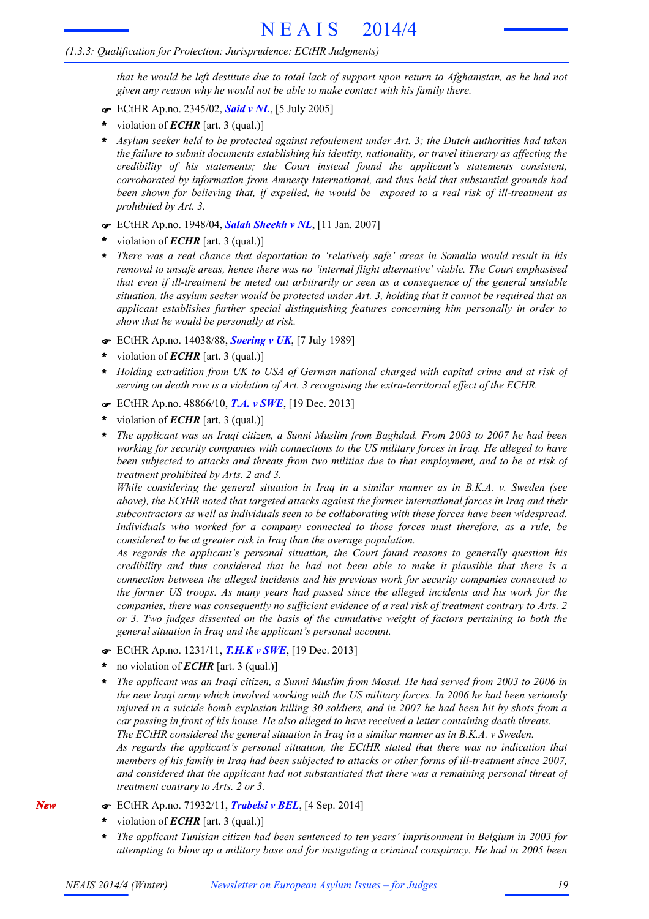*that he would be left destitute due to total lack of support upon return to Afghanistan, as he had not given any reason why he would not be able to make contact with his family there.*

☛ ECtHR Ap.no. 2345/02, ***Said v NL***, [5 July 2005]

- violation of ***ECHR*** [art. 3 (qual.)]
- *Asylum seeker held to be protected against refoulement under Art. 3; the Dutch authorities had taken the failure to submit documents establishing his identity, nationality, or travel itinerary as affecting the credibility of his statements; the Court instead found the applicant's statements consistent, corroborated by information from Amnesty International, and thus held that substantial grounds had been shown for believing that, if expelled, he would be exposed to a real risk of ill-treatment as prohibited by Art. 3.*

☛ ECtHR Ap.no. 1948/04, ***Salah Sheekh v NL***, [11 Jan. 2007]

- violation of ***ECHR*** [art. 3 (qual.)]
- *There was a real chance that deportation to 'relatively safe' areas in Somalia would result in his removal to unsafe areas, hence there was no 'internal flight alternative' viable. The Court emphasised that even if ill-treatment be meted out arbitrarily or seen as a consequence of the general unstable situation, the asylum seeker would be protected under Art. 3, holding that it cannot be required that an applicant establishes further special distinguishing features concerning him personally in order to show that he would be personally at risk.*

☛ ECtHR Ap.no. 14038/88, ***Soering v UK***, [7 July 1989]

- violation of ***ECHR*** [art. 3 (qual.)]
- *Holding extradition from UK to USA of German national charged with capital crime and at risk of serving on death row is a violation of Art. 3 recognising the extra-territorial effect of the ECHR.*

☛ ECtHR Ap.no. 48866/10, ***T.A. v SWE***, [19 Dec. 2013]

- violation of ***ECHR*** [art. 3 (qual.)]
- *The applicant was an Iraqi citizen, a Sunni Muslim from Baghdad. From 2003 to 2007 he had been working for security companies with connections to the US military forces in Iraq. He alleged to have been subjected to attacks and threats from two militias due to that employment, and to be at risk of treatment prohibited by Arts. 2 and 3.*
  *While considering the general situation in Iraq in a similar manner as in B.K.A. v. Sweden (see above), the ECtHR noted that targeted attacks against the former international forces in Iraq and their subcontractors as well as individuals seen to be collaborating with these forces have been widespread. Individuals who worked for a company connected to those forces must therefore, as a rule, be considered to be at greater risk in Iraq than the average population.*
  *As regards the applicant's personal situation, the Court found reasons to generally question his credibility and thus considered that he had not been able to make it plausible that there is a connection between the alleged incidents and his previous work for security companies connected to the former US troops. As many years had passed since the alleged incidents and his work for the companies, there was consequently no sufficient evidence of a real risk of treatment contrary to Arts. 2 or 3. Two judges dissented on the basis of the cumulative weight of factors pertaining to both the general situation in Iraq and the applicant's personal account.*

☛ ECtHR Ap.no. 1231/11, ***T.H.K v SWE***, [19 Dec. 2013]

- no violation of ***ECHR*** [art. 3 (qual.)]
- *The applicant was an Iraqi citizen, a Sunni Muslim from Mosul. He had served from 2003 to 2006 in the new Iraqi army which involved working with the US military forces. In 2006 he had been seriously injured in a suicide bomb explosion killing 30 soldiers, and in 2007 he had been hit by shots from a car passing in front of his house. He also alleged to have received a letter containing death threats.*
  *The ECtHR considered the general situation in Iraq in a similar manner as in B.K.A. v Sweden.*
  *As regards the applicant's personal situation, the ECtHR stated that there was no indication that members of his family in Iraq had been subjected to attacks or other forms of ill-treatment since 2007, and considered that the applicant had not substantiated that there was a remaining personal threat of treatment contrary to Arts. 2 or 3.*

*New* ☛ ECtHR Ap.no. 71932/11, ***Trabelsi v BEL***, [4 Sep. 2014]

- violation of ***ECHR*** [art. 3 (qual.)]
- *The applicant Tunisian citizen had been sentenced to ten years' imprisonment in Belgium in 2003 for attempting to blow up a military base and for instigating a criminal conspiracy. He had in 2005 been*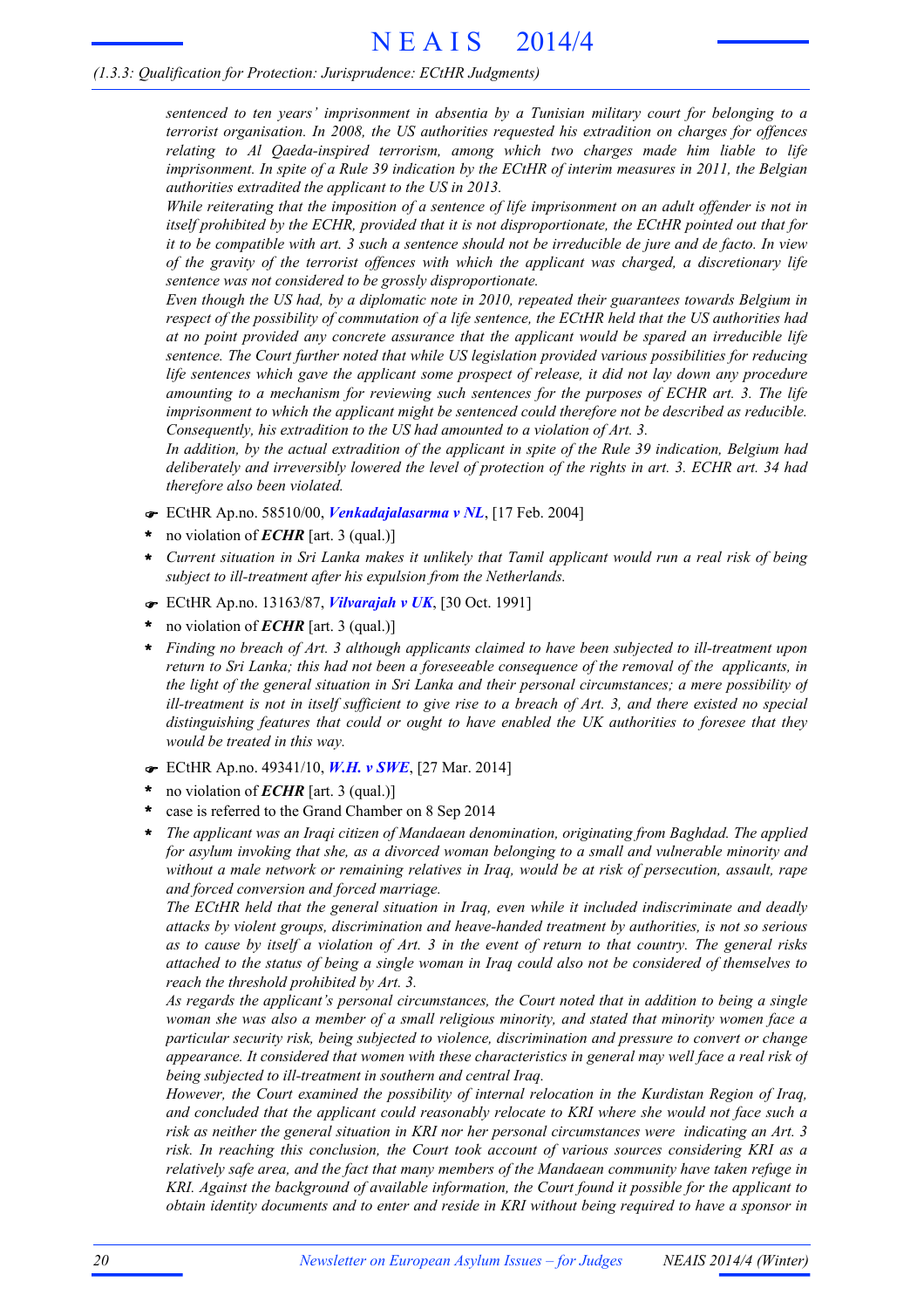*sentenced to ten years' imprisonment in absentia by a Tunisian military court for belonging to a terrorist organisation. In 2008, the US authorities requested his extradition on charges for offences relating to Al Qaeda-inspired terrorism, among which two charges made him liable to life imprisonment. In spite of a Rule 39 indication by the ECtHR of interim measures in 2011, the Belgian authorities extradited the applicant to the US in 2013.*

*While reiterating that the imposition of a sentence of life imprisonment on an adult offender is not in itself prohibited by the ECHR, provided that it is not disproportionate, the ECtHR pointed out that for it to be compatible with art. 3 such a sentence should not be irreducible de jure and de facto. In view of the gravity of the terrorist offences with which the applicant was charged, a discretionary life sentence was not considered to be grossly disproportionate.*

*Even though the US had, by a diplomatic note in 2010, repeated their guarantees towards Belgium in respect of the possibility of commutation of a life sentence, the ECtHR held that the US authorities had at no point provided any concrete assurance that the applicant would be spared an irreducible life sentence. The Court further noted that while US legislation provided various possibilities for reducing life sentences which gave the applicant some prospect of release, it did not lay down any procedure amounting to a mechanism for reviewing such sentences for the purposes of ECHR art. 3. The life imprisonment to which the applicant might be sentenced could therefore not be described as reducible. Consequently, his extradition to the US had amounted to a violation of Art. 3.*

*In addition, by the actual extradition of the applicant in spite of the Rule 39 indication, Belgium had deliberately and irreversibly lowered the level of protection of the rights in art. 3. ECHR art. 34 had therefore also been violated.*

☛ ECtHR Ap.no. 58510/00, ***Venkadajalasarma v NL***, [17 Feb. 2004]

- no violation of ***ECHR*** [art. 3 (qual.)]
- *Current situation in Sri Lanka makes it unlikely that Tamil applicant would run a real risk of being subject to ill-treatment after his expulsion from the Netherlands.*

☛ ECtHR Ap.no. 13163/87, ***Vilvarajah v UK***, [30 Oct. 1991]

- no violation of ***ECHR*** [art. 3 (qual.)]
- *Finding no breach of Art. 3 although applicants claimed to have been subjected to ill-treatment upon return to Sri Lanka; this had not been a foreseeable consequence of the removal of the applicants, in the light of the general situation in Sri Lanka and their personal circumstances; a mere possibility of ill-treatment is not in itself sufficient to give rise to a breach of Art. 3, and there existed no special distinguishing features that could or ought to have enabled the UK authorities to foresee that they would be treated in this way.*

☛ ECtHR Ap.no. 49341/10, ***W.H. v SWE***, [27 Mar. 2014]

- no violation of ***ECHR*** [art. 3 (qual.)]
- case is referred to the Grand Chamber on 8 Sep 2014
- *The applicant was an Iraqi citizen of Mandaean denomination, originating from Baghdad. The applied for asylum invoking that she, as a divorced woman belonging to a small and vulnerable minority and without a male network or remaining relatives in Iraq, would be at risk of persecution, assault, rape and forced conversion and forced marriage.*

  *The ECtHR held that the general situation in Iraq, even while it included indiscriminate and deadly attacks by violent groups, discrimination and heave-handed treatment by authorities, is not so serious as to cause by itself a violation of Art. 3 in the event of return to that country. The general risks attached to the status of being a single woman in Iraq could also not be considered of themselves to reach the threshold prohibited by Art. 3.*

  *As regards the applicant's personal circumstances, the Court noted that in addition to being a single woman she was also a member of a small religious minority, and stated that minority women face a particular security risk, being subjected to violence, discrimination and pressure to convert or change appearance. It considered that women with these characteristics in general may well face a real risk of being subjected to ill-treatment in southern and central Iraq.*

  *However, the Court examined the possibility of internal relocation in the Kurdistan Region of Iraq, and concluded that the applicant could reasonably relocate to KRI where she would not face such a risk as neither the general situation in KRI nor her personal circumstances were indicating an Art. 3 risk. In reaching this conclusion, the Court took account of various sources considering KRI as a relatively safe area, and the fact that many members of the Mandaean community have taken refuge in KRI. Against the background of available information, the Court found it possible for the applicant to obtain identity documents and to enter and reside in KRI without being required to have a sponsor in*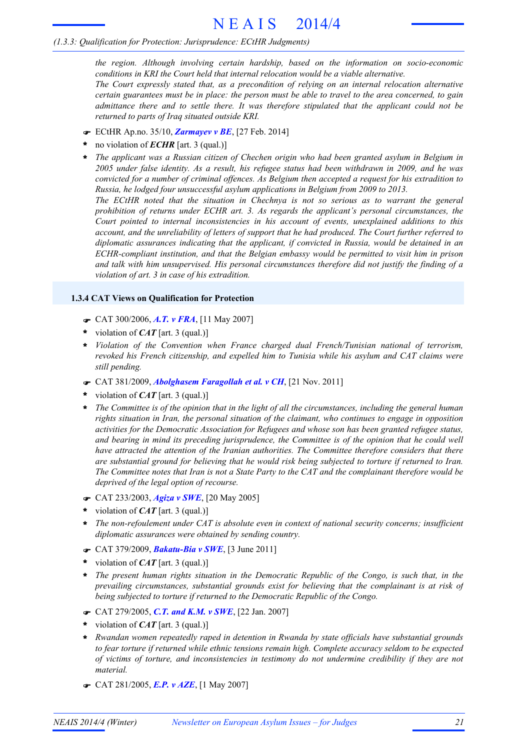*the region. Although involving certain hardship, based on the information on socio-economic conditions in KRI the Court held that internal relocation would be a viable alternative.*
*The Court expressly stated that, as a precondition of relying on an internal relocation alternative certain guarantees must be in place: the person must be able to travel to the area concerned, to gain admittance there and to settle there. It was therefore stipulated that the applicant could not be returned to parts of Iraq situated outside KRI.*

☛ ECtHR Ap.no. 35/10, ***Zarmayev v BE***, [27 Feb. 2014]

* no violation of ***ECHR*** [art. 3 (qual.)]
* *The applicant was a Russian citizen of Chechen origin who had been granted asylum in Belgium in 2005 under false identity. As a result, his refugee status had been withdrawn in 2009, and he was convicted for a number of criminal offences. As Belgium then accepted a request for his extradition to Russia, he lodged four unsuccessful asylum applications in Belgium from 2009 to 2013.*
*The ECtHR noted that the situation in Chechnya is not so serious as to warrant the general prohibition of returns under ECHR art. 3. As regards the applicant's personal circumstances, the Court pointed to internal inconsistencies in his account of events, unexplained additions to this account, and the unreliability of letters of support that he had produced. The Court further referred to diplomatic assurances indicating that the applicant, if convicted in Russia, would be detained in an ECHR-compliant institution, and that the Belgian embassy would be permitted to visit him in prison and talk with him unsupervised. His personal circumstances therefore did not justify the finding of a violation of art. 3 in case of his extradition.*

### 1.3.4 CAT Views on Qualification for Protection

☛ CAT 300/2006, ***A.T. v FRA***, [11 May 2007]

* violation of ***CAT*** [art. 3 (qual.)]
* *Violation of the Convention when France charged dual French/Tunisian national of terrorism, revoked his French citizenship, and expelled him to Tunisia while his asylum and CAT claims were still pending.*

☛ CAT 381/2009, ***Abolghasem Faragollah et al. v CH***, [21 Nov. 2011]

* violation of ***CAT*** [art. 3 (qual.)]
* *The Committee is of the opinion that in the light of all the circumstances, including the general human rights situation in Iran, the personal situation of the claimant, who continues to engage in opposition activities for the Democratic Association for Refugees and whose son has been granted refugee status, and bearing in mind its preceding jurisprudence, the Committee is of the opinion that he could well have attracted the attention of the Iranian authorities. The Committee therefore considers that there are substantial ground for believing that he would risk being subjected to torture if returned to Iran. The Committee notes that Iran is not a State Party to the CAT and the complainant therefore would be deprived of the legal option of recourse.*

☛ CAT 233/2003, ***Agiza v SWE***, [20 May 2005]

* violation of ***CAT*** [art. 3 (qual.)]
* *The non-refoulement under CAT is absolute even in context of national security concerns; insufficient diplomatic assurances were obtained by sending country.*

☛ CAT 379/2009, ***Bakatu-Bia v SWE***, [3 June 2011]

* violation of ***CAT*** [art. 3 (qual.)]
* *The present human rights situation in the Democratic Republic of the Congo, is such that, in the prevailing circumstances, substantial grounds exist for believing that the complainant is at risk of being subjected to torture if returned to the Democratic Republic of the Congo.*

☛ CAT 279/2005, ***C.T. and K.M. v SWE***, [22 Jan. 2007]

* violation of ***CAT*** [art. 3 (qual.)]
* *Rwandan women repeatedly raped in detention in Rwanda by state officials have substantial grounds to fear torture if returned while ethnic tensions remain high. Complete accuracy seldom to be expected of victims of torture, and inconsistencies in testimony do not undermine credibility if they are not material.*

☛ CAT 281/2005, ***E.P. v AZE***, [1 May 2007]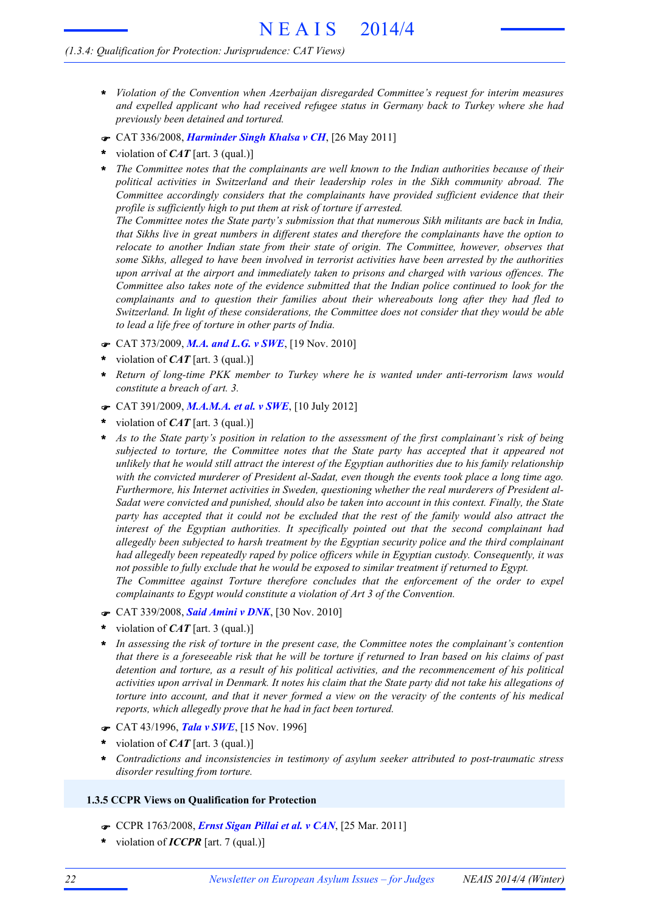- *Violation of the Convention when Azerbaijan disregarded Committee's request for interim measures and expelled applicant who had received refugee status in Germany back to Turkey where she had previously been detained and tortured.*

☛ CAT 336/2008, ***Harminder Singh Khalsa v CH***, [26 May 2011]

- violation of ***CAT*** [art. 3 (qual.)]
- *The Committee notes that the complainants are well known to the Indian authorities because of their political activities in Switzerland and their leadership roles in the Sikh community abroad. The Committee accordingly considers that the complainants have provided sufficient evidence that their profile is sufficiently high to put them at risk of torture if arrested.*
  *The Committee notes the State party's submission that that numerous Sikh militants are back in India, that Sikhs live in great numbers in different states and therefore the complainants have the option to relocate to another Indian state from their state of origin. The Committee, however, observes that some Sikhs, alleged to have been involved in terrorist activities have been arrested by the authorities upon arrival at the airport and immediately taken to prisons and charged with various offences. The Committee also takes note of the evidence submitted that the Indian police continued to look for the complainants and to question their families about their whereabouts long after they had fled to Switzerland. In light of these considerations, the Committee does not consider that they would be able to lead a life free of torture in other parts of India.*

☛ CAT 373/2009, ***M.A. and L.G. v SWE***, [19 Nov. 2010]

- violation of ***CAT*** [art. 3 (qual.)]
- *Return of long-time PKK member to Turkey where he is wanted under anti-terrorism laws would constitute a breach of art. 3.*

☛ CAT 391/2009, ***M.A.M.A. et al. v SWE***, [10 July 2012]

- violation of ***CAT*** [art. 3 (qual.)]
- *As to the State party's position in relation to the assessment of the first complainant's risk of being subjected to torture, the Committee notes that the State party has accepted that it appeared not unlikely that he would still attract the interest of the Egyptian authorities due to his family relationship with the convicted murderer of President al-Sadat, even though the events took place a long time ago. Furthermore, his Internet activities in Sweden, questioning whether the real murderers of President al-Sadat were convicted and punished, should also be taken into account in this context. Finally, the State party has accepted that it could not be excluded that the rest of the family would also attract the interest of the Egyptian authorities. It specifically pointed out that the second complainant had allegedly been subjected to harsh treatment by the Egyptian security police and the third complainant had allegedly been repeatedly raped by police officers while in Egyptian custody. Consequently, it was not possible to fully exclude that he would be exposed to similar treatment if returned to Egypt.*
  *The Committee against Torture therefore concludes that the enforcement of the order to expel complainants to Egypt would constitute a violation of Art 3 of the Convention.*

☛ CAT 339/2008, ***Said Amini v DNK***, [30 Nov. 2010]

- violation of ***CAT*** [art. 3 (qual.)]
- *In assessing the risk of torture in the present case, the Committee notes the complainant's contention that there is a foreseeable risk that he will be torture if returned to Iran based on his claims of past detention and torture, as a result of his political activities, and the recommencement of his political activities upon arrival in Denmark. It notes his claim that the State party did not take his allegations of torture into account, and that it never formed a view on the veracity of the contents of his medical reports, which allegedly prove that he had in fact been tortured.*

☛ CAT 43/1996, ***Tala v SWE***, [15 Nov. 1996]

- violation of ***CAT*** [art. 3 (qual.)]
- *Contradictions and inconsistencies in testimony of asylum seeker attributed to post-traumatic stress disorder resulting from torture.*

### 1.3.5 CCPR Views on Qualification for Protection

☛ CCPR 1763/2008, ***Ernst Sigan Pillai et al. v CAN***, [25 Mar. 2011]

- violation of ***ICCPR*** [art. 7 (qual.)]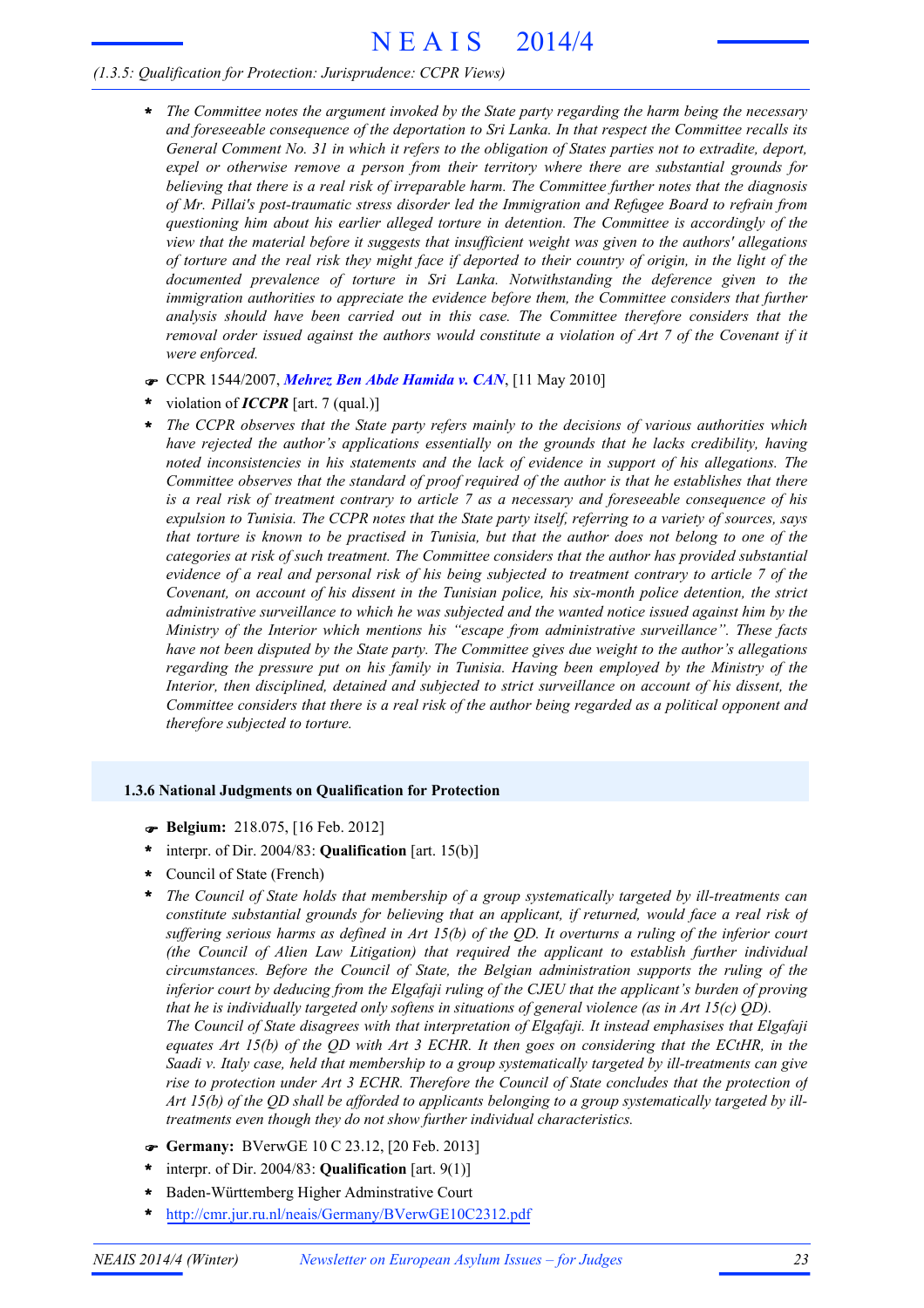- *The Committee notes the argument invoked by the State party regarding the harm being the necessary and foreseeable consequence of the deportation to Sri Lanka. In that respect the Committee recalls its General Comment No. 31 in which it refers to the obligation of States parties not to extradite, deport, expel or otherwise remove a person from their territory where there are substantial grounds for believing that there is a real risk of irreparable harm. The Committee further notes that the diagnosis of Mr. Pillai's post-traumatic stress disorder led the Immigration and Refugee Board to refrain from questioning him about his earlier alleged torture in detention. The Committee is accordingly of the view that the material before it suggests that insufficient weight was given to the authors' allegations of torture and the real risk they might face if deported to their country of origin, in the light of the documented prevalence of torture in Sri Lanka. Notwithstanding the deference given to the immigration authorities to appreciate the evidence before them, the Committee considers that further analysis should have been carried out in this case. The Committee therefore considers that the removal order issued against the authors would constitute a violation of Art 7 of the Covenant if it were enforced.*

☛ CCPR 1544/2007, ***Mehrez Ben Abde Hamida v. CAN***, [11 May 2010]

- violation of ***ICCPR*** [art. 7 (qual.)]
- *The CCPR observes that the State party refers mainly to the decisions of various authorities which have rejected the author's applications essentially on the grounds that he lacks credibility, having noted inconsistencies in his statements and the lack of evidence in support of his allegations. The Committee observes that the standard of proof required of the author is that he establishes that there is a real risk of treatment contrary to article 7 as a necessary and foreseeable consequence of his expulsion to Tunisia. The CCPR notes that the State party itself, referring to a variety of sources, says that torture is known to be practised in Tunisia, but that the author does not belong to one of the categories at risk of such treatment. The Committee considers that the author has provided substantial evidence of a real and personal risk of his being subjected to treatment contrary to article 7 of the Covenant, on account of his dissent in the Tunisian police, his six-month police detention, the strict administrative surveillance to which he was subjected and the wanted notice issued against him by the Ministry of the Interior which mentions his "escape from administrative surveillance". These facts have not been disputed by the State party. The Committee gives due weight to the author's allegations regarding the pressure put on his family in Tunisia. Having been employed by the Ministry of the Interior, then disciplined, detained and subjected to strict surveillance on account of his dissent, the Committee considers that there is a real risk of the author being regarded as a political opponent and therefore subjected to torture.*

### 1.3.6 National Judgments on Qualification for Protection

☛ **Belgium:** 218.075, [16 Feb. 2012]

- interpr. of Dir. 2004/83: **Qualification** [art. 15(b)]
- Council of State (French)
- *The Council of State holds that membership of a group systematically targeted by ill-treatments can constitute substantial grounds for believing that an applicant, if returned, would face a real risk of suffering serious harms as defined in Art 15(b) of the QD. It overturns a ruling of the inferior court (the Council of Alien Law Litigation) that required the applicant to establish further individual circumstances. Before the Council of State, the Belgian administration supports the ruling of the inferior court by deducing from the Elgafaji ruling of the CJEU that the applicant's burden of proving that he is individually targeted only softens in situations of general violence (as in Art 15(c) QD).*
  *The Council of State disagrees with that interpretation of Elgafaji. It instead emphasises that Elgafaji equates Art 15(b) of the QD with Art 3 ECHR. It then goes on considering that the ECtHR, in the Saadi v. Italy case, held that membership to a group systematically targeted by ill-treatments can give rise to protection under Art 3 ECHR. Therefore the Council of State concludes that the protection of Art 15(b) of the QD shall be afforded to applicants belonging to a group systematically targeted by ill-treatments even though they do not show further individual characteristics.*

☛ **Germany:** BVerwGE 10 C 23.12, [20 Feb. 2013]

- interpr. of Dir. 2004/83: **Qualification** [art. 9(1)]
- Baden-Württemberg Higher Adminstrative Court
- http://cmr.jur.ru.nl/neais/Germany/BVerwGE10C2312.pdf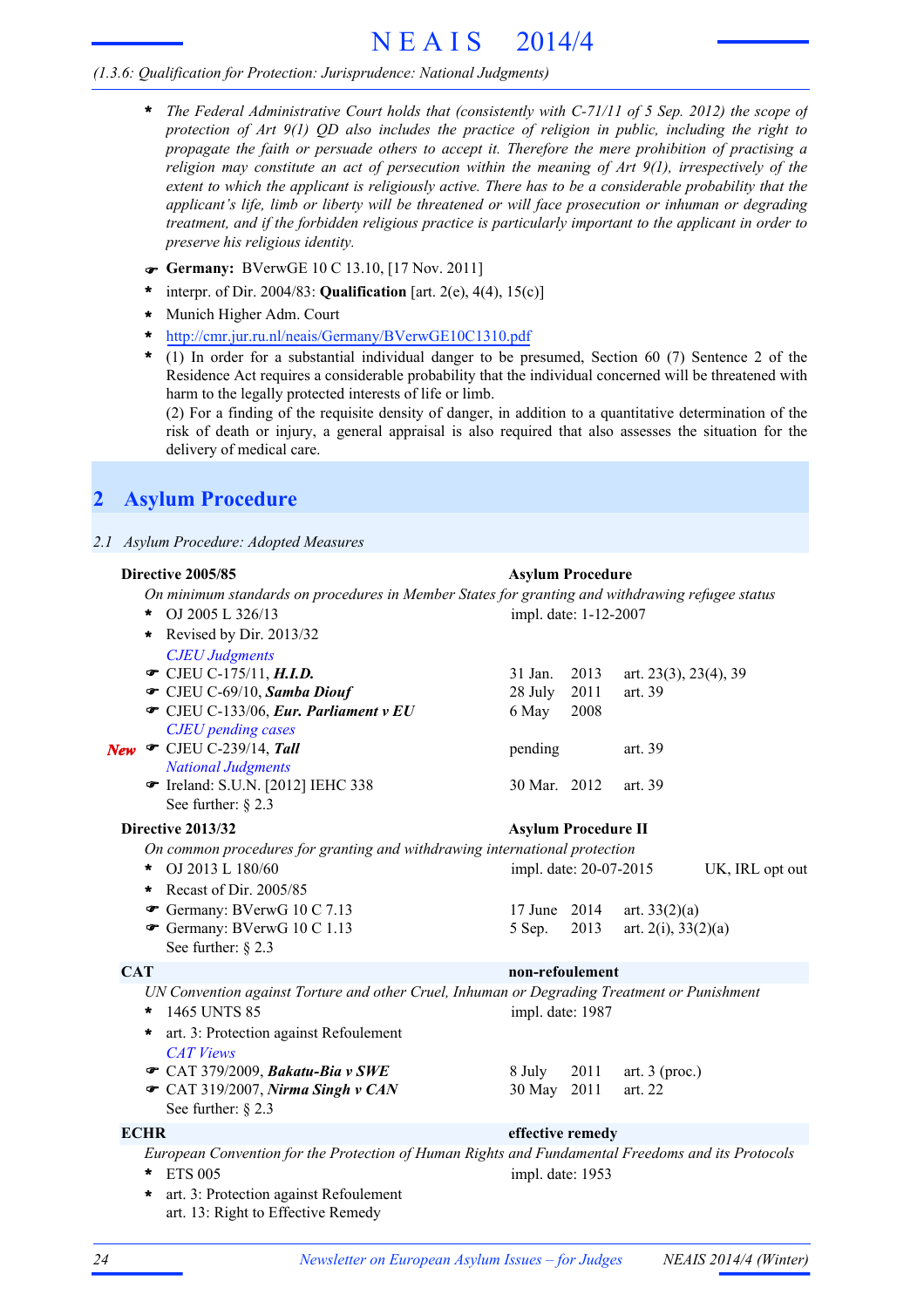(1.3.6: Qualification for Protection: Jurisprudence: National Judgments)

- *The Federal Administrative Court holds that (consistently with C-71/11 of 5 Sep. 2012) the scope of protection of Art 9(1) QD also includes the practice of religion in public, including the right to propagate the faith or persuade others to accept it. Therefore the mere prohibition of practising a religion may constitute an act of persecution within the meaning of Art 9(1), irrespectively of the extent to which the applicant is religiously active. There has to be a considerable probability that the applicant's life, limb or liberty will be threatened or will face prosecution or inhuman or degrading treatment, and if the forbidden religious practice is particularly important to the applicant in order to preserve his religious identity.*

☛ **Germany:** BVerwGE 10 C 13.10, [17 Nov. 2011]

- interpr. of Dir. 2004/83: **Qualification** [art. 2(e), 4(4), 15(c)]
- Munich Higher Adm. Court
- http://cmr.jur.ru.nl/neais/Germany/BVerwGE10C1310.pdf
- (1) In order for a substantial individual danger to be presumed, Section 60 (7) Sentence 2 of the Residence Act requires a considerable probability that the individual concerned will be threatened with harm to the legally protected interests of life or limb.
  (2) For a finding of the requisite density of danger, in addition to a quantitative determination of the risk of death or injury, a general appraisal is also required that also assesses the situation for the delivery of medical care.

# 2 Asylum Procedure

## 2.1 Asylum Procedure: Adopted Measures

**Directive 2005/85** — **Asylum Procedure**

*On minimum standards on procedures in Member States for granting and withdrawing refugee status*

- OJ 2005 L 326/13 — impl. date: 1-12-2007
- Revised by Dir. 2013/32

*CJEU Judgments*

| | | | |
|---|---|---|---|
| ☛ CJEU C-175/11, ***H.I.D.*** | 31 Jan. | 2013 | art. 23(3), 23(4), 39 |
| ☛ CJEU C-69/10, ***Samba Diouf*** | 28 July | 2011 | art. 39 |
| ☛ CJEU C-133/06, ***Eur. Parliament v EU*** | 6 May | 2008 | |

*CJEU pending cases*

| | | | |
|---|---|---|---|
| *New* ☛ CJEU C-239/14, ***Tall*** | pending | | art. 39 |

*National Judgments*

| | | | |
|---|---|---|---|
| ☛ Ireland: S.U.N. [2012] IEHC 338 | 30 Mar. | 2012 | art. 39 |

See further: § 2.3

**Directive 2013/32** — **Asylum Procedure II**

*On common procedures for granting and withdrawing international protection*

- OJ 2013 L 180/60 — impl. date: 20-07-2015 — UK, IRL opt out
- Recast of Dir. 2005/85

| | | | |
|---|---|---|---|
| ☛ Germany: BVerwG 10 C 7.13 | 17 June | 2014 | art. 33(2)(a) |
| ☛ Germany: BVerwG 10 C 1.13 | 5 Sep. | 2013 | art. 2(i), 33(2)(a) |

See further: § 2.3

**CAT** — **non-refoulement**

*UN Convention against Torture and other Cruel, Inhuman or Degrading Treatment or Punishment*

- 1465 UNTS 85 — impl. date: 1987
- art. 3: Protection against Refoulement

*CAT Views*

| | | | |
|---|---|---|---|
| ☛ CAT 379/2009, ***Bakatu-Bia v SWE*** | 8 July | 2011 | art. 3 (proc.) |
| ☛ CAT 319/2007, ***Nirma Singh v CAN*** | 30 May | 2011 | art. 22 |

See further: § 2.3

**ECHR** — **effective remedy**

*European Convention for the Protection of Human Rights and Fundamental Freedoms and its Protocols*

- ETS 005 — impl. date: 1953
- art. 3: Protection against Refoulement
  art. 13: Right to Effective Remedy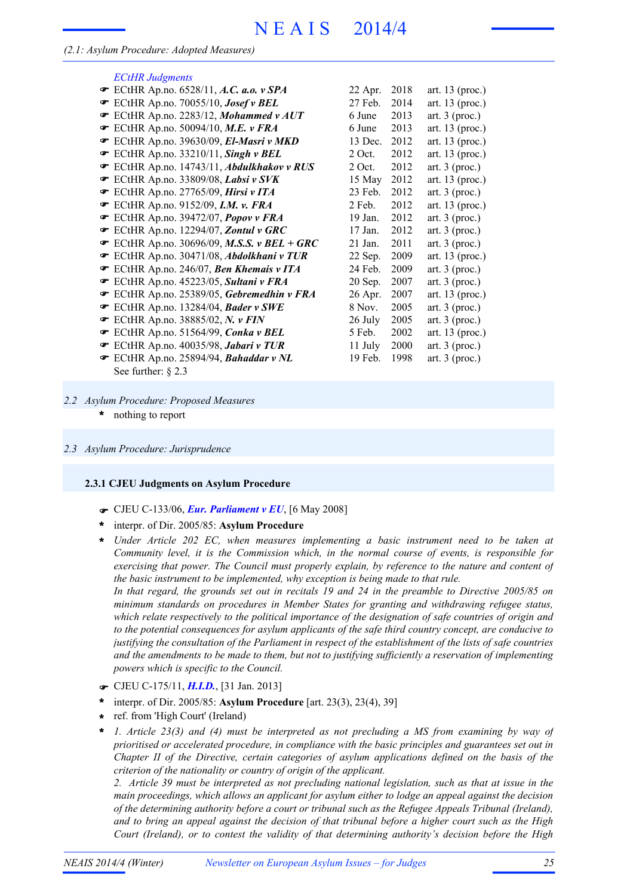*(2.1: Asylum Procedure: Adopted Measures)*

*ECtHR Judgments*

| | | | |
|---|---|---|---|
| ☛ ECtHR Ap.no. 6528/11, ***A.C. a.o. v SPA*** | 22 Apr. | 2018 | art. 13 (proc.) |
| ☛ ECtHR Ap.no. 70055/10, ***Josef v BEL*** | 27 Feb. | 2014 | art. 13 (proc.) |
| ☛ ECtHR Ap.no. 2283/12, ***Mohammed v AUT*** | 6 June | 2013 | art. 3 (proc.) |
| ☛ ECtHR Ap.no. 50094/10, ***M.E. v FRA*** | 6 June | 2013 | art. 13 (proc.) |
| ☛ ECtHR Ap.no. 39630/09, ***El-Masri v MKD*** | 13 Dec. | 2012 | art. 13 (proc.) |
| ☛ ECtHR Ap.no. 33210/11, ***Singh v BEL*** | 2 Oct. | 2012 | art. 13 (proc.) |
| ☛ ECtHR Ap.no. 14743/11, ***Abdulkhakov v RUS*** | 2 Oct. | 2012 | art. 3 (proc.) |
| ☛ ECtHR Ap.no. 33809/08, ***Labsi v SVK*** | 15 May | 2012 | art. 13 (proc.) |
| ☛ ECtHR Ap.no. 27765/09, ***Hirsi v ITA*** | 23 Feb. | 2012 | art. 3 (proc.) |
| ☛ ECtHR Ap.no. 9152/09, ***I.M. v. FRA*** | 2 Feb. | 2012 | art. 13 (proc.) |
| ☛ ECtHR Ap.no. 39472/07, ***Popov v FRA*** | 19 Jan. | 2012 | art. 3 (proc.) |
| ☛ ECtHR Ap.no. 12294/07, ***Zontul v GRC*** | 17 Jan. | 2012 | art. 3 (proc.) |
| ☛ ECtHR Ap.no. 30696/09, ***M.S.S. v BEL + GRC*** | 21 Jan. | 2011 | art. 3 (proc.) |
| ☛ ECtHR Ap.no. 30471/08, ***Abdolkhani v TUR*** | 22 Sep. | 2009 | art. 13 (proc.) |
| ☛ ECtHR Ap.no. 246/07, ***Ben Khemais v ITA*** | 24 Feb. | 2009 | art. 3 (proc.) |
| ☛ ECtHR Ap.no. 45223/05, ***Sultani v FRA*** | 20 Sep. | 2007 | art. 3 (proc.) |
| ☛ ECtHR Ap.no. 25389/05, ***Gebremedhin v FRA*** | 26 Apr. | 2007 | art. 13 (proc.) |
| ☛ ECtHR Ap.no. 13284/04, ***Bader v SWE*** | 8 Nov. | 2005 | art. 3 (proc.) |
| ☛ ECtHR Ap.no. 38885/02, ***N. v FIN*** | 26 July | 2005 | art. 3 (proc.) |
| ☛ ECtHR Ap.no. 51564/99, ***Conka v BEL*** | 5 Feb. | 2002 | art. 13 (proc.) |
| ☛ ECtHR Ap.no. 40035/98, ***Jabari v TUR*** | 11 July | 2000 | art. 3 (proc.) |
| ☛ ECtHR Ap.no. 25894/94, ***Bahaddar v NL*** | 19 Feb. | 1998 | art. 3 (proc.) |

See further: § 2.3

## 2.2 *Asylum Procedure: Proposed Measures*

* nothing to report

## 2.3 *Asylum Procedure: Jurisprudence*

### 2.3.1 CJEU Judgments on Asylum Procedure

☛ CJEU C-133/06, ***Eur. Parliament v EU***, [6 May 2008]

* interpr. of Dir. 2005/85: **Asylum Procedure**
* *Under Article 202 EC, when measures implementing a basic instrument need to be taken at Community level, it is the Commission which, in the normal course of events, is responsible for exercising that power. The Council must properly explain, by reference to the nature and content of the basic instrument to be implemented, why exception is being made to that rule.*
  *In that regard, the grounds set out in recitals 19 and 24 in the preamble to Directive 2005/85 on minimum standards on procedures in Member States for granting and withdrawing refugee status, which relate respectively to the political importance of the designation of safe countries of origin and to the potential consequences for asylum applicants of the safe third country concept, are conducive to justifying the consultation of the Parliament in respect of the establishment of the lists of safe countries and the amendments to be made to them, but not to justifying sufficiently a reservation of implementing powers which is specific to the Council.*

☛ CJEU C-175/11, ***H.I.D.***, [31 Jan. 2013]

* interpr. of Dir. 2005/85: **Asylum Procedure** [art. 23(3), 23(4), 39]
* ref. from 'High Court' (Ireland)
* *1. Article 23(3) and (4) must be interpreted as not precluding a MS from examining by way of prioritised or accelerated procedure, in compliance with the basic principles and guarantees set out in Chapter II of the Directive, certain categories of asylum applications defined on the basis of the criterion of the nationality or country of origin of the applicant.*
  *2. Article 39 must be interpreted as not precluding national legislation, such as that at issue in the main proceedings, which allows an applicant for asylum either to lodge an appeal against the decision of the determining authority before a court or tribunal such as the Refugee Appeals Tribunal (Ireland), and to bring an appeal against the decision of that tribunal before a higher court such as the High Court (Ireland), or to contest the validity of that determining authority's decision before the High*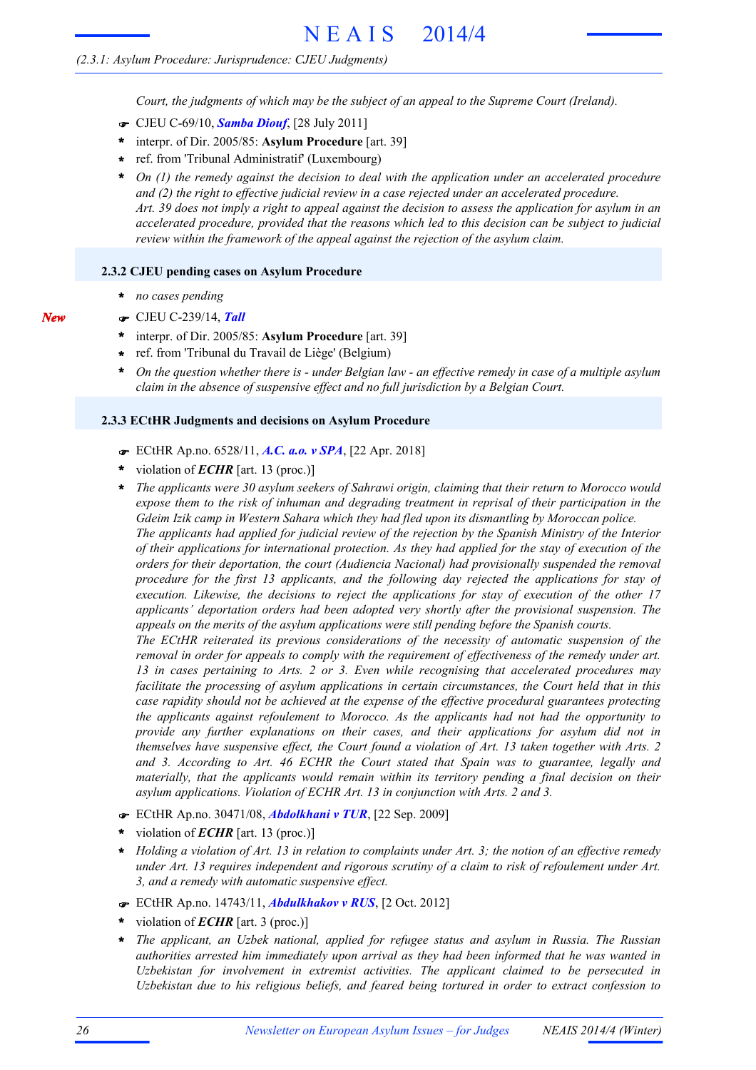Court, the judgments of which may be the subject of an appeal to the Supreme Court (Ireland).*

- ☛ CJEU C-69/10, ***Samba Diouf***, [28 July 2011]
- \* interpr. of Dir. 2005/85: **Asylum Procedure** [art. 39]
- \* ref. from 'Tribunal Administratif' (Luxembourg)
- \* *On (1) the remedy against the decision to deal with the application under an accelerated procedure and (2) the right to effective judicial review in a case rejected under an accelerated procedure.*
  *Art. 39 does not imply a right to appeal against the decision to assess the application for asylum in an accelerated procedure, provided that the reasons which led to this decision can be subject to judicial review within the framework of the appeal against the rejection of the asylum claim.*

### 2.3.2 CJEU pending cases on Asylum Procedure

- \* *no cases pending*

*New*

- ☛ CJEU C-239/14, ***Tall***
- \* interpr. of Dir. 2005/85: **Asylum Procedure** [art. 39]
- \* ref. from 'Tribunal du Travail de Liège' (Belgium)
- \* *On the question whether there is - under Belgian law - an effective remedy in case of a multiple asylum claim in the absence of suspensive effect and no full jurisdiction by a Belgian Court.*

### 2.3.3 ECtHR Judgments and decisions on Asylum Procedure

- ☛ ECtHR Ap.no. 6528/11, ***A.C. a.o. v SPA***, [22 Apr. 2018]
- \* violation of ***ECHR*** [art. 13 (proc.)]
- \* *The applicants were 30 asylum seekers of Sahrawi origin, claiming that their return to Morocco would expose them to the risk of inhuman and degrading treatment in reprisal of their participation in the Gdeim Izik camp in Western Sahara which they had fled upon its dismantling by Moroccan police.*
  *The applicants had applied for judicial review of the rejection by the Spanish Ministry of the Interior of their applications for international protection. As they had applied for the stay of execution of the orders for their deportation, the court (Audiencia Nacional) had provisionally suspended the removal procedure for the first 13 applicants, and the following day rejected the applications for stay of execution. Likewise, the decisions to reject the applications for stay of execution of the other 17 applicants' deportation orders had been adopted very shortly after the provisional suspension. The appeals on the merits of the asylum applications were still pending before the Spanish courts.*
  *The ECtHR reiterated its previous considerations of the necessity of automatic suspension of the removal in order for appeals to comply with the requirement of effectiveness of the remedy under art. 13 in cases pertaining to Arts. 2 or 3. Even while recognising that accelerated procedures may facilitate the processing of asylum applications in certain circumstances, the Court held that in this case rapidity should not be achieved at the expense of the effective procedural guarantees protecting the applicants against refoulement to Morocco. As the applicants had not had the opportunity to provide any further explanations on their cases, and their applications for asylum did not in themselves have suspensive effect, the Court found a violation of Art. 13 taken together with Arts. 2 and 3. According to Art. 46 ECHR the Court stated that Spain was to guarantee, legally and materially, that the applicants would remain within its territory pending a final decision on their asylum applications. Violation of ECHR Art. 13 in conjunction with Arts. 2 and 3.*
- ☛ ECtHR Ap.no. 30471/08, ***Abdolkhani v TUR***, [22 Sep. 2009]
- \* violation of ***ECHR*** [art. 13 (proc.)]
- \* *Holding a violation of Art. 13 in relation to complaints under Art. 3; the notion of an effective remedy under Art. 13 requires independent and rigorous scrutiny of a claim to risk of refoulement under Art. 3, and a remedy with automatic suspensive effect.*
- ☛ ECtHR Ap.no. 14743/11, ***Abdulkhakov v RUS***, [2 Oct. 2012]
- \* violation of ***ECHR*** [art. 3 (proc.)]
- \* *The applicant, an Uzbek national, applied for refugee status and asylum in Russia. The Russian authorities arrested him immediately upon arrival as they had been informed that he was wanted in Uzbekistan for involvement in extremist activities. The applicant claimed to be persecuted in Uzbekistan due to his religious beliefs, and feared being tortured in order to extract confession to*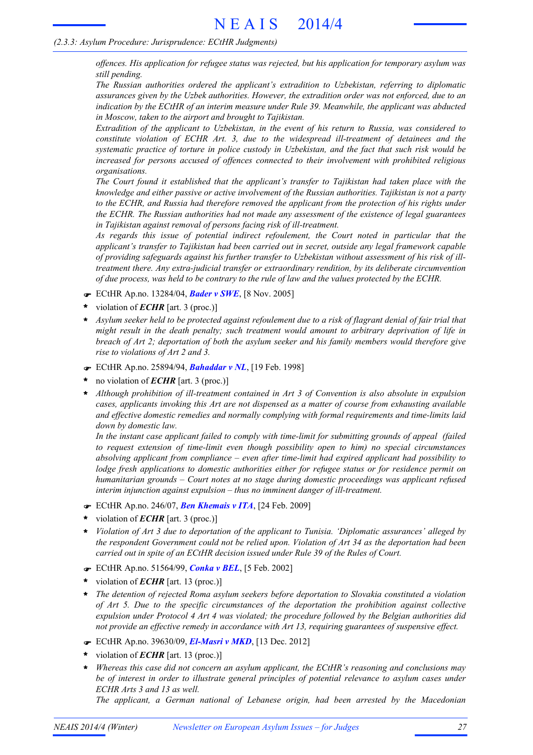*offences. His application for refugee status was rejected, but his application for temporary asylum was still pending.*

*The Russian authorities ordered the applicant's extradition to Uzbekistan, referring to diplomatic assurances given by the Uzbek authorities. However, the extradition order was not enforced, due to an indication by the ECtHR of an interim measure under Rule 39. Meanwhile, the applicant was abducted in Moscow, taken to the airport and brought to Tajikistan.*

*Extradition of the applicant to Uzbekistan, in the event of his return to Russia, was considered to constitute violation of ECHR Art. 3, due to the widespread ill-treatment of detainees and the systematic practice of torture in police custody in Uzbekistan, and the fact that such risk would be increased for persons accused of offences connected to their involvement with prohibited religious organisations.*

*The Court found it established that the applicant's transfer to Tajikistan had taken place with the knowledge and either passive or active involvement of the Russian authorities. Tajikistan is not a party to the ECHR, and Russia had therefore removed the applicant from the protection of his rights under the ECHR. The Russian authorities had not made any assessment of the existence of legal guarantees in Tajikistan against removal of persons facing risk of ill-treatment.*

*As regards this issue of potential indirect refoulement, the Court noted in particular that the applicant's transfer to Tajikistan had been carried out in secret, outside any legal framework capable of providing safeguards against his further transfer to Uzbekistan without assessment of his risk of ill-treatment there. Any extra-judicial transfer or extraordinary rendition, by its deliberate circumvention of due process, was held to be contrary to the rule of law and the values protected by the ECHR.*

☛ ECtHR Ap.no. 13284/04, ***Bader v SWE***, [8 Nov. 2005]

\* violation of ***ECHR*** [art. 3 (proc.)]

\* *Asylum seeker held to be protected against refoulement due to a risk of flagrant denial of fair trial that might result in the death penalty; such treatment would amount to arbitrary deprivation of life in breach of Art 2; deportation of both the asylum seeker and his family members would therefore give rise to violations of Art 2 and 3.*

☛ ECtHR Ap.no. 25894/94, ***Bahaddar v NL***, [19 Feb. 1998]

\* no violation of ***ECHR*** [art. 3 (proc.)]

\* *Although prohibition of ill-treatment contained in Art 3 of Convention is also absolute in expulsion cases, applicants invoking this Art are not dispensed as a matter of course from exhausting available and effective domestic remedies and normally complying with formal requirements and time-limits laid down by domestic law.*

*In the instant case applicant failed to comply with time-limit for submitting grounds of appeal (failed to request extension of time-limit even though possibility open to him) no special circumstances absolving applicant from compliance – even after time-limit had expired applicant had possibility to lodge fresh applications to domestic authorities either for refugee status or for residence permit on humanitarian grounds – Court notes at no stage during domestic proceedings was applicant refused interim injunction against expulsion – thus no imminent danger of ill-treatment.*

☛ ECtHR Ap.no. 246/07, ***Ben Khemais v ITA***, [24 Feb. 2009]

\* violation of ***ECHR*** [art. 3 (proc.)]

\* *Violation of Art 3 due to deportation of the applicant to Tunisia. 'Diplomatic assurances' alleged by the respondent Government could not be relied upon. Violation of Art 34 as the deportation had been carried out in spite of an ECtHR decision issued under Rule 39 of the Rules of Court.*

☛ ECtHR Ap.no. 51564/99, ***Conka v BEL***, [5 Feb. 2002]

\* violation of ***ECHR*** [art. 13 (proc.)]

\* *The detention of rejected Roma asylum seekers before deportation to Slovakia constituted a violation of Art 5. Due to the specific circumstances of the deportation the prohibition against collective expulsion under Protocol 4 Art 4 was violated; the procedure followed by the Belgian authorities did not provide an effective remedy in accordance with Art 13, requiring guarantees of suspensive effect.*

☛ ECtHR Ap.no. 39630/09, ***El-Masri v MKD***, [13 Dec. 2012]

\* violation of ***ECHR*** [art. 13 (proc.)]

\* *Whereas this case did not concern an asylum applicant, the ECtHR's reasoning and conclusions may be of interest in order to illustrate general principles of potential relevance to asylum cases under ECHR Arts 3 and 13 as well.*

*The applicant, a German national of Lebanese origin, had been arrested by the Macedonian*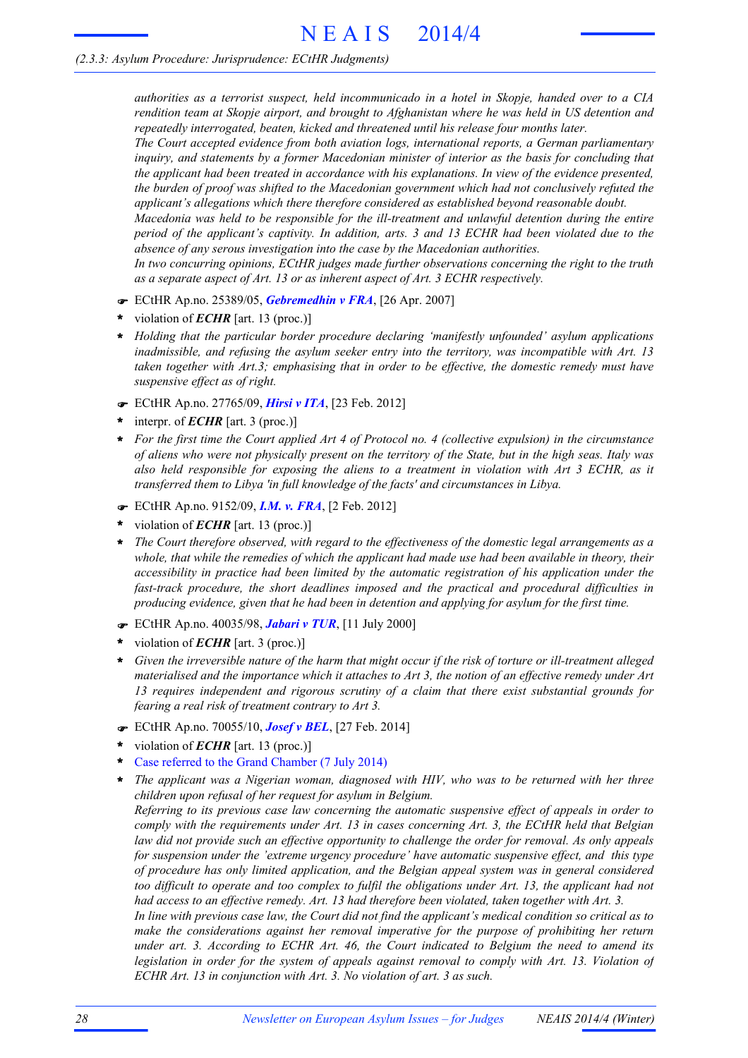*authorities as a terrorist suspect, held incommunicado in a hotel in Skopje, handed over to a CIA rendition team at Skopje airport, and brought to Afghanistan where he was held in US detention and repeatedly interrogated, beaten, kicked and threatened until his release four months later.*
*The Court accepted evidence from both aviation logs, international reports, a German parliamentary inquiry, and statements by a former Macedonian minister of interior as the basis for concluding that the applicant had been treated in accordance with his explanations. In view of the evidence presented, the burden of proof was shifted to the Macedonian government which had not conclusively refuted the applicant's allegations which there therefore considered as established beyond reasonable doubt.*
*Macedonia was held to be responsible for the ill-treatment and unlawful detention during the entire period of the applicant's captivity. In addition, arts. 3 and 13 ECHR had been violated due to the absence of any serous investigation into the case by the Macedonian authorities.*
*In two concurring opinions, ECtHR judges made further observations concerning the right to the truth as a separate aspect of Art. 13 or as inherent aspect of Art. 3 ECHR respectively.*

☛ ECtHR Ap.no. 25389/05, ***Gebremedhin v FRA***, [26 Apr. 2007]

- **\*** violation of ***ECHR*** [art. 13 (proc.)]
- **\*** *Holding that the particular border procedure declaring 'manifestly unfounded' asylum applications inadmissible, and refusing the asylum seeker entry into the territory, was incompatible with Art. 13 taken together with Art.3; emphasising that in order to be effective, the domestic remedy must have suspensive effect as of right.*

☛ ECtHR Ap.no. 27765/09, ***Hirsi v ITA***, [23 Feb. 2012]

- **\*** interpr. of ***ECHR*** [art. 3 (proc.)]
- **\*** *For the first time the Court applied Art 4 of Protocol no. 4 (collective expulsion) in the circumstance of aliens who were not physically present on the territory of the State, but in the high seas. Italy was also held responsible for exposing the aliens to a treatment in violation with Art 3 ECHR, as it transferred them to Libya 'in full knowledge of the facts' and circumstances in Libya.*

☛ ECtHR Ap.no. 9152/09, ***I.M. v. FRA***, [2 Feb. 2012]

- **\*** violation of ***ECHR*** [art. 13 (proc.)]
- **\*** *The Court therefore observed, with regard to the effectiveness of the domestic legal arrangements as a whole, that while the remedies of which the applicant had made use had been available in theory, their accessibility in practice had been limited by the automatic registration of his application under the fast-track procedure, the short deadlines imposed and the practical and procedural difficulties in producing evidence, given that he had been in detention and applying for asylum for the first time.*

☛ ECtHR Ap.no. 40035/98, ***Jabari v TUR***, [11 July 2000]

- **\*** violation of ***ECHR*** [art. 3 (proc.)]
- **\*** *Given the irreversible nature of the harm that might occur if the risk of torture or ill-treatment alleged materialised and the importance which it attaches to Art 3, the notion of an effective remedy under Art 13 requires independent and rigorous scrutiny of a claim that there exist substantial grounds for fearing a real risk of treatment contrary to Art 3.*

☛ ECtHR Ap.no. 70055/10, ***Josef v BEL***, [27 Feb. 2014]

- **\*** violation of ***ECHR*** [art. 13 (proc.)]
- **\*** Case referred to the Grand Chamber (7 July 2014)
- **\*** *The applicant was a Nigerian woman, diagnosed with HIV, who was to be returned with her three children upon refusal of her request for asylum in Belgium.*
*Referring to its previous case law concerning the automatic suspensive effect of appeals in order to comply with the requirements under Art. 13 in cases concerning Art. 3, the ECtHR held that Belgian law did not provide such an effective opportunity to challenge the order for removal. As only appeals for suspension under the 'extreme urgency procedure' have automatic suspensive effect, and this type of procedure has only limited application, and the Belgian appeal system was in general considered too difficult to operate and too complex to fulfil the obligations under Art. 13, the applicant had not had access to an effective remedy. Art. 13 had therefore been violated, taken together with Art. 3.*
*In line with previous case law, the Court did not find the applicant's medical condition so critical as to make the considerations against her removal imperative for the purpose of prohibiting her return under art. 3. According to ECHR Art. 46, the Court indicated to Belgium the need to amend its legislation in order for the system of appeals against removal to comply with Art. 13. Violation of ECHR Art. 13 in conjunction with Art. 3. No violation of art. 3 as such.*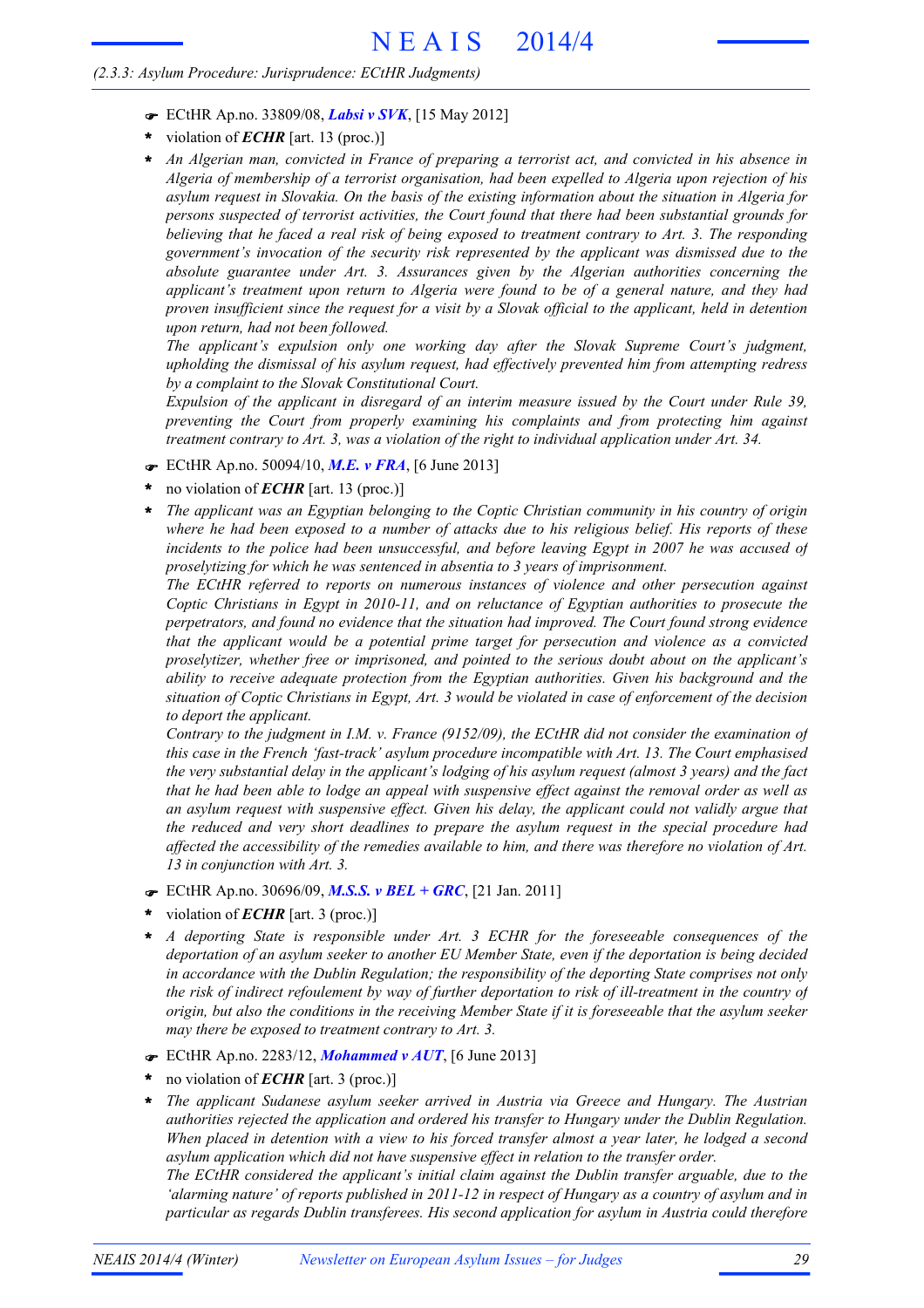- ☛ ECtHR Ap.no. 33809/08, ***Labsi v SVK***, [15 May 2012]
- \* violation of ***ECHR*** [art. 13 (proc.)]
- \* *An Algerian man, convicted in France of preparing a terrorist act, and convicted in his absence in Algeria of membership of a terrorist organisation, had been expelled to Algeria upon rejection of his asylum request in Slovakia. On the basis of the existing information about the situation in Algeria for persons suspected of terrorist activities, the Court found that there had been substantial grounds for believing that he faced a real risk of being exposed to treatment contrary to Art. 3. The responding government's invocation of the security risk represented by the applicant was dismissed due to the absolute guarantee under Art. 3. Assurances given by the Algerian authorities concerning the applicant's treatment upon return to Algeria were found to be of a general nature, and they had proven insufficient since the request for a visit by a Slovak official to the applicant, held in detention upon return, had not been followed.*

  *The applicant's expulsion only one working day after the Slovak Supreme Court's judgment, upholding the dismissal of his asylum request, had effectively prevented him from attempting redress by a complaint to the Slovak Constitutional Court.*

  *Expulsion of the applicant in disregard of an interim measure issued by the Court under Rule 39, preventing the Court from properly examining his complaints and from protecting him against treatment contrary to Art. 3, was a violation of the right to individual application under Art. 34.*

- ☛ ECtHR Ap.no. 50094/10, ***M.E. v FRA***, [6 June 2013]
- \* no violation of ***ECHR*** [art. 13 (proc.)]
- \* *The applicant was an Egyptian belonging to the Coptic Christian community in his country of origin where he had been exposed to a number of attacks due to his religious belief. His reports of these incidents to the police had been unsuccessful, and before leaving Egypt in 2007 he was accused of proselytizing for which he was sentenced in absentia to 3 years of imprisonment.*

  *The ECtHR referred to reports on numerous instances of violence and other persecution against Coptic Christians in Egypt in 2010-11, and on reluctance of Egyptian authorities to prosecute the perpetrators, and found no evidence that the situation had improved. The Court found strong evidence that the applicant would be a potential prime target for persecution and violence as a convicted proselytizer, whether free or imprisoned, and pointed to the serious doubt about on the applicant's ability to receive adequate protection from the Egyptian authorities. Given his background and the situation of Coptic Christians in Egypt, Art. 3 would be violated in case of enforcement of the decision to deport the applicant.*

  *Contrary to the judgment in I.M. v. France (9152/09), the ECtHR did not consider the examination of this case in the French 'fast-track' asylum procedure incompatible with Art. 13. The Court emphasised the very substantial delay in the applicant's lodging of his asylum request (almost 3 years) and the fact that he had been able to lodge an appeal with suspensive effect against the removal order as well as an asylum request with suspensive effect. Given his delay, the applicant could not validly argue that the reduced and very short deadlines to prepare the asylum request in the special procedure had affected the accessibility of the remedies available to him, and there was therefore no violation of Art. 13 in conjunction with Art. 3.*

- ☛ ECtHR Ap.no. 30696/09, ***M.S.S. v BEL + GRC***, [21 Jan. 2011]
- \* violation of ***ECHR*** [art. 3 (proc.)]
- \* *A deporting State is responsible under Art. 3 ECHR for the foreseeable consequences of the deportation of an asylum seeker to another EU Member State, even if the deportation is being decided in accordance with the Dublin Regulation; the responsibility of the deporting State comprises not only the risk of indirect refoulement by way of further deportation to risk of ill-treatment in the country of origin, but also the conditions in the receiving Member State if it is foreseeable that the asylum seeker may there be exposed to treatment contrary to Art. 3.*

- ☛ ECtHR Ap.no. 2283/12, ***Mohammed v AUT***, [6 June 2013]
- \* no violation of ***ECHR*** [art. 3 (proc.)]
- \* *The applicant Sudanese asylum seeker arrived in Austria via Greece and Hungary. The Austrian authorities rejected the application and ordered his transfer to Hungary under the Dublin Regulation. When placed in detention with a view to his forced transfer almost a year later, he lodged a second asylum application which did not have suspensive effect in relation to the transfer order.*

  *The ECtHR considered the applicant's initial claim against the Dublin transfer arguable, due to the 'alarming nature' of reports published in 2011-12 in respect of Hungary as a country of asylum and in particular as regards Dublin transferees. His second application for asylum in Austria could therefore*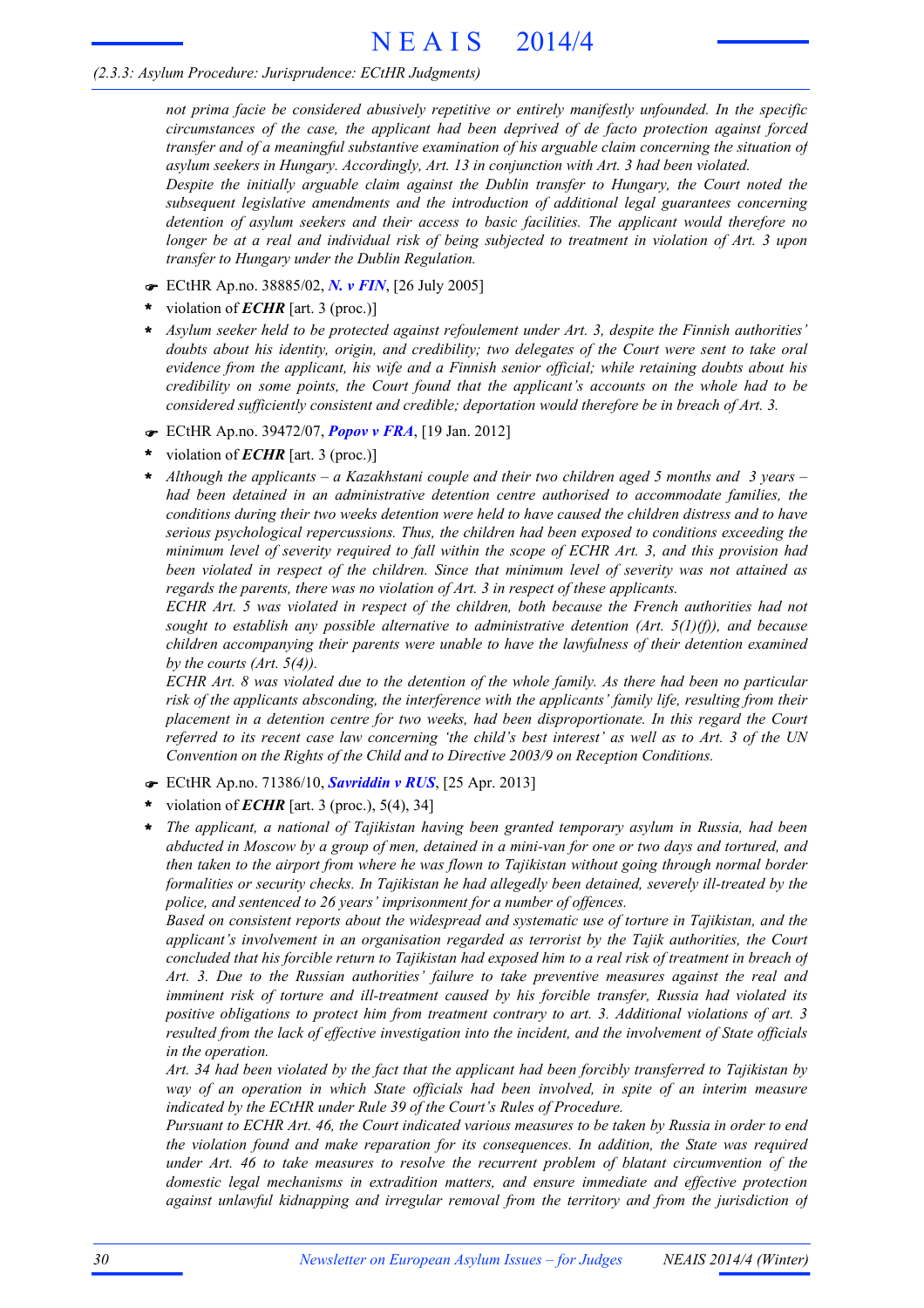*not prima facie be considered abusively repetitive or entirely manifestly unfounded. In the specific circumstances of the case, the applicant had been deprived of de facto protection against forced transfer and of a meaningful substantive examination of his arguable claim concerning the situation of asylum seekers in Hungary. Accordingly, Art. 13 in conjunction with Art. 3 had been violated.*

*Despite the initially arguable claim against the Dublin transfer to Hungary, the Court noted the subsequent legislative amendments and the introduction of additional legal guarantees concerning detention of asylum seekers and their access to basic facilities. The applicant would therefore no longer be at a real and individual risk of being subjected to treatment in violation of Art. 3 upon transfer to Hungary under the Dublin Regulation.*

☛ ECtHR Ap.no. 38885/02, ***N. v FIN***, [26 July 2005]

\* violation of ***ECHR*** [art. 3 (proc.)]

\* *Asylum seeker held to be protected against refoulement under Art. 3, despite the Finnish authorities' doubts about his identity, origin, and credibility; two delegates of the Court were sent to take oral evidence from the applicant, his wife and a Finnish senior official; while retaining doubts about his credibility on some points, the Court found that the applicant's accounts on the whole had to be considered sufficiently consistent and credible; deportation would therefore be in breach of Art. 3.*

☛ ECtHR Ap.no. 39472/07, ***Popov v FRA***, [19 Jan. 2012]

\* violation of ***ECHR*** [art. 3 (proc.)]

\* *Although the applicants – a Kazakhstani couple and their two children aged 5 months and 3 years – had been detained in an administrative detention centre authorised to accommodate families, the conditions during their two weeks detention were held to have caused the children distress and to have serious psychological repercussions. Thus, the children had been exposed to conditions exceeding the minimum level of severity required to fall within the scope of ECHR Art. 3, and this provision had been violated in respect of the children. Since that minimum level of severity was not attained as regards the parents, there was no violation of Art. 3 in respect of these applicants.*

*ECHR Art. 5 was violated in respect of the children, both because the French authorities had not sought to establish any possible alternative to administrative detention (Art. 5(1)(f)), and because children accompanying their parents were unable to have the lawfulness of their detention examined by the courts (Art. 5(4)).*

*ECHR Art. 8 was violated due to the detention of the whole family. As there had been no particular risk of the applicants absconding, the interference with the applicants' family life, resulting from their placement in a detention centre for two weeks, had been disproportionate. In this regard the Court referred to its recent case law concerning 'the child's best interest' as well as to Art. 3 of the UN Convention on the Rights of the Child and to Directive 2003/9 on Reception Conditions.*

☛ ECtHR Ap.no. 71386/10, ***Savriddin v RUS***, [25 Apr. 2013]

\* violation of ***ECHR*** [art. 3 (proc.), 5(4), 34]

\* *The applicant, a national of Tajikistan having been granted temporary asylum in Russia, had been abducted in Moscow by a group of men, detained in a mini-van for one or two days and tortured, and then taken to the airport from where he was flown to Tajikistan without going through normal border formalities or security checks. In Tajikistan he had allegedly been detained, severely ill-treated by the police, and sentenced to 26 years' imprisonment for a number of offences.*

*Based on consistent reports about the widespread and systematic use of torture in Tajikistan, and the applicant's involvement in an organisation regarded as terrorist by the Tajik authorities, the Court concluded that his forcible return to Tajikistan had exposed him to a real risk of treatment in breach of Art. 3. Due to the Russian authorities' failure to take preventive measures against the real and imminent risk of torture and ill-treatment caused by his forcible transfer, Russia had violated its positive obligations to protect him from treatment contrary to art. 3. Additional violations of art. 3 resulted from the lack of effective investigation into the incident, and the involvement of State officials in the operation.*

*Art. 34 had been violated by the fact that the applicant had been forcibly transferred to Tajikistan by way of an operation in which State officials had been involved, in spite of an interim measure indicated by the ECtHR under Rule 39 of the Court's Rules of Procedure.*

*Pursuant to ECHR Art. 46, the Court indicated various measures to be taken by Russia in order to end the violation found and make reparation for its consequences. In addition, the State was required under Art. 46 to take measures to resolve the recurrent problem of blatant circumvention of the domestic legal mechanisms in extradition matters, and ensure immediate and effective protection against unlawful kidnapping and irregular removal from the territory and from the jurisdiction of*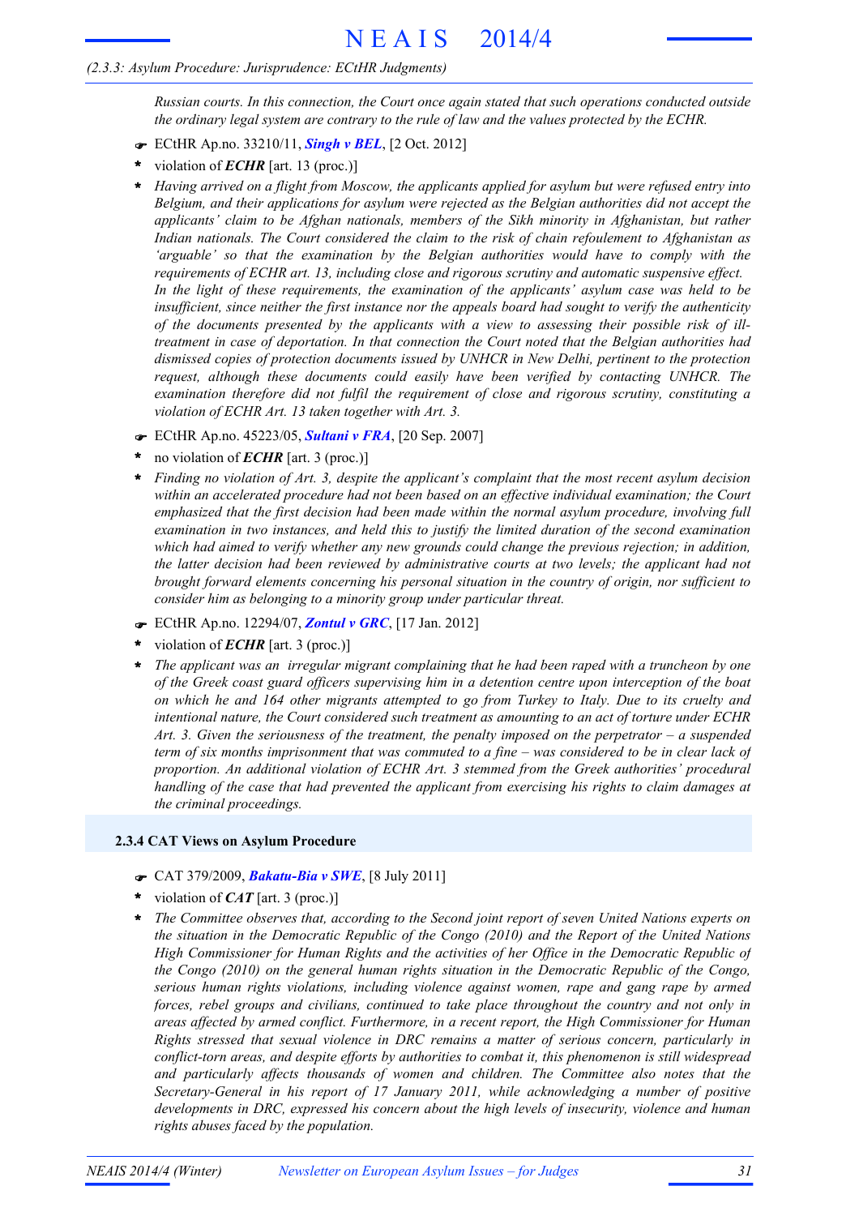*Russian courts. In this connection, the Court once again stated that such operations conducted outside the ordinary legal system are contrary to the rule of law and the values protected by the ECHR.*

- ☛ ECtHR Ap.no. 33210/11, ***Singh v BEL***, [2 Oct. 2012]
- \* violation of ***ECHR*** [art. 13 (proc.)]
- \* *Having arrived on a flight from Moscow, the applicants applied for asylum but were refused entry into Belgium, and their applications for asylum were rejected as the Belgian authorities did not accept the applicants' claim to be Afghan nationals, members of the Sikh minority in Afghanistan, but rather Indian nationals. The Court considered the claim to the risk of chain refoulement to Afghanistan as 'arguable' so that the examination by the Belgian authorities would have to comply with the requirements of ECHR art. 13, including close and rigorous scrutiny and automatic suspensive effect.*
  *In the light of these requirements, the examination of the applicants' asylum case was held to be insufficient, since neither the first instance nor the appeals board had sought to verify the authenticity of the documents presented by the applicants with a view to assessing their possible risk of ill-treatment in case of deportation. In that connection the Court noted that the Belgian authorities had dismissed copies of protection documents issued by UNHCR in New Delhi, pertinent to the protection request, although these documents could easily have been verified by contacting UNHCR. The examination therefore did not fulfil the requirement of close and rigorous scrutiny, constituting a violation of ECHR Art. 13 taken together with Art. 3.*

- ☛ ECtHR Ap.no. 45223/05, ***Sultani v FRA***, [20 Sep. 2007]
- \* no violation of ***ECHR*** [art. 3 (proc.)]
- \* *Finding no violation of Art. 3, despite the applicant's complaint that the most recent asylum decision within an accelerated procedure had not been based on an effective individual examination; the Court emphasized that the first decision had been made within the normal asylum procedure, involving full examination in two instances, and held this to justify the limited duration of the second examination which had aimed to verify whether any new grounds could change the previous rejection; in addition, the latter decision had been reviewed by administrative courts at two levels; the applicant had not brought forward elements concerning his personal situation in the country of origin, nor sufficient to consider him as belonging to a minority group under particular threat.*

- ☛ ECtHR Ap.no. 12294/07, ***Zontul v GRC***, [17 Jan. 2012]
- \* violation of ***ECHR*** [art. 3 (proc.)]
- \* *The applicant was an irregular migrant complaining that he had been raped with a truncheon by one of the Greek coast guard officers supervising him in a detention centre upon interception of the boat on which he and 164 other migrants attempted to go from Turkey to Italy. Due to its cruelty and intentional nature, the Court considered such treatment as amounting to an act of torture under ECHR Art. 3. Given the seriousness of the treatment, the penalty imposed on the perpetrator – a suspended term of six months imprisonment that was commuted to a fine – was considered to be in clear lack of proportion. An additional violation of ECHR Art. 3 stemmed from the Greek authorities' procedural handling of the case that had prevented the applicant from exercising his rights to claim damages at the criminal proceedings.*

### 2.3.4 CAT Views on Asylum Procedure

- ☛ CAT 379/2009, ***Bakatu-Bia v SWE***, [8 July 2011]
- \* violation of ***CAT*** [art. 3 (proc.)]
- \* *The Committee observes that, according to the Second joint report of seven United Nations experts on the situation in the Democratic Republic of the Congo (2010) and the Report of the United Nations High Commissioner for Human Rights and the activities of her Office in the Democratic Republic of the Congo (2010) on the general human rights situation in the Democratic Republic of the Congo, serious human rights violations, including violence against women, rape and gang rape by armed forces, rebel groups and civilians, continued to take place throughout the country and not only in areas affected by armed conflict. Furthermore, in a recent report, the High Commissioner for Human Rights stressed that sexual violence in DRC remains a matter of serious concern, particularly in conflict-torn areas, and despite efforts by authorities to combat it, this phenomenon is still widespread and particularly affects thousands of women and children. The Committee also notes that the Secretary-General in his report of 17 January 2011, while acknowledging a number of positive developments in DRC, expressed his concern about the high levels of insecurity, violence and human rights abuses faced by the population.*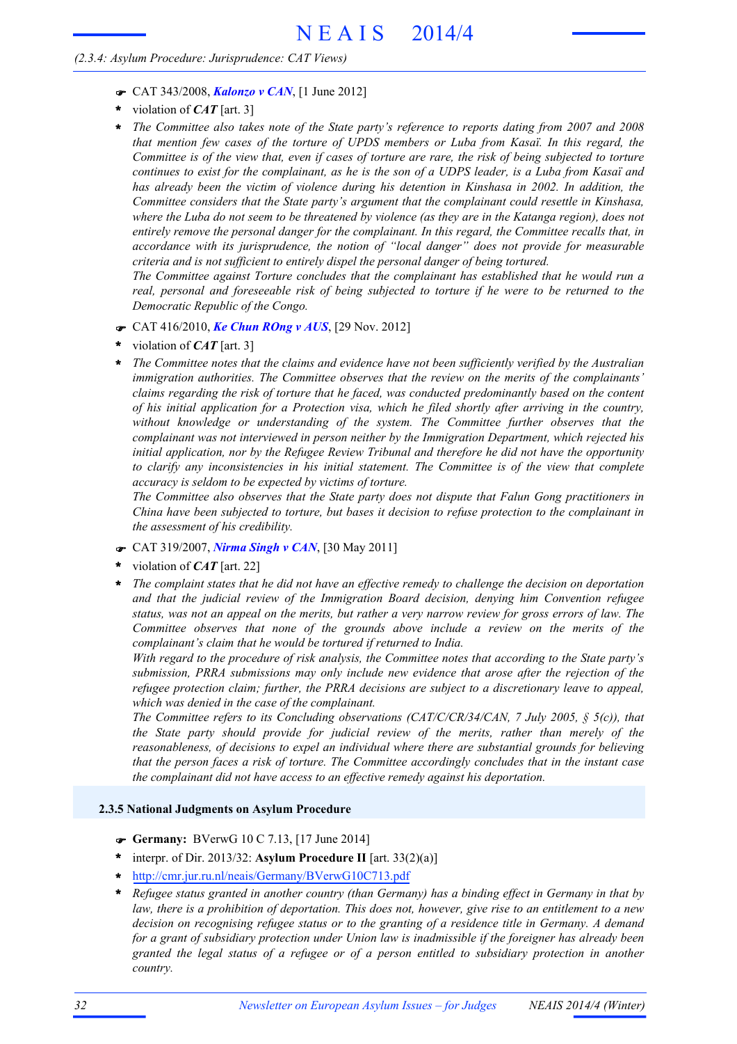- ☛ CAT 343/2008, ***Kalonzo v CAN***, [1 June 2012]
- \* violation of ***CAT*** [art. 3]
- \* *The Committee also takes note of the State party's reference to reports dating from 2007 and 2008 that mention few cases of the torture of UPDS members or Luba from Kasaï. In this regard, the Committee is of the view that, even if cases of torture are rare, the risk of being subjected to torture continues to exist for the complainant, as he is the son of a UDPS leader, is a Luba from Kasaï and has already been the victim of violence during his detention in Kinshasa in 2002. In addition, the Committee considers that the State party's argument that the complainant could resettle in Kinshasa, where the Luba do not seem to be threatened by violence (as they are in the Katanga region), does not entirely remove the personal danger for the complainant. In this regard, the Committee recalls that, in accordance with its jurisprudence, the notion of "local danger" does not provide for measurable criteria and is not sufficient to entirely dispel the personal danger of being tortured.*

  *The Committee against Torture concludes that the complainant has established that he would run a real, personal and foreseeable risk of being subjected to torture if he were to be returned to the Democratic Republic of the Congo.*

- ☛ CAT 416/2010, ***Ke Chun ROng v AUS***, [29 Nov. 2012]
- \* violation of ***CAT*** [art. 3]
- \* *The Committee notes that the claims and evidence have not been sufficiently verified by the Australian immigration authorities. The Committee observes that the review on the merits of the complainants' claims regarding the risk of torture that he faced, was conducted predominantly based on the content of his initial application for a Protection visa, which he filed shortly after arriving in the country, without knowledge or understanding of the system. The Committee further observes that the complainant was not interviewed in person neither by the Immigration Department, which rejected his initial application, nor by the Refugee Review Tribunal and therefore he did not have the opportunity to clarify any inconsistencies in his initial statement. The Committee is of the view that complete accuracy is seldom to be expected by victims of torture.*

  *The Committee also observes that the State party does not dispute that Falun Gong practitioners in China have been subjected to torture, but bases it decision to refuse protection to the complainant in the assessment of his credibility.*

- ☛ CAT 319/2007, ***Nirma Singh v CAN***, [30 May 2011]
- \* violation of ***CAT*** [art. 22]
- \* *The complaint states that he did not have an effective remedy to challenge the decision on deportation and that the judicial review of the Immigration Board decision, denying him Convention refugee status, was not an appeal on the merits, but rather a very narrow review for gross errors of law. The Committee observes that none of the grounds above include a review on the merits of the complainant's claim that he would be tortured if returned to India.*

  *With regard to the procedure of risk analysis, the Committee notes that according to the State party's submission, PRRA submissions may only include new evidence that arose after the rejection of the refugee protection claim; further, the PRRA decisions are subject to a discretionary leave to appeal, which was denied in the case of the complainant.*

  *The Committee refers to its Concluding observations (CAT/C/CR/34/CAN, 7 July 2005, § 5(c)), that the State party should provide for judicial review of the merits, rather than merely of the reasonableness, of decisions to expel an individual where there are substantial grounds for believing that the person faces a risk of torture. The Committee accordingly concludes that in the instant case the complainant did not have access to an effective remedy against his deportation.*

### 2.3.5 National Judgments on Asylum Procedure

- ☛ **Germany:** BVerwG 10 C 7.13, [17 June 2014]
- \* interpr. of Dir. 2013/32: **Asylum Procedure II** [art. 33(2)(a)]
- \* http://cmr.jur.ru.nl/neais/Germany/BVerwG10C713.pdf
- \* *Refugee status granted in another country (than Germany) has a binding effect in Germany in that by law, there is a prohibition of deportation. This does not, however, give rise to an entitlement to a new decision on recognising refugee status or to the granting of a residence title in Germany. A demand for a grant of subsidiary protection under Union law is inadmissible if the foreigner has already been granted the legal status of a refugee or of a person entitled to subsidiary protection in another country.*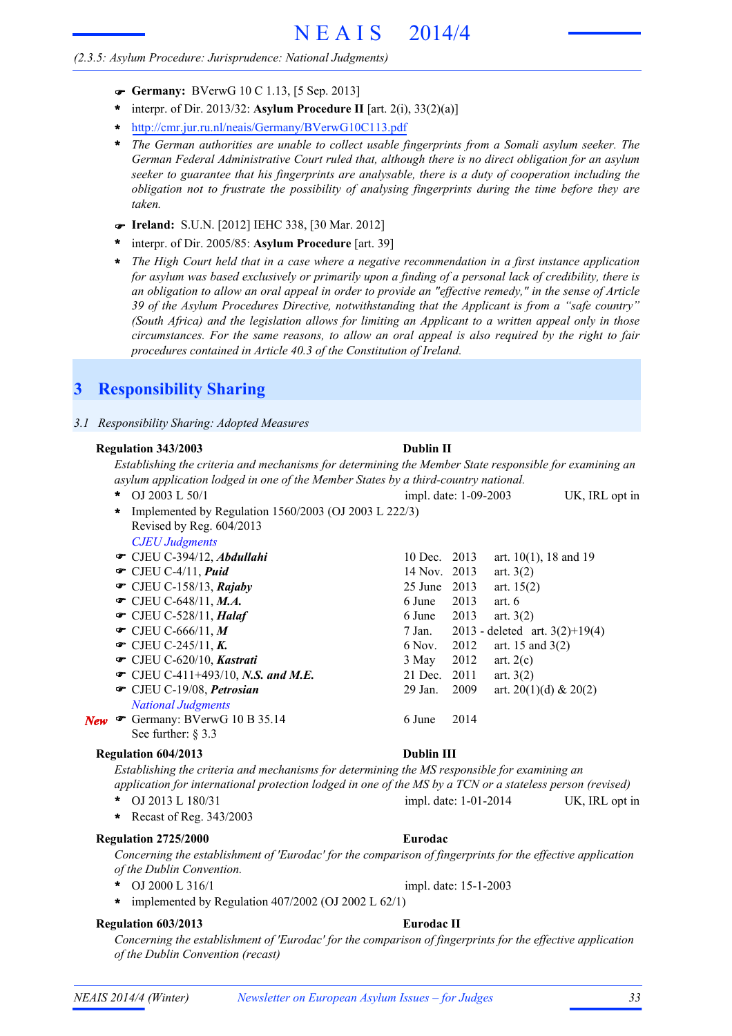*(2.3.5: Asylum Procedure: Jurisprudence: National Judgments)*

- ☛ **Germany:** BVerwG 10 C 1.13, [5 Sep. 2013]
- * interpr. of Dir. 2013/32: **Asylum Procedure II** [art. 2(i), 33(2)(a)]
- * http://cmr.jur.ru.nl/neais/Germany/BVerwG10C113.pdf
- * *The German authorities are unable to collect usable fingerprints from a Somali asylum seeker. The German Federal Administrative Court ruled that, although there is no direct obligation for an asylum seeker to guarantee that his fingerprints are analysable, there is a duty of cooperation including the obligation not to frustrate the possibility of analysing fingerprints during the time before they are taken.*

- ☛ **Ireland:** S.U.N. [2012] IEHC 338, [30 Mar. 2012]
- * interpr. of Dir. 2005/85: **Asylum Procedure** [art. 39]
- * *The High Court held that in a case where a negative recommendation in a first instance application for asylum was based exclusively or primarily upon a finding of a personal lack of credibility, there is an obligation to allow an oral appeal in order to provide an "effective remedy," in the sense of Article 39 of the Asylum Procedures Directive, notwithstanding that the Applicant is from a "safe country" (South Africa) and the legislation allows for limiting an Applicant to a written appeal only in those circumstances. For the same reasons, to allow an oral appeal is also required by the right to fair procedures contained in Article 40.3 of the Constitution of Ireland.*

# 3 Responsibility Sharing

*3.1 Responsibility Sharing: Adopted Measures*

**Regulation 343/2003** — **Dublin II**

*Establishing the criteria and mechanisms for determining the Member State responsible for examining an asylum application lodged in one of the Member States by a third-country national.*

- * OJ 2003 L 50/1 — impl. date: 1-09-2003 — UK, IRL opt in
- * Implemented by Regulation 1560/2003 (OJ 2003 L 222/3)
  Revised by Reg. 604/2013

*CJEU Judgments*

| | | |
|---|---|---|
| ☛ CJEU C-394/12, ***Abdullahi*** | 10 Dec. 2013 | art. 10(1), 18 and 19 |
| ☛ CJEU C-4/11, ***Puid*** | 14 Nov. 2013 | art. 3(2) |
| ☛ CJEU C-158/13, ***Rajaby*** | 25 June 2013 | art. 15(2) |
| ☛ CJEU C-648/11, ***M.A.*** | 6 June 2013 | art. 6 |
| ☛ CJEU C-528/11, ***Halaf*** | 6 June 2013 | art. 3(2) |
| ☛ CJEU C-666/11, ***M*** | 7 Jan. 2013 - deleted | art. 3(2)+19(4) |
| ☛ CJEU C-245/11, ***K.*** | 6 Nov. 2012 | art. 15 and 3(2) |
| ☛ CJEU C-620/10, ***Kastrati*** | 3 May 2012 | art. 2(c) |
| ☛ CJEU C-411+493/10, ***N.S. and M.E.*** | 21 Dec. 2011 | art. 3(2) |
| ☛ CJEU C-19/08, ***Petrosian*** | 29 Jan. 2009 | art. 20(1)(d) & 20(2) |

*National Judgments*

***New*** ☛ Germany: BVerwG 10 B 35.14 — 6 June 2014
See further: § 3.3

**Regulation 604/2013** — **Dublin III**

*Establishing the criteria and mechanisms for determining the MS responsible for examining an application for international protection lodged in one of the MS by a TCN or a stateless person (revised)*

- * OJ 2013 L 180/31 — impl. date: 1-01-2014 — UK, IRL opt in
- * Recast of Reg. 343/2003

**Regulation 2725/2000** — **Eurodac**

*Concerning the establishment of 'Eurodac' for the comparison of fingerprints for the effective application of the Dublin Convention.*

- * OJ 2000 L 316/1 — impl. date: 15-1-2003
- * implemented by Regulation 407/2002 (OJ 2002 L 62/1)

**Regulation 603/2013** — **Eurodac II**

*Concerning the establishment of 'Eurodac' for the comparison of fingerprints for the effective application of the Dublin Convention (recast)*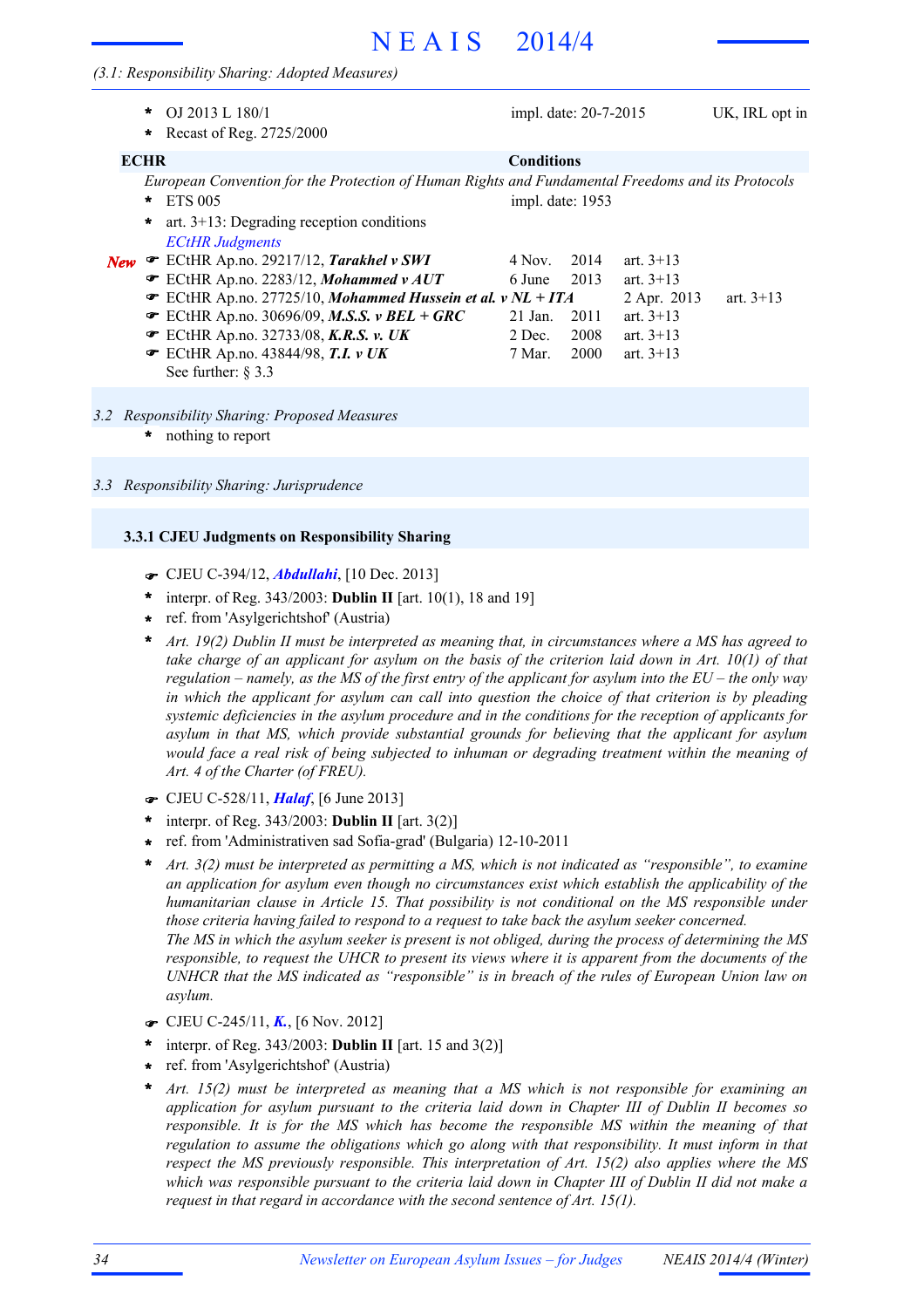*(3.1: Responsibility Sharing: Adopted Measures)*

- OJ 2013 L 180/1 — impl. date: 20-7-2015 — UK, IRL opt in
- Recast of Reg. 2725/2000

**ECHR** — **Conditions**

*European Convention for the Protection of Human Rights and Fundamental Freedoms and its Protocols*

- ETS 005 — impl. date: 1953
- art. 3+13: Degrading reception conditions

*ECtHR Judgments*

| | | | |
|---|---|---|---|
| *New* ☛ ECtHR Ap.no. 29217/12, ***Tarakhel v SWI*** | 4 Nov. | 2014 | art. 3+13 |
| ☛ ECtHR Ap.no. 2283/12, ***Mohammed v AUT*** | 6 June | 2013 | art. 3+13 |
| ☛ ECtHR Ap.no. 27725/10, ***Mohammed Hussein et al. v NL + ITA*** | 2 Apr. | 2013 | art. 3+13 |
| ☛ ECtHR Ap.no. 30696/09, ***M.S.S. v BEL + GRC*** | 21 Jan. | 2011 | art. 3+13 |
| ☛ ECtHR Ap.no. 32733/08, ***K.R.S. v. UK*** | 2 Dec. | 2008 | art. 3+13 |
| ☛ ECtHR Ap.no. 43844/98, ***T.I. v UK*** | 7 Mar. | 2000 | art. 3+13 |

See further: § 3.3

## 3.2 *Responsibility Sharing: Proposed Measures*

- nothing to report

## 3.3 *Responsibility Sharing: Jurisprudence*

### 3.3.1 CJEU Judgments on Responsibility Sharing

☛ CJEU C-394/12, ***Abdullahi***, [10 Dec. 2013]

- interpr. of Reg. 343/2003: **Dublin II** [art. 10(1), 18 and 19]
- ref. from 'Asylgerichtshof' (Austria)
- *Art. 19(2) Dublin II must be interpreted as meaning that, in circumstances where a MS has agreed to take charge of an applicant for asylum on the basis of the criterion laid down in Art. 10(1) of that regulation – namely, as the MS of the first entry of the applicant for asylum into the EU – the only way in which the applicant for asylum can call into question the choice of that criterion is by pleading systemic deficiencies in the asylum procedure and in the conditions for the reception of applicants for asylum in that MS, which provide substantial grounds for believing that the applicant for asylum would face a real risk of being subjected to inhuman or degrading treatment within the meaning of Art. 4 of the Charter (of FREU).*

☛ CJEU C-528/11, ***Halaf***, [6 June 2013]

- interpr. of Reg. 343/2003: **Dublin II** [art. 3(2)]
- ref. from 'Administrativen sad Sofia-grad' (Bulgaria) 12-10-2011
- *Art. 3(2) must be interpreted as permitting a MS, which is not indicated as "responsible", to examine an application for asylum even though no circumstances exist which establish the applicability of the humanitarian clause in Article 15. That possibility is not conditional on the MS responsible under those criteria having failed to respond to a request to take back the asylum seeker concerned.*
  *The MS in which the asylum seeker is present is not obliged, during the process of determining the MS responsible, to request the UHCR to present its views where it is apparent from the documents of the UNHCR that the MS indicated as "responsible" is in breach of the rules of European Union law on asylum.*

☛ CJEU C-245/11, ***K.***, [6 Nov. 2012]

- interpr. of Reg. 343/2003: **Dublin II** [art. 15 and 3(2)]
- ref. from 'Asylgerichtshof' (Austria)
- *Art. 15(2) must be interpreted as meaning that a MS which is not responsible for examining an application for asylum pursuant to the criteria laid down in Chapter III of Dublin II becomes so responsible. It is for the MS which has become the responsible MS within the meaning of that regulation to assume the obligations which go along with that responsibility. It must inform in that respect the MS previously responsible. This interpretation of Art. 15(2) also applies where the MS which was responsible pursuant to the criteria laid down in Chapter III of Dublin II did not make a request in that regard in accordance with the second sentence of Art. 15(1).*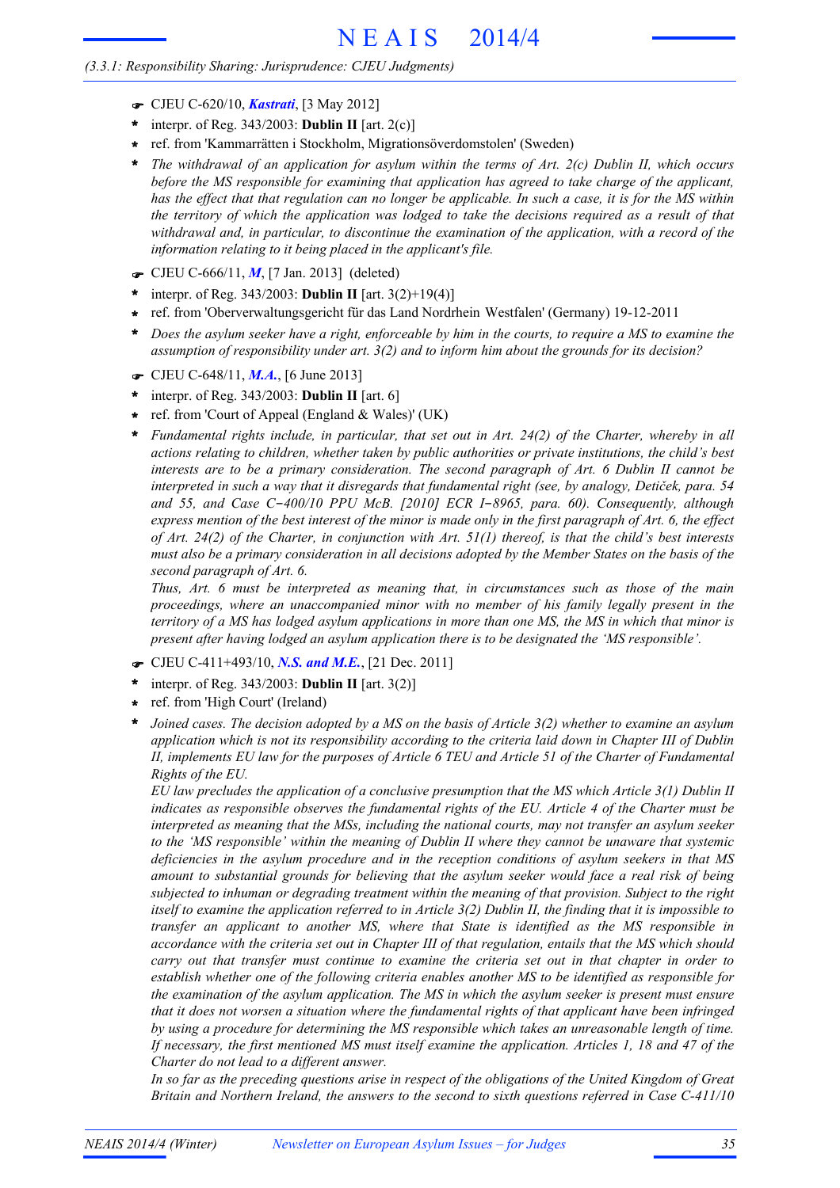(3.3.1: Responsibility Sharing: Jurisprudence: CJEU Judgments)

- ☛ CJEU C-620/10, ***Kastrati***, [3 May 2012]
- \* interpr. of Reg. 343/2003: **Dublin II** [art. 2(c)]
- \* ref. from 'Kammarrätten i Stockholm, Migrationsöverdomstolen' (Sweden)
- \* *The withdrawal of an application for asylum within the terms of Art. 2(c) Dublin II, which occurs before the MS responsible for examining that application has agreed to take charge of the applicant, has the effect that that regulation can no longer be applicable. In such a case, it is for the MS within the territory of which the application was lodged to take the decisions required as a result of that withdrawal and, in particular, to discontinue the examination of the application, with a record of the information relating to it being placed in the applicant's file.*

- ☛ CJEU C-666/11, ***M***, [7 Jan. 2013] (deleted)
- \* interpr. of Reg. 343/2003: **Dublin II** [art. 3(2)+19(4)]
- \* ref. from 'Oberverwaltungsgericht für das Land Nordrhein Westfalen' (Germany) 19-12-2011
- \* *Does the asylum seeker have a right, enforceable by him in the courts, to require a MS to examine the assumption of responsibility under art. 3(2) and to inform him about the grounds for its decision?*

- ☛ CJEU C-648/11, ***M.A.***, [6 June 2013]
- \* interpr. of Reg. 343/2003: **Dublin II** [art. 6]
- \* ref. from 'Court of Appeal (England & Wales)' (UK)
- \* *Fundamental rights include, in particular, that set out in Art. 24(2) of the Charter, whereby in all actions relating to children, whether taken by public authorities or private institutions, the child's best interests are to be a primary consideration. The second paragraph of Art. 6 Dublin II cannot be interpreted in such a way that it disregards that fundamental right (see, by analogy, Detiček, para. 54 and 55, and Case C‑400/10 PPU McB. [2010] ECR I‑8965, para. 60). Consequently, although express mention of the best interest of the minor is made only in the first paragraph of Art. 6, the effect of Art. 24(2) of the Charter, in conjunction with Art. 51(1) thereof, is that the child's best interests must also be a primary consideration in all decisions adopted by the Member States on the basis of the second paragraph of Art. 6.*

  *Thus, Art. 6 must be interpreted as meaning that, in circumstances such as those of the main proceedings, where an unaccompanied minor with no member of his family legally present in the territory of a MS has lodged asylum applications in more than one MS, the MS in which that minor is present after having lodged an asylum application there is to be designated the 'MS responsible'.*

- ☛ CJEU C-411+493/10, ***N.S. and M.E.***, [21 Dec. 2011]
- \* interpr. of Reg. 343/2003: **Dublin II** [art. 3(2)]
- \* ref. from 'High Court' (Ireland)
- \* *Joined cases. The decision adopted by a MS on the basis of Article 3(2) whether to examine an asylum application which is not its responsibility according to the criteria laid down in Chapter III of Dublin II, implements EU law for the purposes of Article 6 TEU and Article 51 of the Charter of Fundamental Rights of the EU.*

  *EU law precludes the application of a conclusive presumption that the MS which Article 3(1) Dublin II indicates as responsible observes the fundamental rights of the EU. Article 4 of the Charter must be interpreted as meaning that the MSs, including the national courts, may not transfer an asylum seeker to the 'MS responsible' within the meaning of Dublin II where they cannot be unaware that systemic deficiencies in the asylum procedure and in the reception conditions of asylum seekers in that MS amount to substantial grounds for believing that the asylum seeker would face a real risk of being subjected to inhuman or degrading treatment within the meaning of that provision. Subject to the right itself to examine the application referred to in Article 3(2) Dublin II, the finding that it is impossible to transfer an applicant to another MS, where that State is identified as the MS responsible in accordance with the criteria set out in Chapter III of that regulation, entails that the MS which should carry out that transfer must continue to examine the criteria set out in that chapter in order to establish whether one of the following criteria enables another MS to be identified as responsible for the examination of the asylum application. The MS in which the asylum seeker is present must ensure that it does not worsen a situation where the fundamental rights of that applicant have been infringed by using a procedure for determining the MS responsible which takes an unreasonable length of time. If necessary, the first mentioned MS must itself examine the application. Articles 1, 18 and 47 of the Charter do not lead to a different answer.*

  *In so far as the preceding questions arise in respect of the obligations of the United Kingdom of Great Britain and Northern Ireland, the answers to the second to sixth questions referred in Case C-411/10*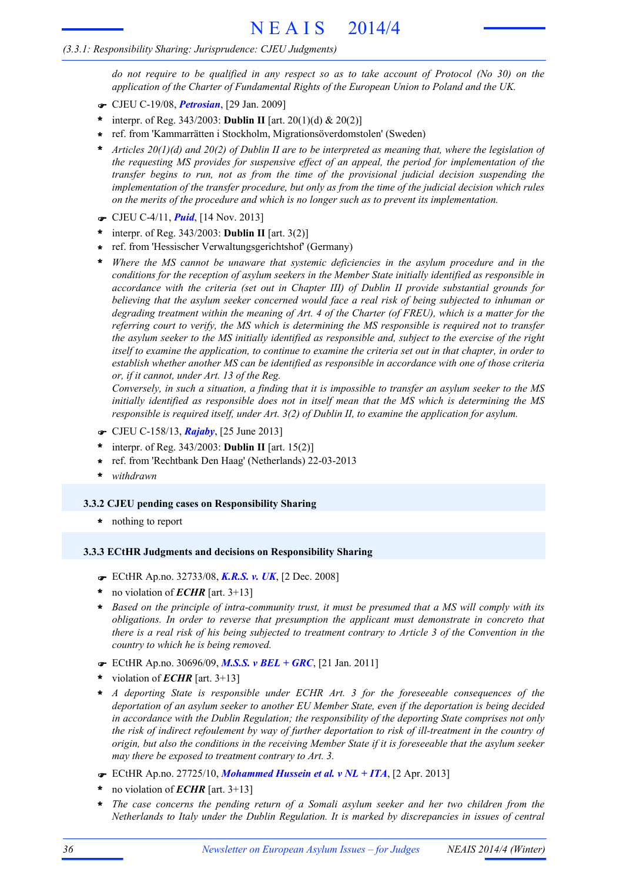*do not require to be qualified in any respect so as to take account of Protocol (No 30) on the application of the Charter of Fundamental Rights of the European Union to Poland and the UK.*

- ☛ CJEU C-19/08, ***Petrosian***, [29 Jan. 2009]
- \* interpr. of Reg. 343/2003: **Dublin II** [art. 20(1)(d) & 20(2)]
- \* ref. from 'Kammarrätten i Stockholm, Migrationsöverdomstolen' (Sweden)
- \* *Articles 20(1)(d) and 20(2) of Dublin II are to be interpreted as meaning that, where the legislation of the requesting MS provides for suspensive effect of an appeal, the period for implementation of the transfer begins to run, not as from the time of the provisional judicial decision suspending the implementation of the transfer procedure, but only as from the time of the judicial decision which rules on the merits of the procedure and which is no longer such as to prevent its implementation.*

- ☛ CJEU C-4/11, ***Puid***, [14 Nov. 2013]
- \* interpr. of Reg. 343/2003: **Dublin II** [art. 3(2)]
- \* ref. from 'Hessischer Verwaltungsgerichtshof' (Germany)
- \* *Where the MS cannot be unaware that systemic deficiencies in the asylum procedure and in the conditions for the reception of asylum seekers in the Member State initially identified as responsible in accordance with the criteria (set out in Chapter III) of Dublin II provide substantial grounds for believing that the asylum seeker concerned would face a real risk of being subjected to inhuman or degrading treatment within the meaning of Art. 4 of the Charter (of FREU), which is a matter for the referring court to verify, the MS which is determining the MS responsible is required not to transfer the asylum seeker to the MS initially identified as responsible and, subject to the exercise of the right itself to examine the application, to continue to examine the criteria set out in that chapter, in order to establish whether another MS can be identified as responsible in accordance with one of those criteria or, if it cannot, under Art. 13 of the Reg.*
  *Conversely, in such a situation, a finding that it is impossible to transfer an asylum seeker to the MS initially identified as responsible does not in itself mean that the MS which is determining the MS responsible is required itself, under Art. 3(2) of Dublin II, to examine the application for asylum.*

- ☛ CJEU C-158/13, ***Rajaby***, [25 June 2013]
- \* interpr. of Reg. 343/2003: **Dublin II** [art. 15(2)]
- \* ref. from 'Rechtbank Den Haag' (Netherlands) 22-03-2013
- \* *withdrawn*

### 3.3.2 CJEU pending cases on Responsibility Sharing

- \* nothing to report

### 3.3.3 ECtHR Judgments and decisions on Responsibility Sharing

- ☛ ECtHR Ap.no. 32733/08, ***K.R.S. v. UK***, [2 Dec. 2008]
- \* no violation of ***ECHR*** [art. 3+13]
- \* *Based on the principle of intra-community trust, it must be presumed that a MS will comply with its obligations. In order to reverse that presumption the applicant must demonstrate in concreto that there is a real risk of his being subjected to treatment contrary to Article 3 of the Convention in the country to which he is being removed.*

- ☛ ECtHR Ap.no. 30696/09, ***M.S.S. v BEL + GRC***, [21 Jan. 2011]
- \* violation of ***ECHR*** [art. 3+13]
- \* *A deporting State is responsible under ECHR Art. 3 for the foreseeable consequences of the deportation of an asylum seeker to another EU Member State, even if the deportation is being decided in accordance with the Dublin Regulation; the responsibility of the deporting State comprises not only the risk of indirect refoulement by way of further deportation to risk of ill-treatment in the country of origin, but also the conditions in the receiving Member State if it is foreseeable that the asylum seeker may there be exposed to treatment contrary to Art. 3.*

- ☛ ECtHR Ap.no. 27725/10, ***Mohammed Hussein et al. v NL + ITA***, [2 Apr. 2013]
- \* no violation of ***ECHR*** [art. 3+13]
- \* *The case concerns the pending return of a Somali asylum seeker and her two children from the Netherlands to Italy under the Dublin Regulation. It is marked by discrepancies in issues of central*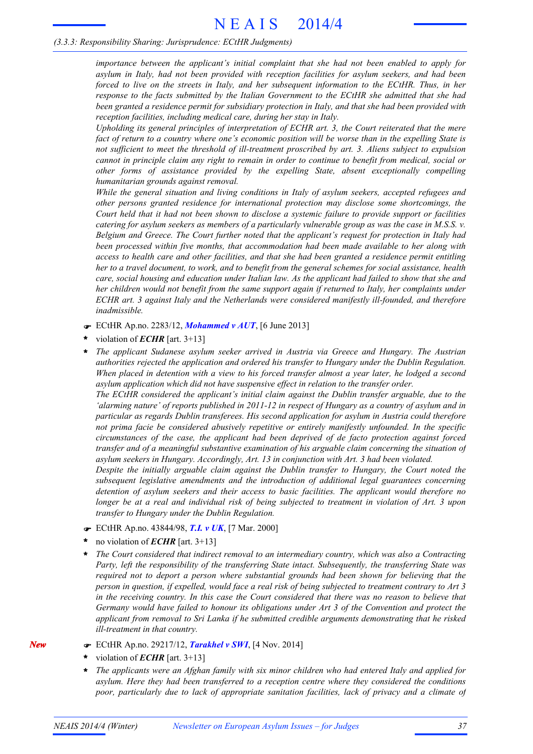*importance between the applicant's initial complaint that she had not been enabled to apply for asylum in Italy, had not been provided with reception facilities for asylum seekers, and had been forced to live on the streets in Italy, and her subsequent information to the ECtHR. Thus, in her response to the facts submitted by the Italian Government to the ECtHR she admitted that she had been granted a residence permit for subsidiary protection in Italy, and that she had been provided with reception facilities, including medical care, during her stay in Italy.*

*Upholding its general principles of interpretation of ECHR art. 3, the Court reiterated that the mere fact of return to a country where one's economic position will be worse than in the expelling State is not sufficient to meet the threshold of ill-treatment proscribed by art. 3. Aliens subject to expulsion cannot in principle claim any right to remain in order to continue to benefit from medical, social or other forms of assistance provided by the expelling State, absent exceptionally compelling humanitarian grounds against removal.*

*While the general situation and living conditions in Italy of asylum seekers, accepted refugees and other persons granted residence for international protection may disclose some shortcomings, the Court held that it had not been shown to disclose a systemic failure to provide support or facilities catering for asylum seekers as members of a particularly vulnerable group as was the case in M.S.S. v. Belgium and Greece. The Court further noted that the applicant's request for protection in Italy had been processed within five months, that accommodation had been made available to her along with access to health care and other facilities, and that she had been granted a residence permit entitling her to a travel document, to work, and to benefit from the general schemes for social assistance, health care, social housing and education under Italian law. As the applicant had failed to show that she and her children would not benefit from the same support again if returned to Italy, her complaints under ECHR art. 3 against Italy and the Netherlands were considered manifestly ill-founded, and therefore inadmissible.*

☛ ECtHR Ap.no. 2283/12, ***Mohammed v AUT***, [6 June 2013]

\* violation of ***ECHR*** [art. 3+13]

\* *The applicant Sudanese asylum seeker arrived in Austria via Greece and Hungary. The Austrian authorities rejected the application and ordered his transfer to Hungary under the Dublin Regulation. When placed in detention with a view to his forced transfer almost a year later, he lodged a second asylum application which did not have suspensive effect in relation to the transfer order.*

*The ECtHR considered the applicant's initial claim against the Dublin transfer arguable, due to the 'alarming nature' of reports published in 2011-12 in respect of Hungary as a country of asylum and in particular as regards Dublin transferees. His second application for asylum in Austria could therefore not prima facie be considered abusively repetitive or entirely manifestly unfounded. In the specific circumstances of the case, the applicant had been deprived of de facto protection against forced transfer and of a meaningful substantive examination of his arguable claim concerning the situation of asylum seekers in Hungary. Accordingly, Art. 13 in conjunction with Art. 3 had been violated.*

*Despite the initially arguable claim against the Dublin transfer to Hungary, the Court noted the subsequent legislative amendments and the introduction of additional legal guarantees concerning detention of asylum seekers and their access to basic facilities. The applicant would therefore no longer be at a real and individual risk of being subjected to treatment in violation of Art. 3 upon transfer to Hungary under the Dublin Regulation.*

☛ ECtHR Ap.no. 43844/98, ***T.I. v UK***, [7 Mar. 2000]

\* no violation of ***ECHR*** [art. 3+13]

\* *The Court considered that indirect removal to an intermediary country, which was also a Contracting Party, left the responsibility of the transferring State intact. Subsequently, the transferring State was required not to deport a person where substantial grounds had been shown for believing that the person in question, if expelled, would face a real risk of being subjected to treatment contrary to Art 3 in the receiving country. In this case the Court considered that there was no reason to believe that Germany would have failed to honour its obligations under Art 3 of the Convention and protect the applicant from removal to Sri Lanka if he submitted credible arguments demonstrating that he risked ill-treatment in that country.*

***New*** ☛ ECtHR Ap.no. 29217/12, ***Tarakhel v SWI***, [4 Nov. 2014]

\* violation of ***ECHR*** [art. 3+13]

\* *The applicants were an Afghan family with six minor children who had entered Italy and applied for asylum. Here they had been transferred to a reception centre where they considered the conditions poor, particularly due to lack of appropriate sanitation facilities, lack of privacy and a climate of*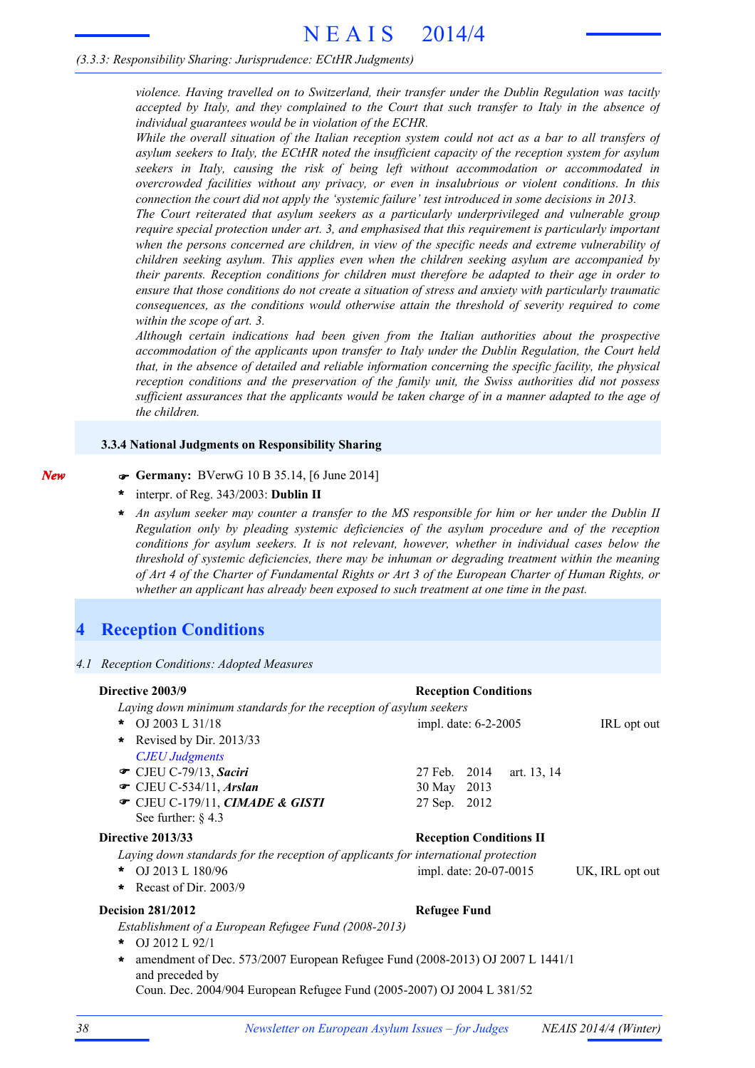*violence. Having travelled on to Switzerland, their transfer under the Dublin Regulation was tacitly accepted by Italy, and they complained to the Court that such transfer to Italy in the absence of individual guarantees would be in violation of the ECHR.*

*While the overall situation of the Italian reception system could not act as a bar to all transfers of asylum seekers to Italy, the ECtHR noted the insufficient capacity of the reception system for asylum seekers in Italy, causing the risk of being left without accommodation or accommodated in overcrowded facilities without any privacy, or even in insalubrious or violent conditions. In this connection the court did not apply the 'systemic failure' test introduced in some decisions in 2013.*

*The Court reiterated that asylum seekers as a particularly underprivileged and vulnerable group require special protection under art. 3, and emphasised that this requirement is particularly important when the persons concerned are children, in view of the specific needs and extreme vulnerability of children seeking asylum. This applies even when the children seeking asylum are accompanied by their parents. Reception conditions for children must therefore be adapted to their age in order to ensure that those conditions do not create a situation of stress and anxiety with particularly traumatic consequences, as the conditions would otherwise attain the threshold of severity required to come within the scope of art. 3.*

*Although certain indications had been given from the Italian authorities about the prospective accommodation of the applicants upon transfer to Italy under the Dublin Regulation, the Court held that, in the absence of detailed and reliable information concerning the specific facility, the physical reception conditions and the preservation of the family unit, the Swiss authorities did not possess sufficient assurances that the applicants would be taken charge of in a manner adapted to the age of the children.*

### 3.3.4 National Judgments on Responsibility Sharing

*New*

☛ **Germany:** BVerwG 10 B 35.14, [6 June 2014]

\* interpr. of Reg. 343/2003: **Dublin II**

\* *An asylum seeker may counter a transfer to the MS responsible for him or her under the Dublin II Regulation only by pleading systemic deficiencies of the asylum procedure and of the reception conditions for asylum seekers. It is not relevant, however, whether in individual cases below the threshold of systemic deficiencies, there may be inhuman or degrading treatment within the meaning of Art 4 of the Charter of Fundamental Rights or Art 3 of the European Charter of Human Rights, or whether an applicant has already been exposed to such treatment at one time in the past.*

# 4 Reception Conditions

*4.1 Reception Conditions: Adopted Measures*

**Directive 2003/9** — **Reception Conditions**

*Laying down minimum standards for the reception of asylum seekers*

\* OJ 2003 L 31/18 — impl. date: 6-2-2005 — IRL opt out

\* Revised by Dir. 2013/33

*CJEU Judgments*

☛ CJEU C-79/13, ***Saciri*** — 27 Feb. 2014 — art. 13, 14

☛ CJEU C-534/11, ***Arslan*** — 30 May 2013

☛ CJEU C-179/11, ***CIMADE & GISTI*** — 27 Sep. 2012

See further: § 4.3

**Directive 2013/33** — **Reception Conditions II**

*Laying down standards for the reception of applicants for international protection*

\* OJ 2013 L 180/96 — impl. date: 20-07-0015 — UK, IRL opt out

\* Recast of Dir. 2003/9

**Decision 281/2012** — **Refugee Fund**

*Establishment of a European Refugee Fund (2008-2013)*

\* OJ 2012 L 92/1

\* amendment of Dec. 573/2007 European Refugee Fund (2008-2013) OJ 2007 L 1441/1 and preceded by
Coun. Dec. 2004/904 European Refugee Fund (2005-2007) OJ 2004 L 381/52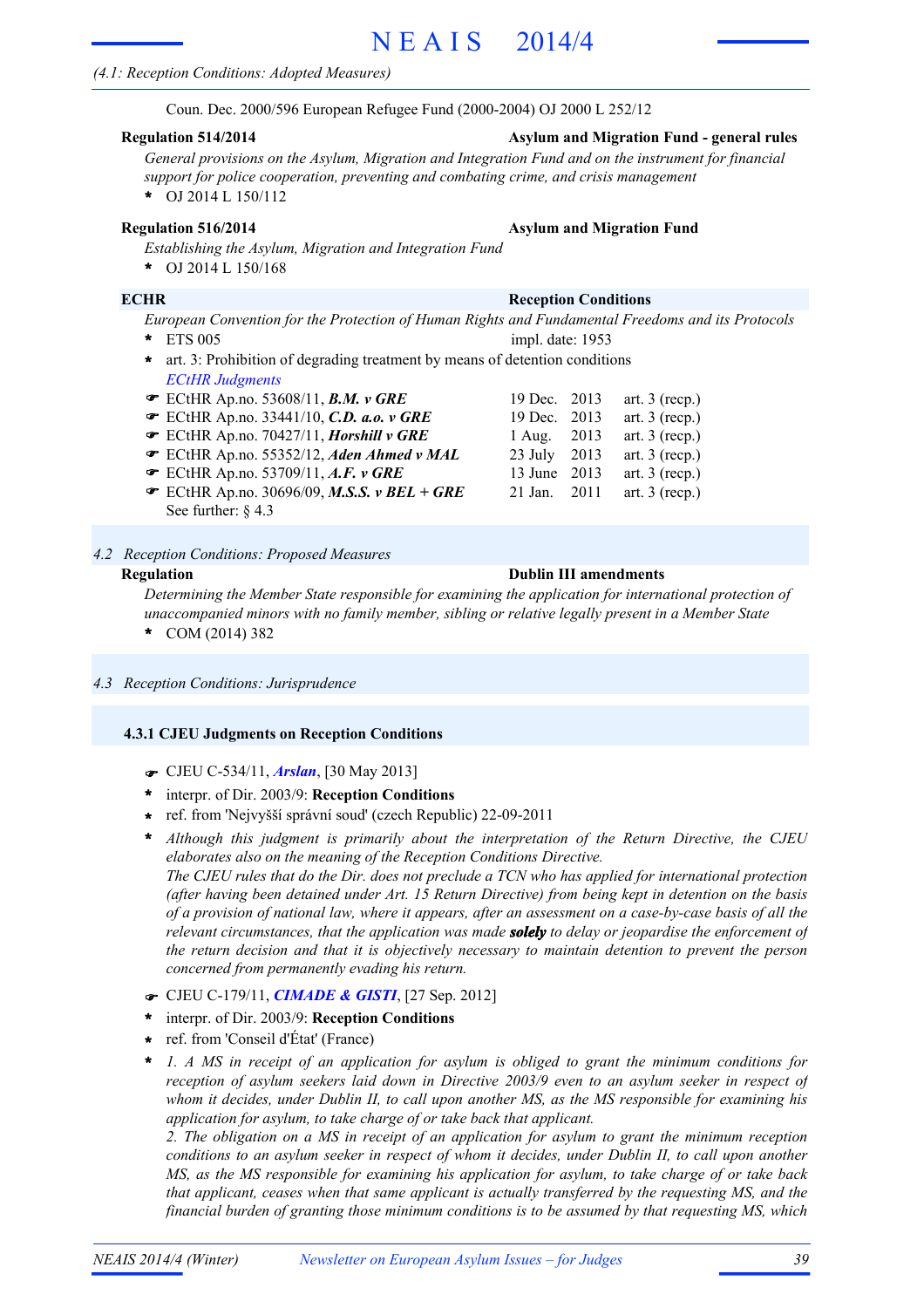*(4.1: Reception Conditions: Adopted Measures)*

Coun. Dec. 2000/596 European Refugee Fund (2000-2004) OJ 2000 L 252/12

**Regulation 514/2014** **Asylum and Migration Fund - general rules**

*General provisions on the Asylum, Migration and Integration Fund and on the instrument for financial support for police cooperation, preventing and combating crime, and crisis management*

- OJ 2014 L 150/112

**Regulation 516/2014** **Asylum and Migration Fund**

*Establishing the Asylum, Migration and Integration Fund*

- OJ 2014 L 150/168

**ECHR** **Reception Conditions**

*European Convention for the Protection of Human Rights and Fundamental Freedoms and its Protocols*

- ETS 005 impl. date: 1953
- art. 3: Prohibition of degrading treatment by means of detention conditions

*ECtHR Judgments*

| | | |
|---|---|---|
| ☛ ECtHR Ap.no. 53608/11, ***B.M. v GRE*** | 19 Dec. 2013 | art. 3 (recp.) |
| ☛ ECtHR Ap.no. 33441/10, ***C.D. a.o. v GRE*** | 19 Dec. 2013 | art. 3 (recp.) |
| ☛ ECtHR Ap.no. 70427/11, ***Horshill v GRE*** | 1 Aug. 2013 | art. 3 (recp.) |
| ☛ ECtHR Ap.no. 55352/12, ***Aden Ahmed v MAL*** | 23 July 2013 | art. 3 (recp.) |
| ☛ ECtHR Ap.no. 53709/11, ***A.F. v GRE*** | 13 June 2013 | art. 3 (recp.) |
| ☛ ECtHR Ap.no. 30696/09, ***M.S.S. v BEL + GRE*** | 21 Jan. 2011 | art. 3 (recp.) |

See further: § 4.3

## *4.2 Reception Conditions: Proposed Measures*

**Regulation** **Dublin III amendments**

*Determining the Member State responsible for examining the application for international protection of unaccompanied minors with no family member, sibling or relative legally present in a Member State*

- COM (2014) 382

## *4.3 Reception Conditions: Jurisprudence*

### 4.3.1 CJEU Judgments on Reception Conditions

☛ CJEU C-534/11, ***Arslan***, [30 May 2013]

- interpr. of Dir. 2003/9: **Reception Conditions**
- ref. from 'Nejvyšší správní soud' (czech Republic) 22-09-2011
- *Although this judgment is primarily about the interpretation of the Return Directive, the CJEU elaborates also on the meaning of the Reception Conditions Directive.*
  *The CJEU rules that do the Dir. does not preclude a TCN who has applied for international protection (after having been detained under Art. 15 Return Directive) from being kept in detention on the basis of a provision of national law, where it appears, after an assessment on a case-by-case basis of all the relevant circumstances, that the application was made* ***solely*** *to delay or jeopardise the enforcement of the return decision and that it is objectively necessary to maintain detention to prevent the person concerned from permanently evading his return.*

☛ CJEU C-179/11, ***CIMADE & GISTI***, [27 Sep. 2012]

- interpr. of Dir. 2003/9: **Reception Conditions**
- ref. from 'Conseil d'État' (France)
- *1. A MS in receipt of an application for asylum is obliged to grant the minimum conditions for reception of asylum seekers laid down in Directive 2003/9 even to an asylum seeker in respect of whom it decides, under Dublin II, to call upon another MS, as the MS responsible for examining his application for asylum, to take charge of or take back that applicant.*
  *2. The obligation on a MS in receipt of an application for asylum to grant the minimum reception conditions to an asylum seeker in respect of whom it decides, under Dublin II, to call upon another MS, as the MS responsible for examining his application for asylum, to take charge of or take back that applicant, ceases when that same applicant is actually transferred by the requesting MS, and the financial burden of granting those minimum conditions is to be assumed by that requesting MS, which*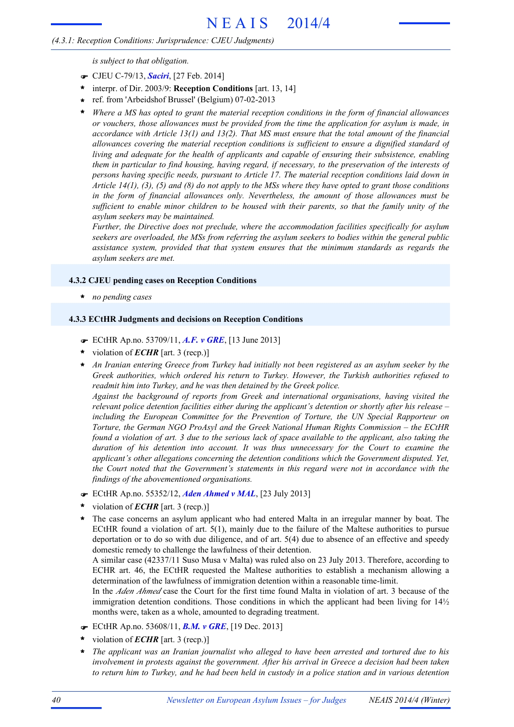*is subject to that obligation.*

- ☛ CJEU C-79/13, ***Saciri***, [27 Feb. 2014]
- \* interpr. of Dir. 2003/9: **Reception Conditions** [art. 13, 14]
- \* ref. from 'Arbeidshof Brussel' (Belgium) 07-02-2013
- \* *Where a MS has opted to grant the material reception conditions in the form of financial allowances or vouchers, those allowances must be provided from the time the application for asylum is made, in accordance with Article 13(1) and 13(2). That MS must ensure that the total amount of the financial allowances covering the material reception conditions is sufficient to ensure a dignified standard of living and adequate for the health of applicants and capable of ensuring their subsistence, enabling them in particular to find housing, having regard, if necessary, to the preservation of the interests of persons having specific needs, pursuant to Article 17. The material reception conditions laid down in Article 14(1), (3), (5) and (8) do not apply to the MSs where they have opted to grant those conditions in the form of financial allowances only. Nevertheless, the amount of those allowances must be sufficient to enable minor children to be housed with their parents, so that the family unity of the asylum seekers may be maintained.*

  *Further, the Directive does not preclude, where the accommodation facilities specifically for asylum seekers are overloaded, the MSs from referring the asylum seekers to bodies within the general public assistance system, provided that that system ensures that the minimum standards as regards the asylum seekers are met.*

### 4.3.2 CJEU pending cases on Reception Conditions

- \* *no pending cases*

### 4.3.3 ECtHR Judgments and decisions on Reception Conditions

- ☛ ECtHR Ap.no. 53709/11, ***A.F. v GRE***, [13 June 2013]
- \* violation of ***ECHR*** [art. 3 (recp.)]
- \* *An Iranian entering Greece from Turkey had initially not been registered as an asylum seeker by the Greek authorities, which ordered his return to Turkey. However, the Turkish authorities refused to readmit him into Turkey, and he was then detained by the Greek police.*

  *Against the background of reports from Greek and international organisations, having visited the relevant police detention facilities either during the applicant's detention or shortly after his release – including the European Committee for the Prevention of Torture, the UN Special Rapporteur on Torture, the German NGO ProAsyl and the Greek National Human Rights Commission – the ECtHR found a violation of art. 3 due to the serious lack of space available to the applicant, also taking the duration of his detention into account. It was thus unnecessary for the Court to examine the applicant's other allegations concerning the detention conditions which the Government disputed. Yet, the Court noted that the Government's statements in this regard were not in accordance with the findings of the abovementioned organisations.*

- ☛ ECtHR Ap.no. 55352/12, ***Aden Ahmed v MAL***, [23 July 2013]
- \* violation of ***ECHR*** [art. 3 (recp.)]
- \* The case concerns an asylum applicant who had entered Malta in an irregular manner by boat. The ECtHR found a violation of art. 5(1), mainly due to the failure of the Maltese authorities to pursue deportation or to do so with due diligence, and of art. 5(4) due to absence of an effective and speedy domestic remedy to challenge the lawfulness of their detention.

  A similar case (42337/11 Suso Musa v Malta) was ruled also on 23 July 2013. Therefore, according to ECHR art. 46, the ECtHR requested the Maltese authorities to establish a mechanism allowing a determination of the lawfulness of immigration detention within a reasonable time-limit.

  In the *Aden Ahmed* case the Court for the first time found Malta in violation of art. 3 because of the immigration detention conditions. Those conditions in which the applicant had been living for 14½ months were, taken as a whole, amounted to degrading treatment.

- ☛ ECtHR Ap.no. 53608/11, ***B.M. v GRE***, [19 Dec. 2013]
- \* violation of ***ECHR*** [art. 3 (recp.)]
- \* *The applicant was an Iranian journalist who alleged to have been arrested and tortured due to his involvement in protests against the government. After his arrival in Greece a decision had been taken to return him to Turkey, and he had been held in custody in a police station and in various detention*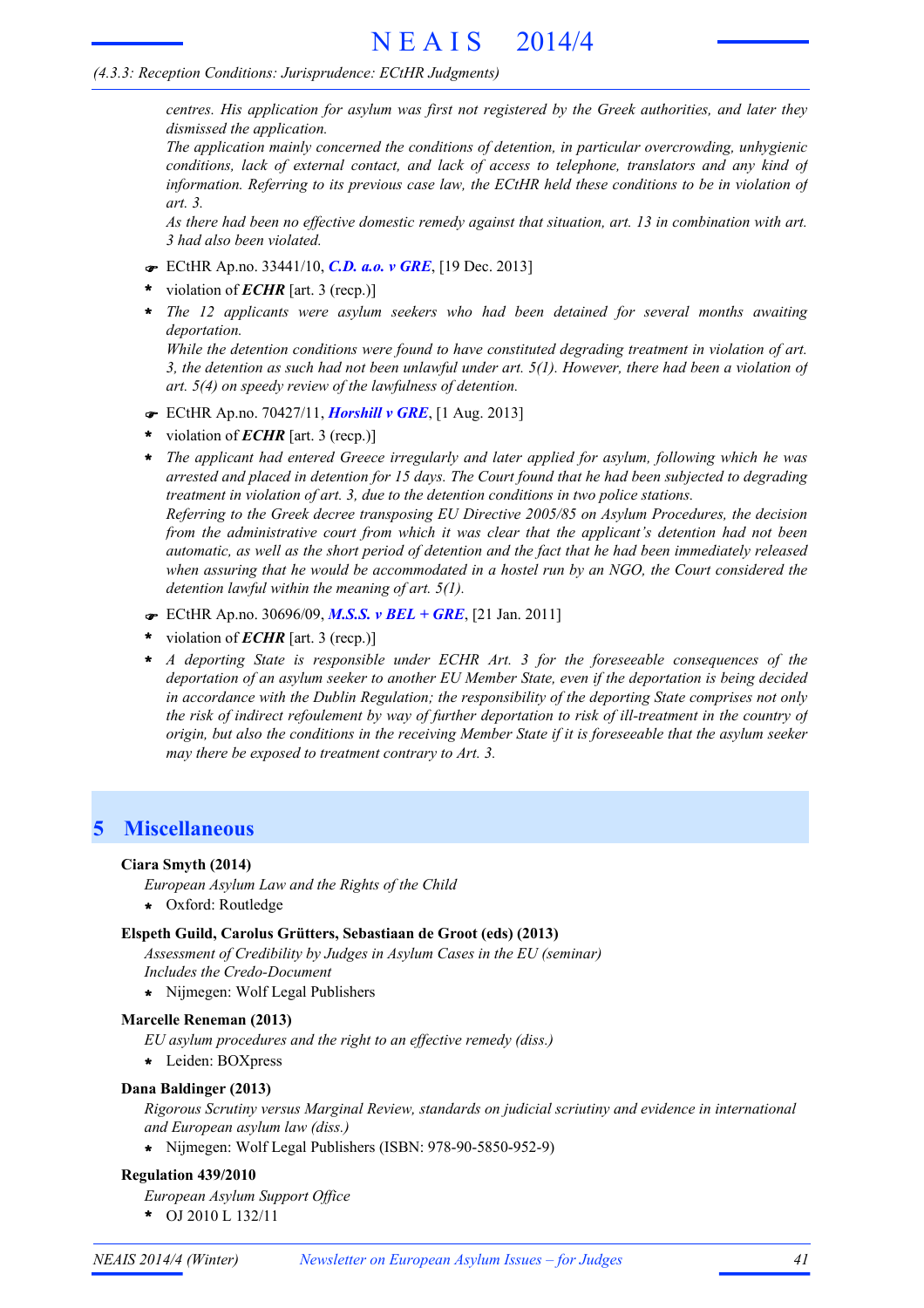*centres. His application for asylum was first not registered by the Greek authorities, and later they dismissed the application.*
*The application mainly concerned the conditions of detention, in particular overcrowding, unhygienic conditions, lack of external contact, and lack of access to telephone, translators and any kind of information. Referring to its previous case law, the ECtHR held these conditions to be in violation of art. 3.*
*As there had been no effective domestic remedy against that situation, art. 13 in combination with art. 3 had also been violated.*

☛ ECtHR Ap.no. 33441/10, ***C.D. a.o. v GRE***, [19 Dec. 2013]

\* violation of ***ECHR*** [art. 3 (recp.)]

\* *The 12 applicants were asylum seekers who had been detained for several months awaiting deportation.*
*While the detention conditions were found to have constituted degrading treatment in violation of art. 3, the detention as such had not been unlawful under art. 5(1). However, there had been a violation of art. 5(4) on speedy review of the lawfulness of detention.*

☛ ECtHR Ap.no. 70427/11, ***Horshill v GRE***, [1 Aug. 2013]

\* violation of ***ECHR*** [art. 3 (recp.)]

\* *The applicant had entered Greece irregularly and later applied for asylum, following which he was arrested and placed in detention for 15 days. The Court found that he had been subjected to degrading treatment in violation of art. 3, due to the detention conditions in two police stations.*
*Referring to the Greek decree transposing EU Directive 2005/85 on Asylum Procedures, the decision from the administrative court from which it was clear that the applicant's detention had not been automatic, as well as the short period of detention and the fact that he had been immediately released when assuring that he would be accommodated in a hostel run by an NGO, the Court considered the detention lawful within the meaning of art. 5(1).*

☛ ECtHR Ap.no. 30696/09, ***M.S.S. v BEL + GRE***, [21 Jan. 2011]

\* violation of ***ECHR*** [art. 3 (recp.)]

\* *A deporting State is responsible under ECHR Art. 3 for the foreseeable consequences of the deportation of an asylum seeker to another EU Member State, even if the deportation is being decided in accordance with the Dublin Regulation; the responsibility of the deporting State comprises not only the risk of indirect refoulement by way of further deportation to risk of ill-treatment in the country of origin, but also the conditions in the receiving Member State if it is foreseeable that the asylum seeker may there be exposed to treatment contrary to Art. 3.*

# 5 Miscellaneous

**Ciara Smyth (2014)**

*European Asylum Law and the Rights of the Child*

\* Oxford: Routledge

**Elspeth Guild, Carolus Grütters, Sebastiaan de Groot (eds) (2013)**

*Assessment of Credibility by Judges in Asylum Cases in the EU (seminar)*
*Includes the Credo-Document*

\* Nijmegen: Wolf Legal Publishers

**Marcelle Reneman (2013)**

*EU asylum procedures and the right to an effective remedy (diss.)*

\* Leiden: BOXpress

**Dana Baldinger (2013)**

*Rigorous Scrutiny versus Marginal Review, standards on judicial scriutiny and evidence in international and European asylum law (diss.)*

\* Nijmegen: Wolf Legal Publishers (ISBN: 978-90-5850-952-9)

**Regulation 439/2010**

*European Asylum Support Office*

\* OJ 2010 L 132/11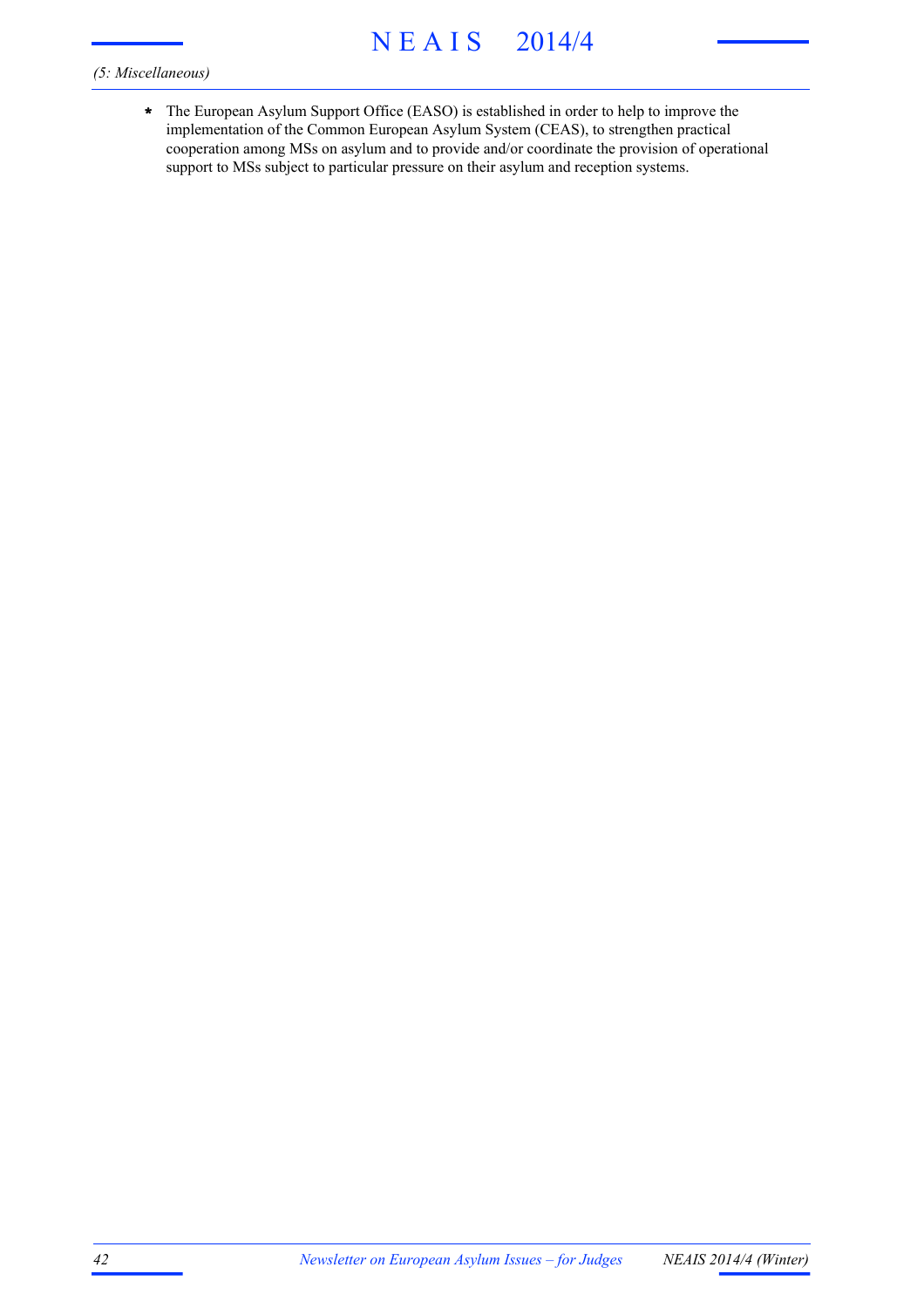* The European Asylum Support Office (EASO) is established in order to help to improve the implementation of the Common European Asylum System (CEAS), to strengthen practical cooperation among MSs on asylum and to provide and/or coordinate the provision of operational support to MSs subject to particular pressure on their asylum and reception systems.